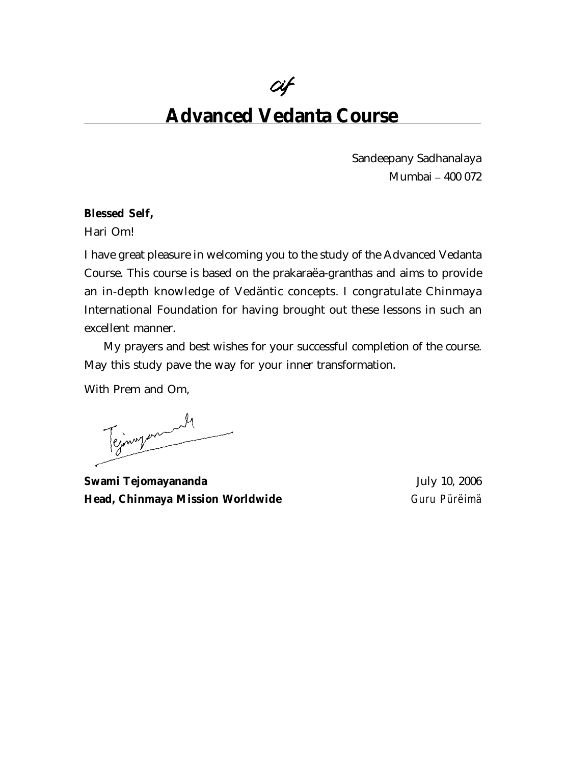cif

# Advanced Vedanta Course

Sandeepany Sadhanalaya
Mumbai – 400 072

**Blessed Self,**

Hari Om!

I have great pleasure in welcoming you to the study of the Advanced Vedanta Course. This course is based on the prakaraëa-granthas and aims to provide an in-depth knowledge of Vedäntic concepts. I congratulate Chinmaya International Foundation for having brought out these lessons in such an excellent manner.

My prayers and best wishes for your successful completion of the course. May this study pave the way for your inner transformation.

With Prem and Om,

Tejomayananda

**Swami Tejomayananda**
**Head, Chinmaya Mission Worldwide**

July 10, 2006
*Guru Pürëimä*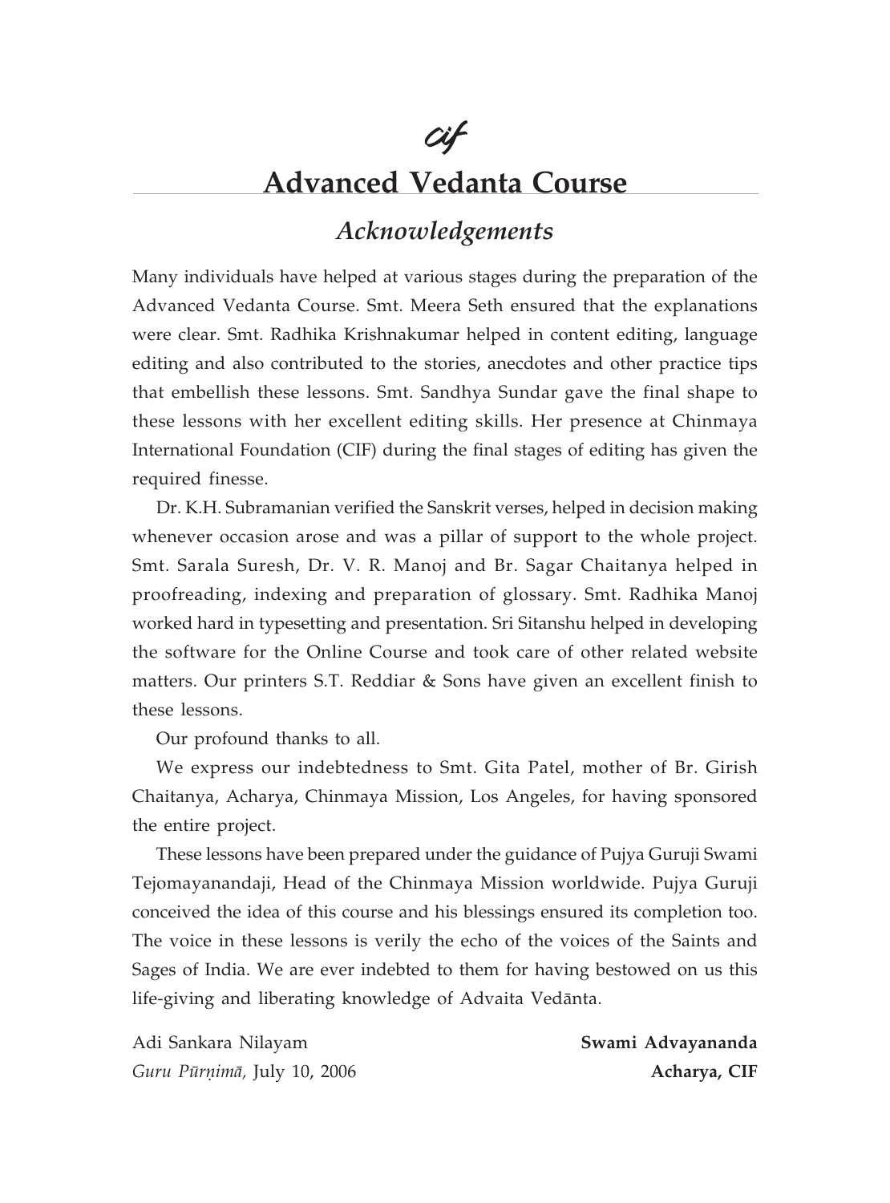*cif*

# Advanced Vedanta Course

## *Acknowledgements*

Many individuals have helped at various stages during the preparation of the Advanced Vedanta Course. Smt. Meera Seth ensured that the explanations were clear. Smt. Radhika Krishnakumar helped in content editing, language editing and also contributed to the stories, anecdotes and other practice tips that embellish these lessons. Smt. Sandhya Sundar gave the final shape to these lessons with her excellent editing skills. Her presence at Chinmaya International Foundation (CIF) during the final stages of editing has given the required finesse.

Dr. K.H. Subramanian verified the Sanskrit verses, helped in decision making whenever occasion arose and was a pillar of support to the whole project. Smt. Sarala Suresh, Dr. V. R. Manoj and Br. Sagar Chaitanya helped in proofreading, indexing and preparation of glossary. Smt. Radhika Manoj worked hard in typesetting and presentation. Sri Sitanshu helped in developing the software for the Online Course and took care of other related website matters. Our printers S.T. Reddiar & Sons have given an excellent finish to these lessons.

Our profound thanks to all.

We express our indebtedness to Smt. Gita Patel, mother of Br. Girish Chaitanya, Acharya, Chinmaya Mission, Los Angeles, for having sponsored the entire project.

These lessons have been prepared under the guidance of Pujya Guruji Swami Tejomayanandaji, Head of the Chinmaya Mission worldwide. Pujya Guruji conceived the idea of this course and his blessings ensured its completion too. The voice in these lessons is verily the echo of the voices of the Saints and Sages of India. We are ever indebted to them for having bestowed on us this life-giving and liberating knowledge of Advaita Vedānta.

Adi Sankara Nilayam
*Guru Pūrṇimā,* July 10, 2006

**Swami Advayananda**
**Acharya, CIF**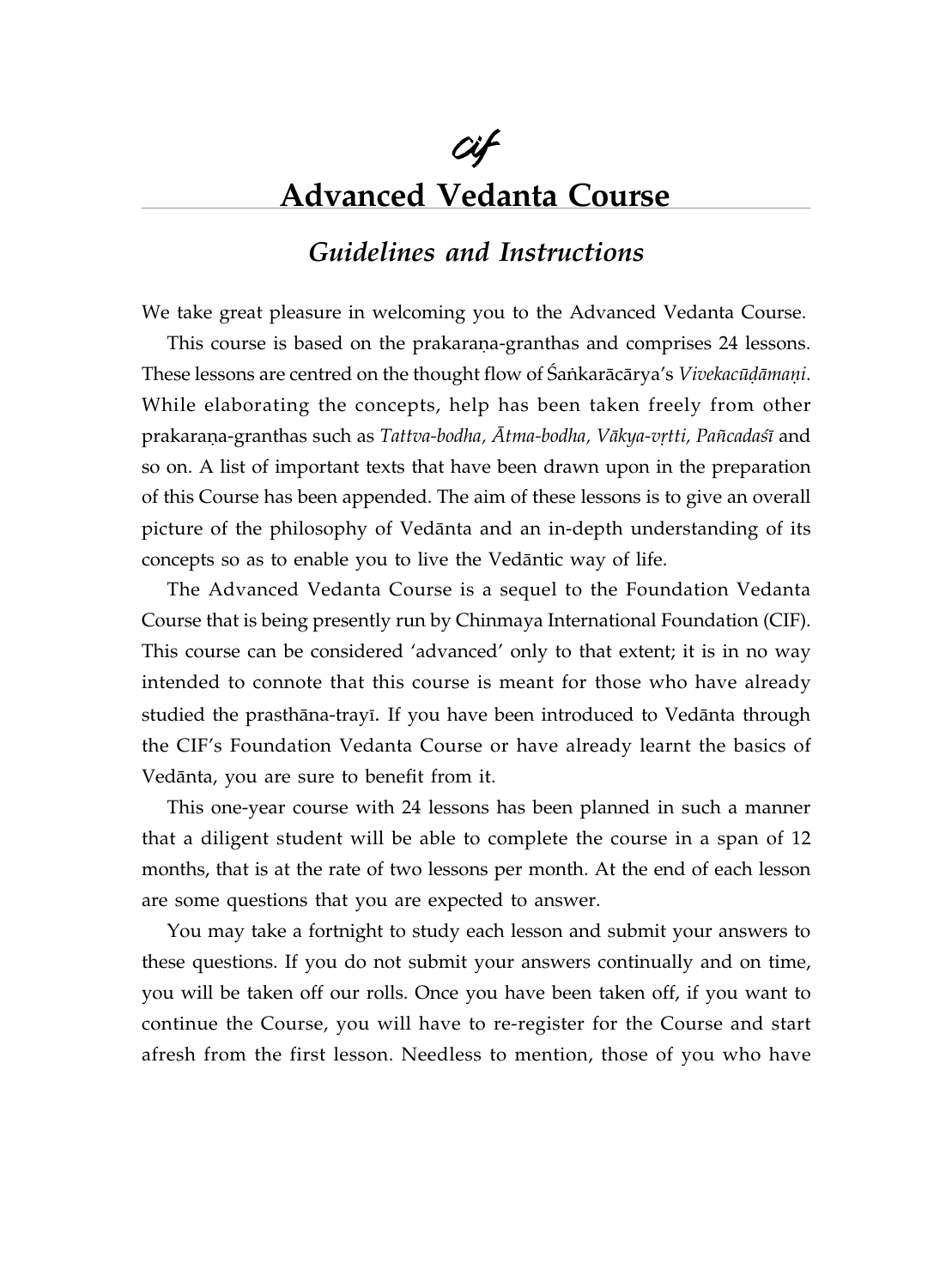*cif*

# Advanced Vedanta Course

## *Guidelines and Instructions*

We take great pleasure in welcoming you to the Advanced Vedanta Course.

This course is based on the prakaraṇa-granthas and comprises 24 lessons. These lessons are centred on the thought flow of Śaṅkarācārya's *Vivekacūḍāmaṇi*. While elaborating the concepts, help has been taken freely from other prakaraṇa-granthas such as *Tattva-bodha, Ātma-bodha, Vākya-vṛtti, Pañcadaśī* and so on. A list of important texts that have been drawn upon in the preparation of this Course has been appended. The aim of these lessons is to give an overall picture of the philosophy of Vedānta and an in-depth understanding of its concepts so as to enable you to live the Vedāntic way of life.

The Advanced Vedanta Course is a sequel to the Foundation Vedanta Course that is being presently run by Chinmaya International Foundation (CIF). This course can be considered 'advanced' only to that extent; it is in no way intended to connote that this course is meant for those who have already studied the prasthāna-trayī. If you have been introduced to Vedānta through the CIF's Foundation Vedanta Course or have already learnt the basics of Vedānta, you are sure to benefit from it.

This one-year course with 24 lessons has been planned in such a manner that a diligent student will be able to complete the course in a span of 12 months, that is at the rate of two lessons per month. At the end of each lesson are some questions that you are expected to answer.

You may take a fortnight to study each lesson and submit your answers to these questions. If you do not submit your answers continually and on time, you will be taken off our rolls. Once you have been taken off, if you want to continue the Course, you will have to re-register for the Course and start afresh from the first lesson. Needless to mention, those of you who have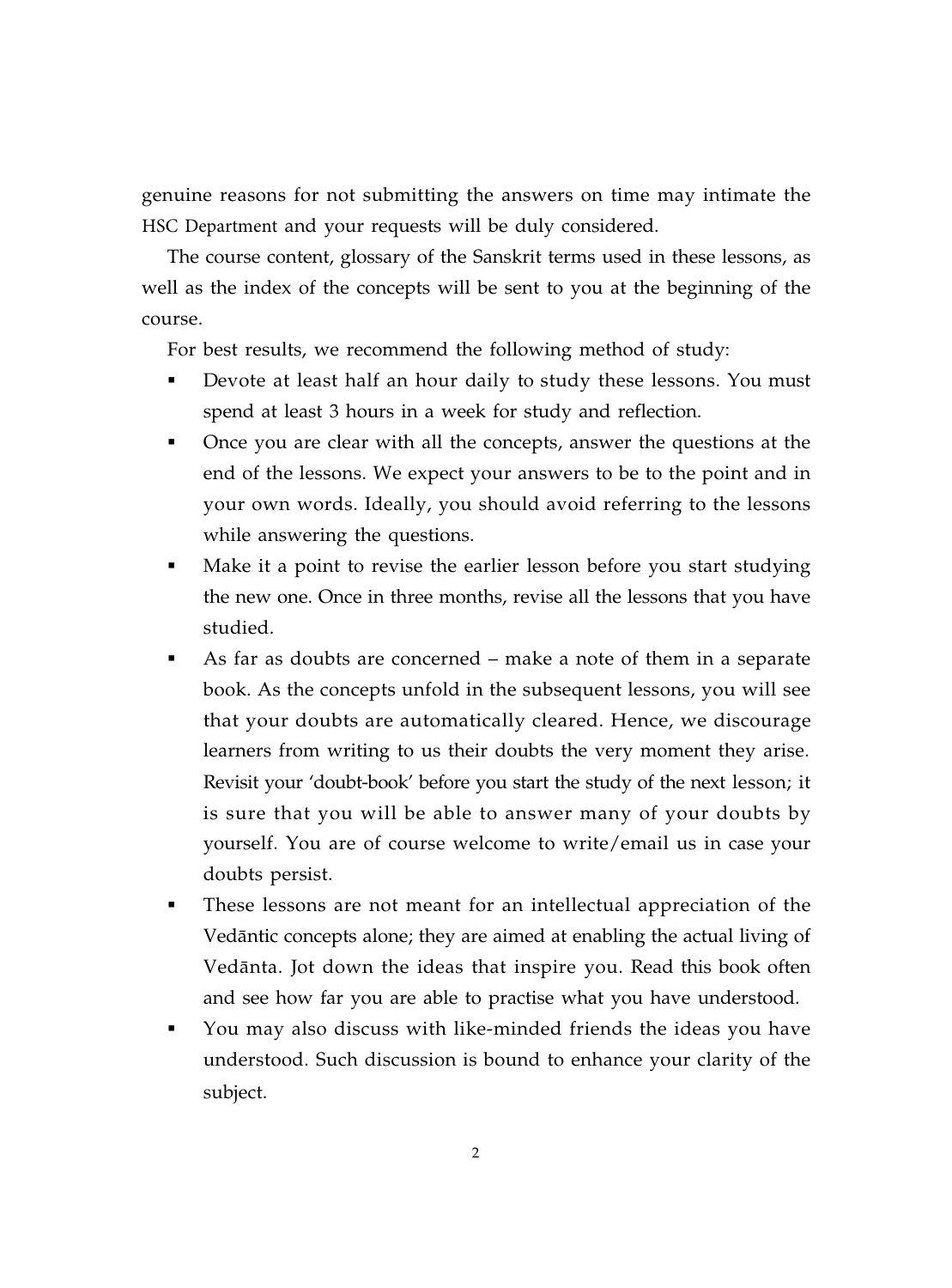genuine reasons for not submitting the answers on time may intimate the HSC Department and your requests will be duly considered.

The course content, glossary of the Sanskrit terms used in these lessons, as well as the index of the concepts will be sent to you at the beginning of the course.

For best results, we recommend the following method of study:

- Devote at least half an hour daily to study these lessons. You must spend at least 3 hours in a week for study and reflection.
- Once you are clear with all the concepts, answer the questions at the end of the lessons. We expect your answers to be to the point and in your own words. Ideally, you should avoid referring to the lessons while answering the questions.
- Make it a point to revise the earlier lesson before you start studying the new one. Once in three months, revise all the lessons that you have studied.
- As far as doubts are concerned – make a note of them in a separate book. As the concepts unfold in the subsequent lessons, you will see that your doubts are automatically cleared. Hence, we discourage learners from writing to us their doubts the very moment they arise. Revisit your 'doubt-book' before you start the study of the next lesson; it is sure that you will be able to answer many of your doubts by yourself. You are of course welcome to write/email us in case your doubts persist.
- These lessons are not meant for an intellectual appreciation of the Vedāntic concepts alone; they are aimed at enabling the actual living of Vedānta. Jot down the ideas that inspire you. Read this book often and see how far you are able to practise what you have understood.
- You may also discuss with like-minded friends the ideas you have understood. Such discussion is bound to enhance your clarity of the subject.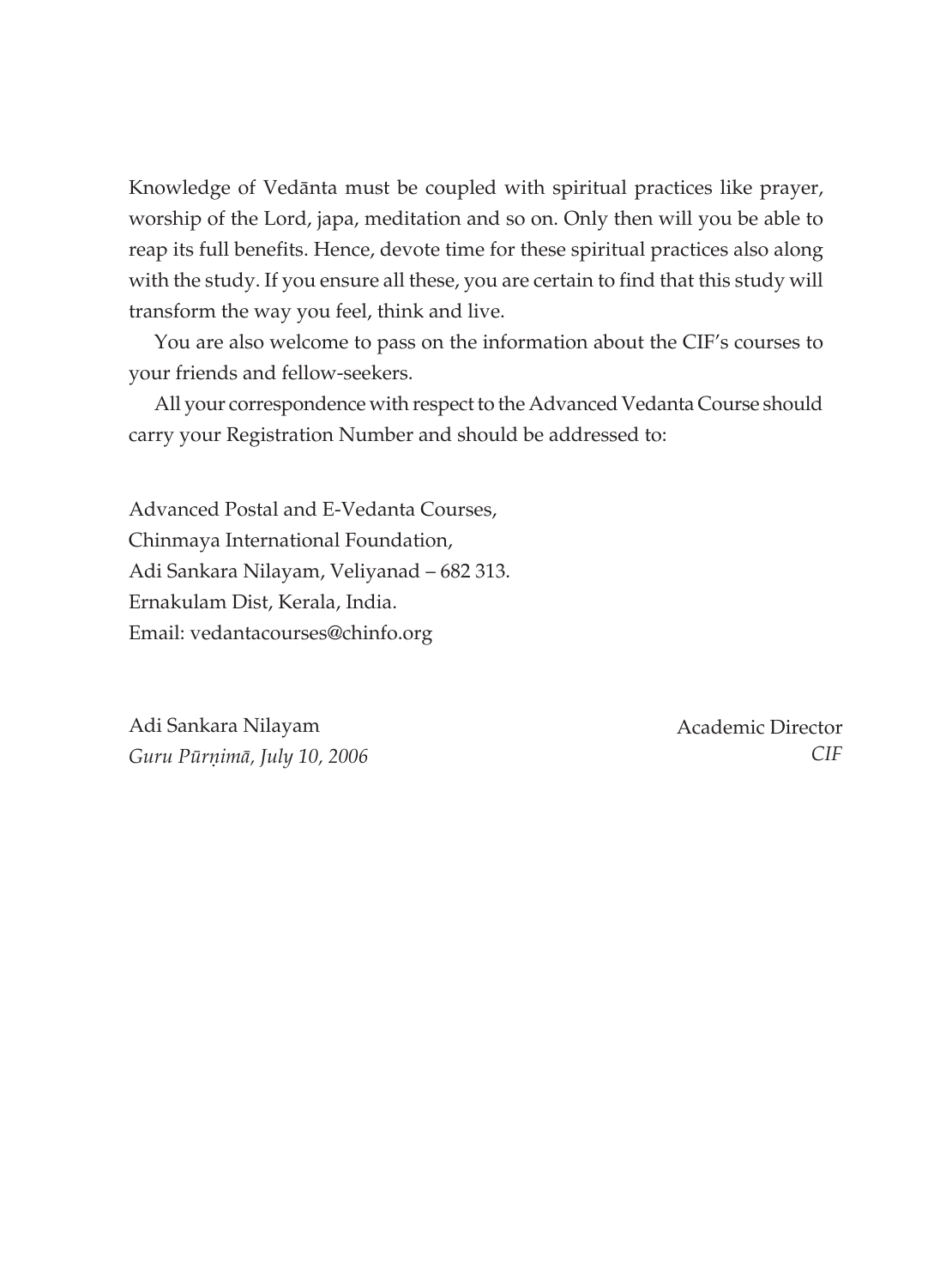Knowledge of Vedānta must be coupled with spiritual practices like prayer, worship of the Lord, japa, meditation and so on. Only then will you be able to reap its full benefits. Hence, devote time for these spiritual practices also along with the study. If you ensure all these, you are certain to find that this study will transform the way you feel, think and live.

You are also welcome to pass on the information about the CIF's courses to your friends and fellow-seekers.

All your correspondence with respect to the Advanced Vedanta Course should carry your Registration Number and should be addressed to:

Advanced Postal and E-Vedanta Courses,
Chinmaya International Foundation,
Adi Sankara Nilayam, Veliyanad – 682 313.
Ernakulam Dist, Kerala, India.
Email: vedantacourses@chinfo.org

Adi Sankara Nilayam
*Guru Pūrṇimā, July 10, 2006*

Academic Director
*CIF*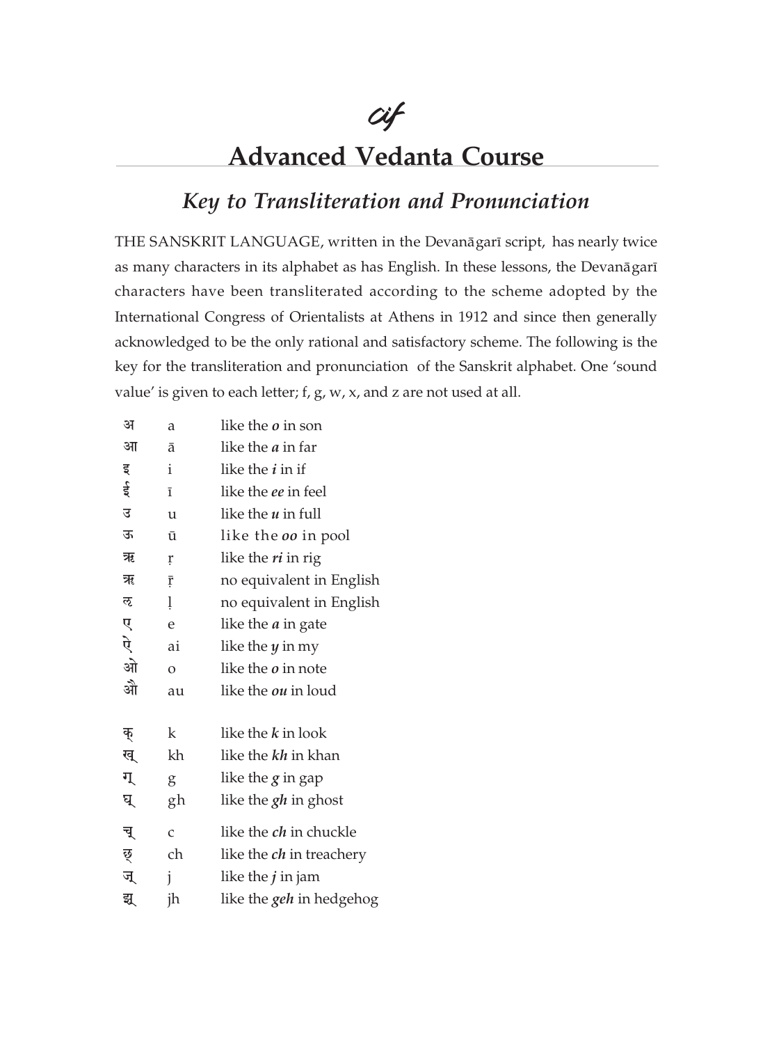ॐ

# Advanced Vedanta Course

## *Key to Transliteration and Pronunciation*

THE SANSKRIT LANGUAGE, written in the Devanāgarī script, has nearly twice as many characters in its alphabet as has English. In these lessons, the Devanāgarī characters have been transliterated according to the scheme adopted by the International Congress of Orientalists at Athens in 1912 and since then generally acknowledged to be the only rational and satisfactory scheme. The following is the key for the transliteration and pronunciation of the Sanskrit alphabet. One 'sound value' is given to each letter; f, g, w, x, and z are not used at all.

| | | |
|---|---|---|
| अ | a | like the ***o*** in son |
| आ | ā | like the ***a*** in far |
| इ | i | like the ***i*** in if |
| ई | ī | like the ***ee*** in feel |
| उ | u | like the ***u*** in full |
| ऊ | ū | like the ***oo*** in pool |
| ऋ | ṛ | like the ***ri*** in rig |
| ॠ | ṝ | no equivalent in English |
| ऌ | ḷ | no equivalent in English |
| ए | e | like the ***a*** in gate |
| ऐ | ai | like the ***y*** in my |
| ओ | o | like the ***o*** in note |
| औ | au | like the ***ou*** in loud |
| | | |
| क् | k | like the ***k*** in look |
| ख् | kh | like the ***kh*** in khan |
| ग् | g | like the ***g*** in gap |
| घ् | gh | like the ***gh*** in ghost |
| | | |
| च् | c | like the ***ch*** in chuckle |
| छ् | ch | like the ***ch*** in treachery |
| ज् | j | like the ***j*** in jam |
| झ् | jh | like the ***geh*** in hedgehog |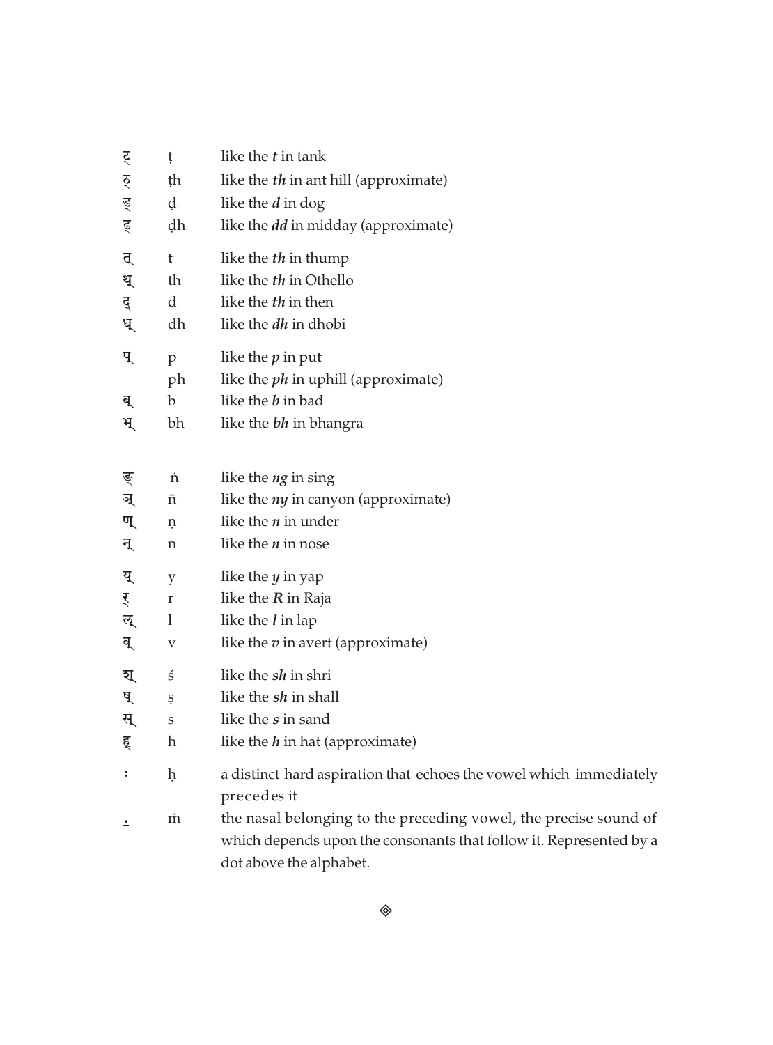| | | |
|---|---|---|
| ट् | ṭ | like the ***t*** in tank |
| ठ् | ṭh | like the ***th*** in ant hill (approximate) |
| ड् | ḍ | like the ***d*** in dog |
| ढ् | ḍh | like the ***dd*** in midday (approximate) |
| त् | t | like the ***th*** in thump |
| थ् | th | like the ***th*** in Othello |
| द् | d | like the ***th*** in then |
| ध् | dh | like the ***dh*** in dhobi |
| प् | p | like the ***p*** in put |
| | ph | like the ***ph*** in uphill (approximate) |
| ब् | b | like the ***b*** in bad |
| भ् | bh | like the ***bh*** in bhangra |
| ङ् | ṅ | like the ***ng*** in sing |
| ञ् | ñ | like the ***ny*** in canyon (approximate) |
| ण् | ṇ | like the ***n*** in under |
| न् | n | like the ***n*** in nose |
| य् | y | like the ***y*** in yap |
| र् | r | like the ***R*** in Raja |
| ल् | l | like the ***l*** in lap |
| व् | v | like the ***v*** in avert (approximate) |
| श् | ś | like the ***sh*** in shri |
| ष् | ṣ | like the ***sh*** in shall |
| स् | s | like the ***s*** in sand |
| ह् | h | like the ***h*** in hat (approximate) |
| ः | ḥ | a distinct hard aspiration that echoes the vowel which immediately precedes it |
| ं | ṁ | the nasal belonging to the preceding vowel, the precise sound of which depends upon the consonants that follow it. Represented by a dot above the alphabet. |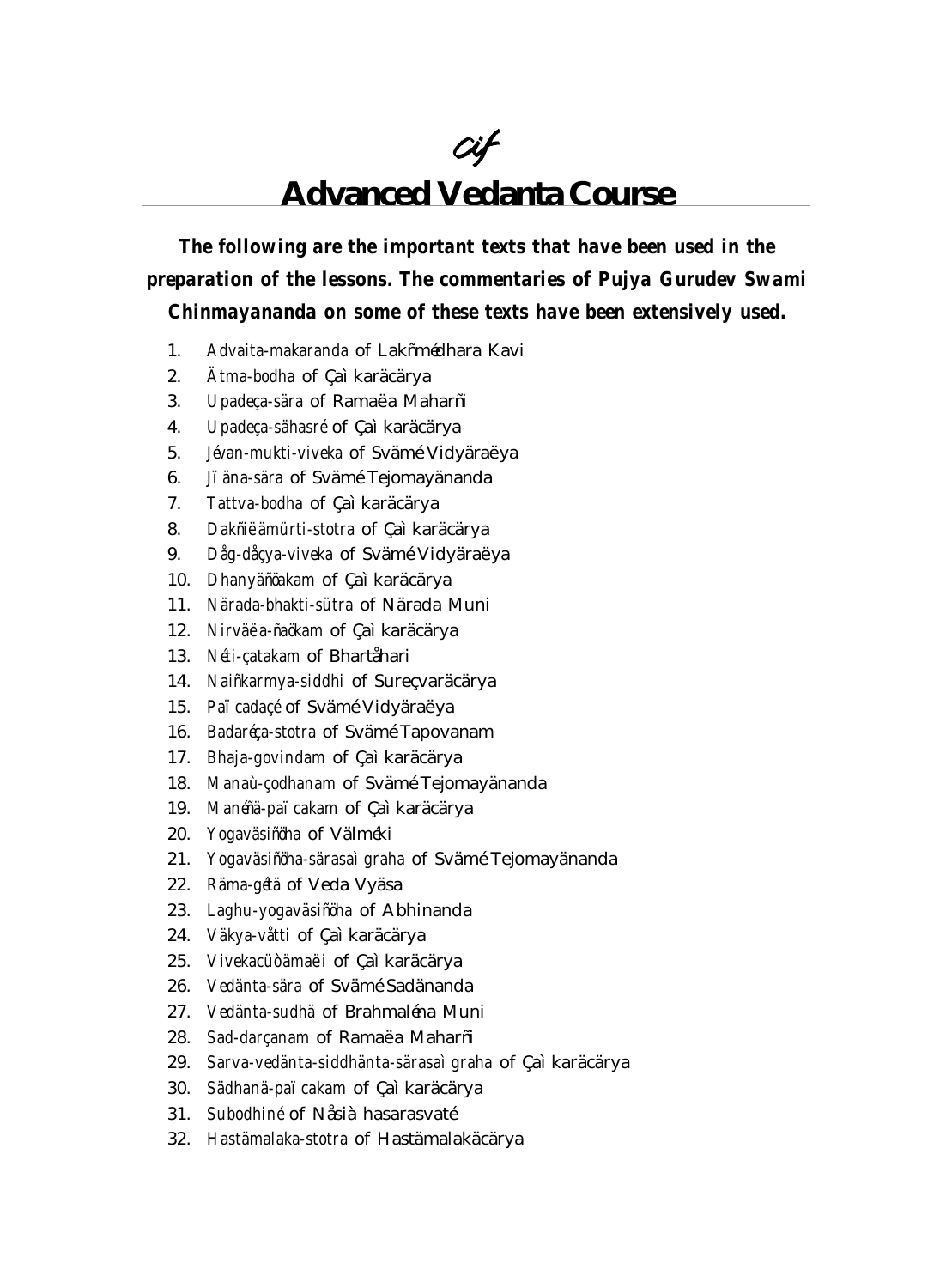cif

# Advanced Vedanta Course

***The following are the important texts that have been used in the preparation of the lessons. The commentaries of Pujya Gurudev Swami Chinmayananda on some of these texts have been extensively used.***

1. *Advaita-makaranda* of Lakñmédhara Kavi
2. *Ätma-bodha* of Çaì karäcärya
3. *Upadeça-sära* of Ramaëa Maharñi
4. *Upadeça-sähasré* of Çaì karäcärya
5. *Jévan-mukti-viveka* of Svämé Vidyäraëya
6. *Jï äna-sära* of Svämé Tejomayänanda
7. *Tattva-bodha* of Çaì karäcärya
8. *Dakñiëämürti-stotra* of Çaì karäcärya
9. *Dåg-dåçya-viveka* of Svämé Vidyäraëya
10. *Dhanyäñöakam* of Çaì karäcärya
11. *Närada-bhakti-sütra* of Närada Muni
12. *Nirväëa-ñaökam* of Çaì karäcärya
13. *Néti-çatakam* of Bhartåhari
14. *Naiñkarmya-siddhi* of Sureçvaräcärya
15. *Paï cadaçé* of Svämé Vidyäraëya
16. *Badaréça-stotra* of Svämé Tapovanam
17. *Bhaja-govindam* of Çaì karäcärya
18. *Manaù-çodhanam* of Svämé Tejomayänanda
19. *Manéñä-paï cakam* of Çaì karäcärya
20. *Yogaväsiñöha* of Välméki
21. *Yogaväsiñöha-särasaì graha* of Svämé Tejomayänanda
22. *Räma-gétä* of Veda Vyäsa
23. *Laghu-yogaväsiñöha* of Abhinanda
24. *Väkya-våtti* of Çaì karäcärya
25. *Vivekacüòämaëi* of Çaì karäcärya
26. *Vedänta-sära* of Svämé Sadänanda
27. *Vedänta-sudhä* of Brahmaléna Muni
28. *Sad-darçanam* of Ramaëa Maharñi
29. *Sarva-vedänta-siddhänta-särasaì graha* of Çaì karäcärya
30. *Sädhanä-paï cakam* of Çaì karäcärya
31. *Subodhiné* of Nåsià hasarasvaté
32. *Hastämalaka-stotra* of Hastämalakäcärya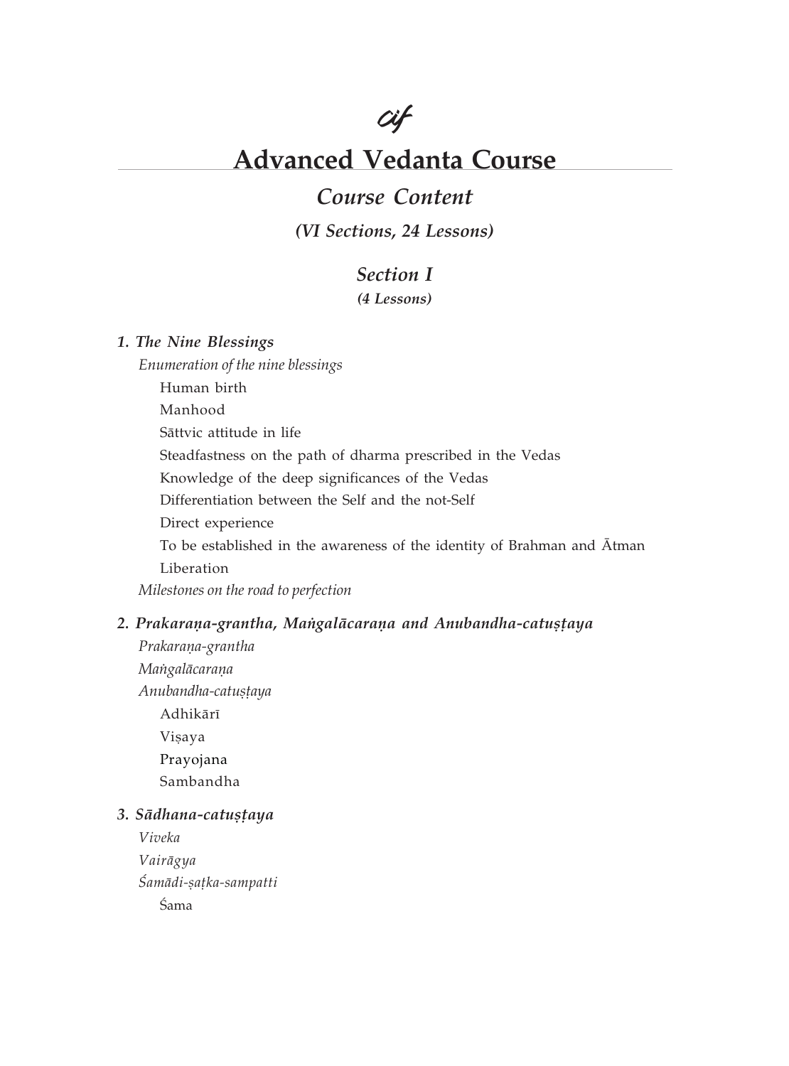# Advanced Vedanta Course

## *Course Content*

***(VI Sections, 24 Lessons)***

## *Section I*

***(4 Lessons)***

### *1. The Nine Blessings*

*Enumeration of the nine blessings*

- Human birth
- Manhood
- Sāttvic attitude in life
- Steadfastness on the path of dharma prescribed in the Vedas
- Knowledge of the deep significances of the Vedas
- Differentiation between the Self and the not-Self
- Direct experience
- To be established in the awareness of the identity of Brahman and Ātman
- Liberation

*Milestones on the road to perfection*

### *2. Prakaraṇa-grantha, Maṅgalācaraṇa and Anubandha-catuṣṭaya*

*Prakaraṇa-grantha*

*Maṅgalācaraṇa*

*Anubandha-catuṣṭaya*

- Adhikārī
- Viṣaya
- Prayojana
- Sambandha

### *3. Sādhana-catuṣṭaya*

*Viveka*

*Vairāgya*

*Śamādi-ṣaṭka-sampatti*

- Śama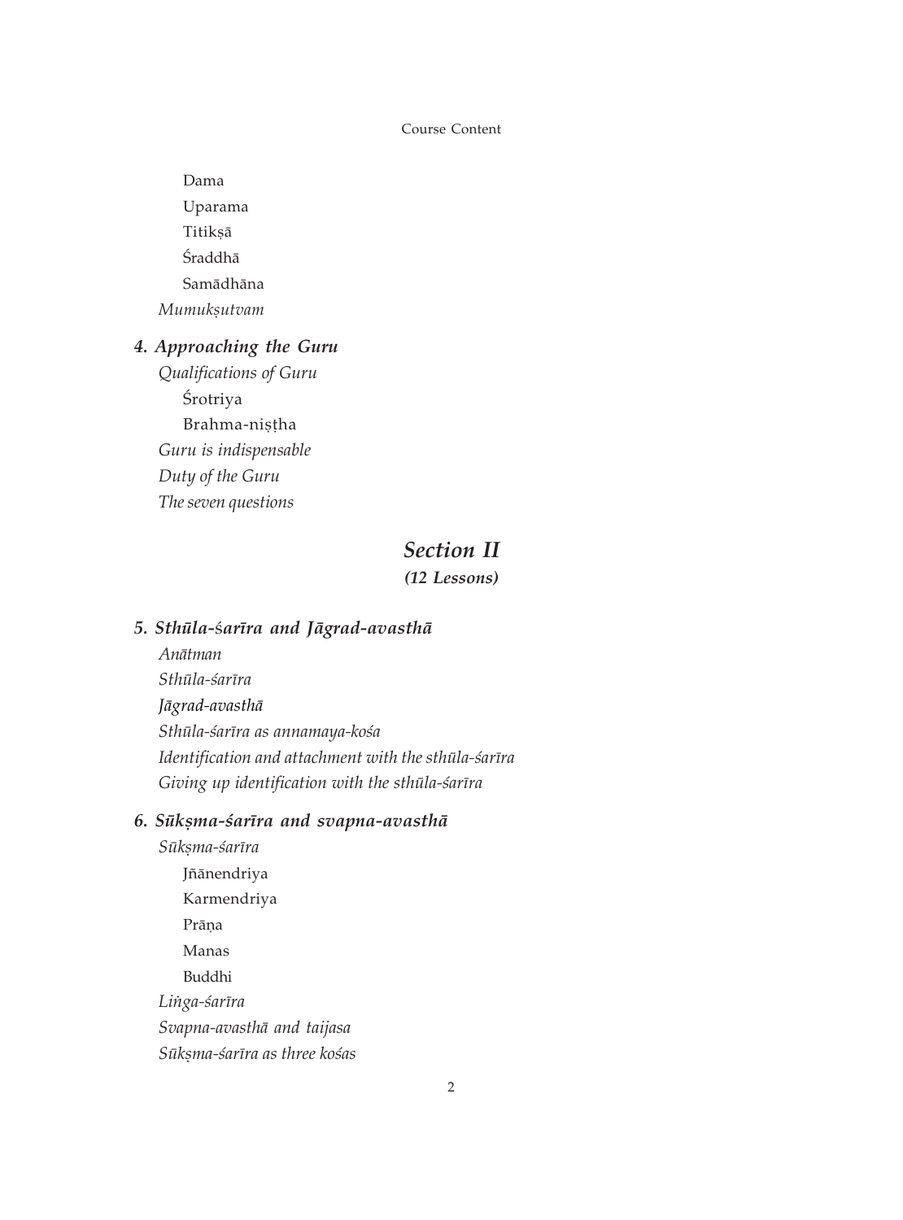Dama

Uparama

Titikṣā

Śraddhā

Samādhāna

*Mumukṣutvam*

### *4. Approaching the Guru*

*Qualifications of Guru*

Śrotriya

Brahma-niṣṭha

*Guru is indispensable*

*Duty of the Guru*

*The seven questions*

## *Section II*

***(12 Lessons)***

### *5. Sthūla-śarīra and Jāgrad-avasthā*

*Anātman*

*Sthūla-śarīra*

*Jāgrad-avasthā*

*Sthūla-śarīra as annamaya-kośa*

*Identification and attachment with the sthūla-śarīra*

*Giving up identification with the sthūla-śarīra*

### *6. Sūkṣma-śarīra and svapna-avasthā*

*Sūkṣma-śarīra*

Jñānendriya

Karmendriya

Prāṇa

Manas

Buddhi

*Liṅga-śarīra*

*Svapna-avasthā and taijasa*

*Sūkṣma-śarīra as three kośas*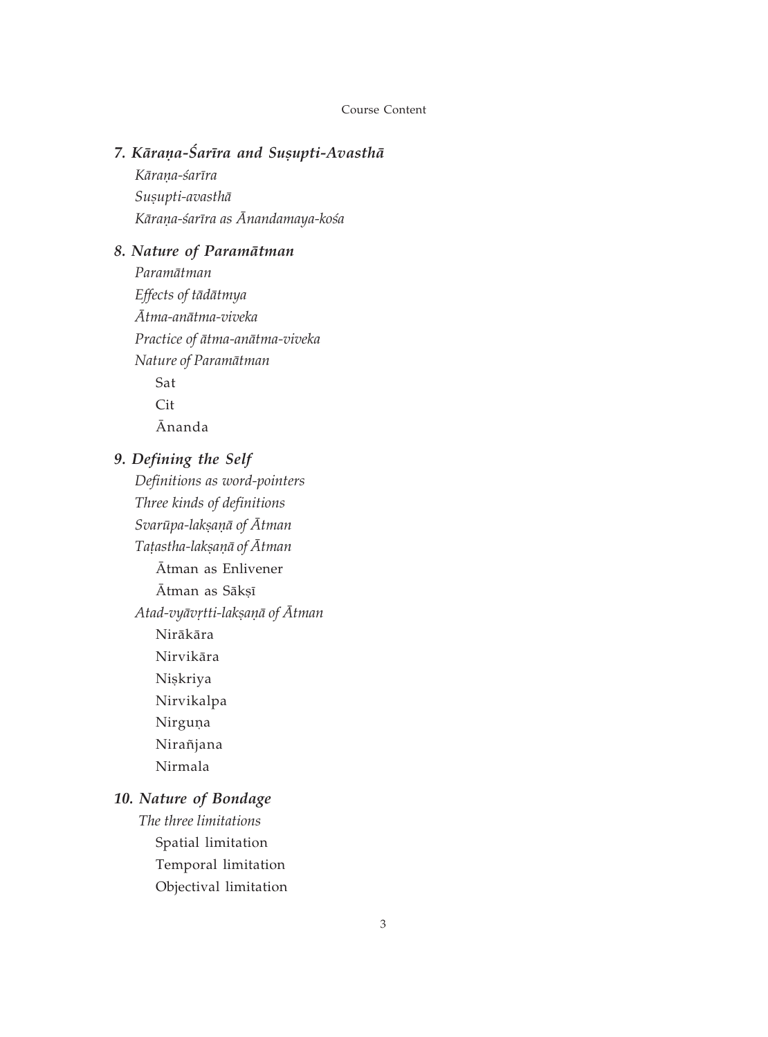### *7. Kāraṇa-Śarīra and Suṣupti-Avasthā*

*Kāraṇa-śarīra*
*Suṣupti-avasthā*
*Kāraṇa-śarīra as Ānandamaya-kośa*

### *8. Nature of Paramātman*

*Paramātman*
*Effects of tādātmya*
*Ātma-anātma-viveka*
*Practice of ātma-anātma-viveka*
*Nature of Paramātman*

- Sat
- Cit
- Ānanda

### *9. Defining the Self*

*Definitions as word-pointers*
*Three kinds of definitions*
*Svarūpa-lakṣaṇā of Ātman*
*Taṭastha-lakṣaṇā of Ātman*

- Ātman as Enlivener
- Ātman as Sākṣī

*Atad-vyāvṛtti-lakṣaṇā of Ātman*

- Nirākāra
- Nirvikāra
- Niṣkriya
- Nirvikalpa
- Nirguṇa
- Nirañjana
- Nirmala

### *10. Nature of Bondage*

*The three limitations*

- Spatial limitation
- Temporal limitation
- Objectival limitation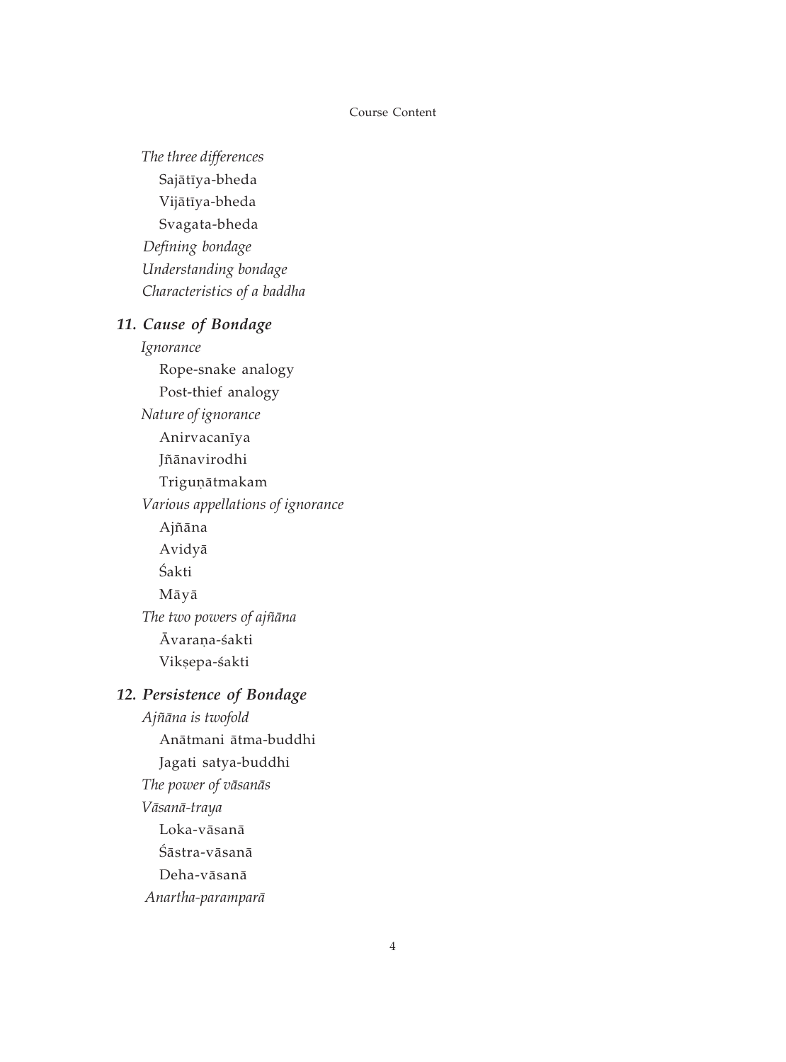*The three differences*

- Sajātīya-bheda
- Vijātīya-bheda
- Svagata-bheda

*Defining bondage*

*Understanding bondage*

*Characteristics of a baddha*

### 11. Cause of Bondage

*Ignorance*

- Rope-snake analogy
- Post-thief analogy

*Nature of ignorance*

- Anirvacanīya
- Jñānavirodhi
- Triguṇātmakam

*Various appellations of ignorance*

- Ajñāna
- Avidyā
- Śakti
- Māyā

*The two powers of ajñāna*

- Āvaraṇa-śakti
- Vikṣepa-śakti

### 12. Persistence of Bondage

*Ajñāna is twofold*

- Anātmani ātma-buddhi
- Jagati satya-buddhi

*The power of vāsanās*

*Vāsanā-traya*

- Loka-vāsanā
- Śāstra-vāsanā
- Deha-vāsanā

*Anartha-paramparā*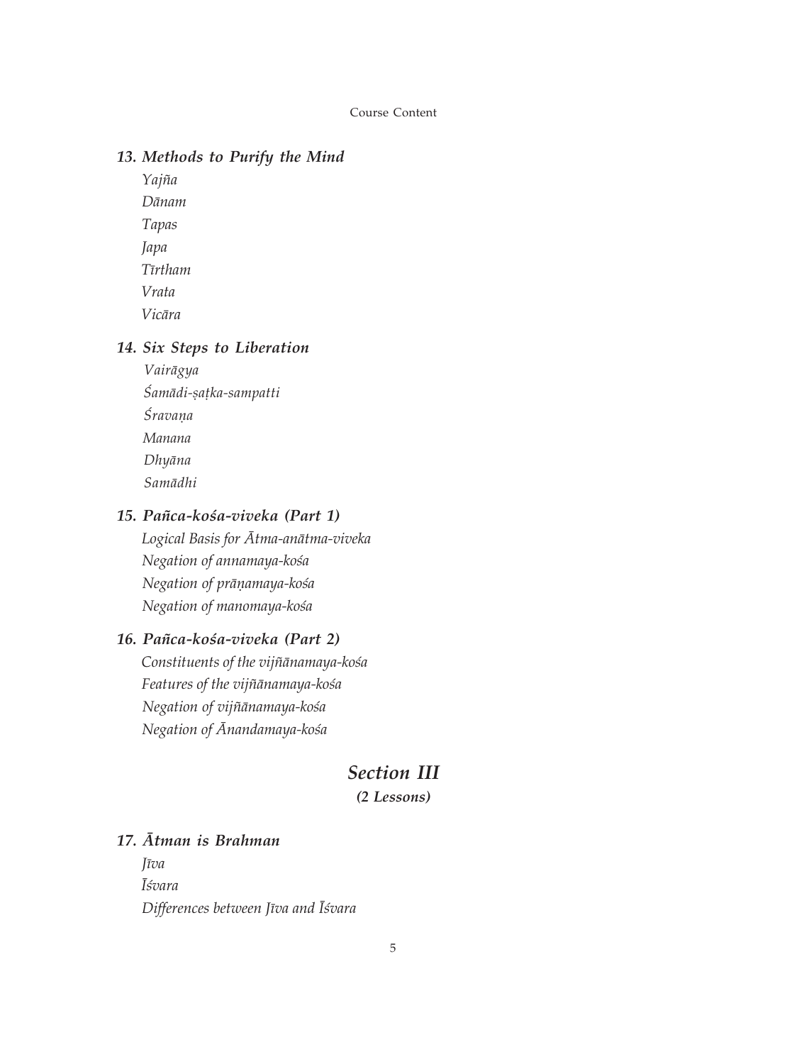### *13. Methods to Purify the Mind*

*Yajña*
*Dānam*
*Tapas*
*Japa*
*Tīrtham*
*Vrata*
*Vicāra*

### *14. Six Steps to Liberation*

*Vairāgya*
*Śamādi-ṣaṭka-sampatti*
*Śravaṇa*
*Manana*
*Dhyāna*
*Samādhi*

### *15. Pañca-kośa-viveka (Part 1)*

*Logical Basis for Ātma-anātma-viveka*
*Negation of annamaya-kośa*
*Negation of prāṇamaya-kośa*
*Negation of manomaya-kośa*

### *16. Pañca-kośa-viveka (Part 2)*

*Constituents of the vijñānamaya-kośa*
*Features of the vijñānamaya-kośa*
*Negation of vijñānamaya-kośa*
*Negation of Ānandamaya-kośa*

## *Section III*

***(2 Lessons)***

### *17. Ātman is Brahman*

*Jīva*
*Īśvara*
*Differences between Jīva and Īśvara*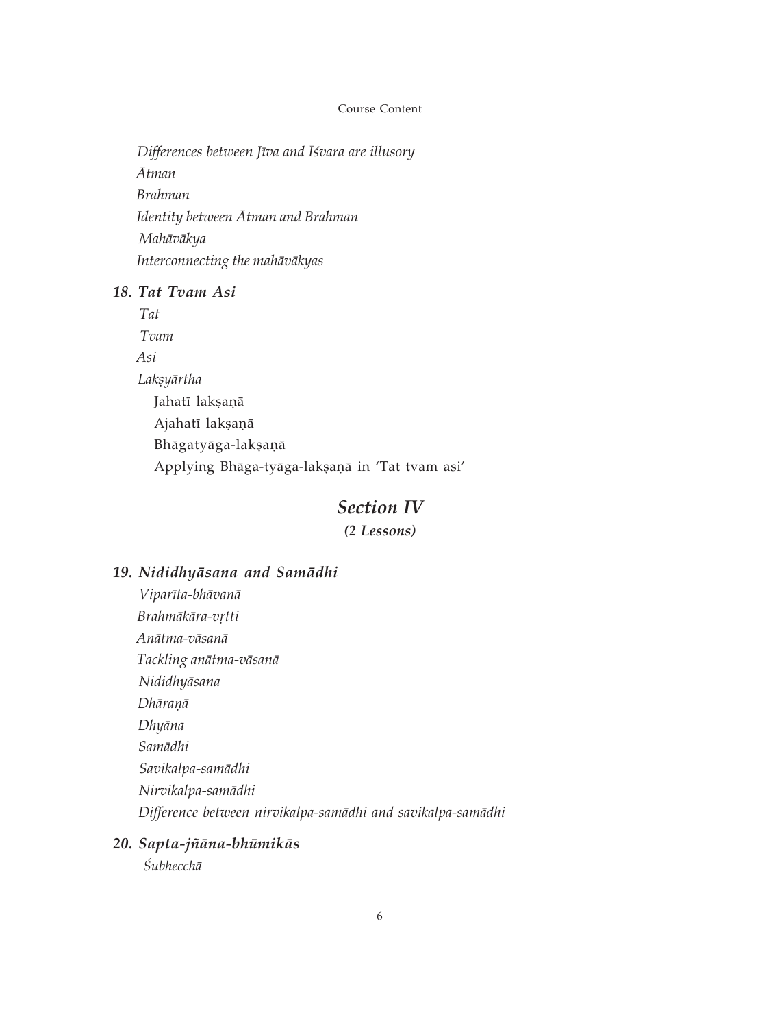*Differences between Jīva and Īśvara are illusory*

*Ātman*

*Brahman*

*Identity between Ātman and Brahman*

*Mahāvākya*

*Interconnecting the mahāvākyas*

### *18. Tat Tvam Asi*

*Tat*

*Tvam*

*Asi*

*Lakṣyārtha*

- Jahatī lakṣaṇā
- Ajahatī lakṣaṇā
- Bhāgatyāga-lakṣaṇā
- Applying Bhāga-tyāga-lakṣaṇā in 'Tat tvam asi'

## *Section IV*

***(2 Lessons)***

### *19. Nididhyāsana and Samādhi*

*Viparīta-bhāvanā*

*Brahmākāra-vṛtti*

*Anātma-vāsanā*

*Tackling anātma-vāsanā*

*Nididhyāsana*

*Dhāraṇā*

*Dhyāna*

*Samādhi*

*Savikalpa-samādhi*

*Nirvikalpa-samādhi*

*Difference between nirvikalpa-samādhi and savikalpa-samādhi*

### *20. Sapta-jñāna-bhūmikās*

*Śubhecchā*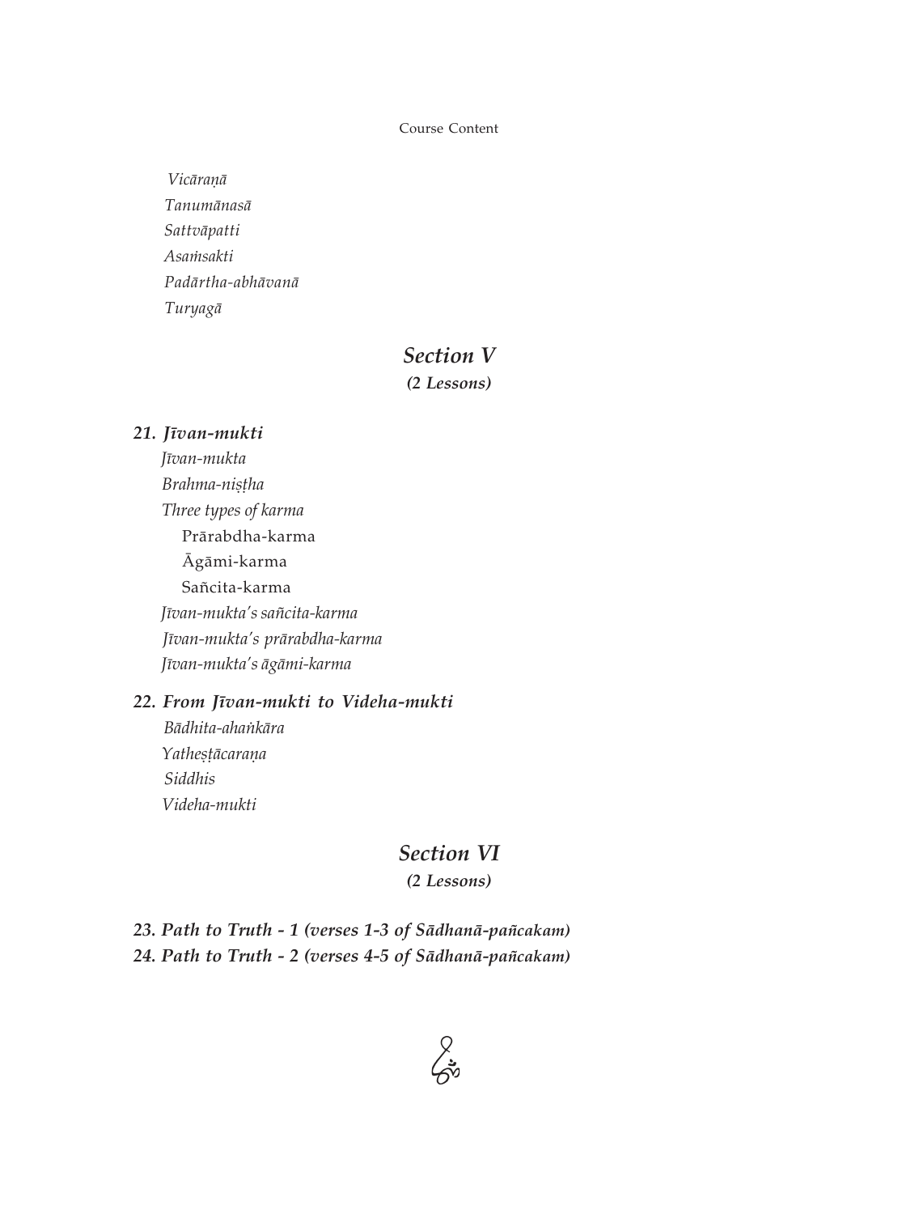*Vicāraṇā*
*Tanumānasā*
*Sattvāpatti*
*Asaṁsakti*
*Padārtha-abhāvanā*
*Turyagā*

## *Section V*
***(2 Lessons)***

### *21. Jīvan-mukti*

*Jīvan-mukta*
*Brahma-niṣṭha*
*Three types of karma*
- Prārabdha-karma
- Āgāmi-karma
- Sañcita-karma

*Jīvan-mukta's sañcita-karma*
*Jīvan-mukta's prārabdha-karma*
*Jīvan-mukta's āgāmi-karma*

### *22. From Jīvan-mukti to Videha-mukti*

*Bādhita-ahaṅkāra*
*Yatheṣṭācaraṇa*
*Siddhis*
*Videha-mukti*

## *Section VI*
***(2 Lessons)***

### *23. Path to Truth - 1 (verses 1-3 of Sādhanā-pañcakam)*
### *24. Path to Truth - 2 (verses 4-5 of Sādhanā-pañcakam)*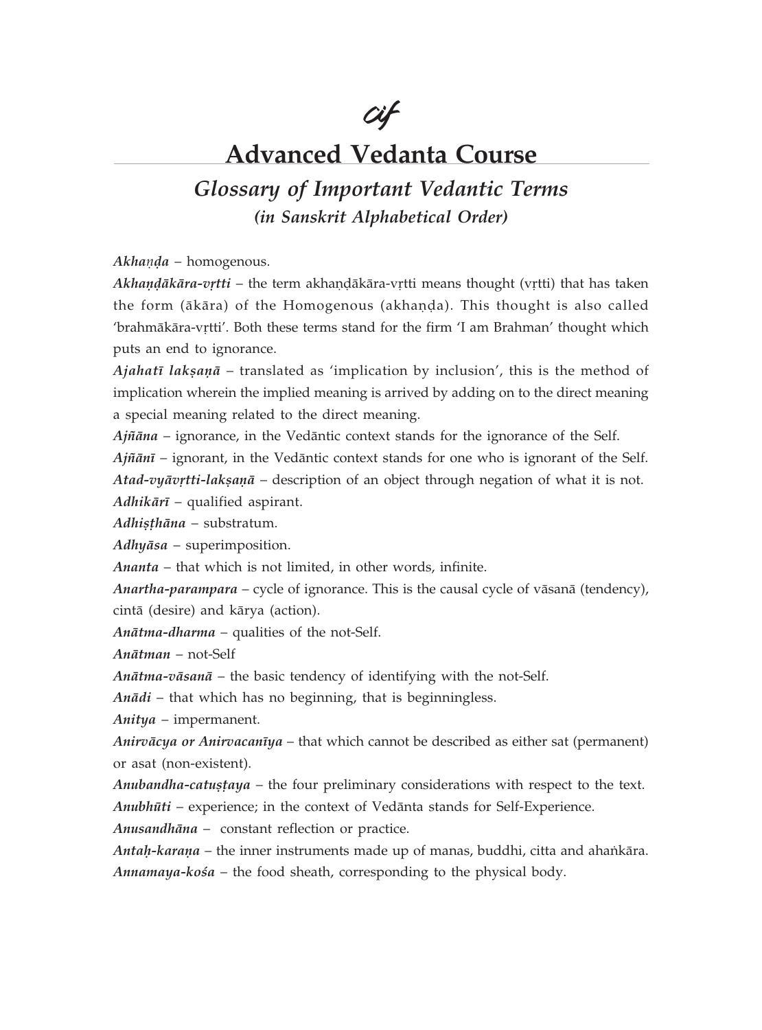# Advanced Vedanta Course

## *Glossary of Important Vedantic Terms*

### *(in Sanskrit Alphabetical Order)*

***Akhaṇḍa*** – homogenous.

***Akhaṇḍākāra-vṛtti*** – the term akhaṇḍākāra-vṛtti means thought (vṛtti) that has taken the form (ākāra) of the Homogenous (akhaṇḍa). This thought is also called 'brahmākāra-vṛtti'. Both these terms stand for the firm 'I am Brahman' thought which puts an end to ignorance.

***Ajahatī lakṣaṇā*** – translated as 'implication by inclusion', this is the method of implication wherein the implied meaning is arrived by adding on to the direct meaning a special meaning related to the direct meaning.

***Ajñāna*** – ignorance, in the Vedāntic context stands for the ignorance of the Self.

***Ajñānī*** – ignorant, in the Vedāntic context stands for one who is ignorant of the Self.

***Atad-vyāvṛtti-lakṣaṇā*** – description of an object through negation of what it is not.

***Adhikārī*** – qualified aspirant.

***Adhiṣṭhāna*** – substratum.

***Adhyāsa*** – superimposition.

***Ananta*** – that which is not limited, in other words, infinite.

***Anartha-parampara*** – cycle of ignorance. This is the causal cycle of vāsanā (tendency), cintā (desire) and kārya (action).

***Anātma-dharma*** – qualities of the not-Self.

***Anātman*** – not-Self

***Anātma-vāsanā*** – the basic tendency of identifying with the not-Self.

***Anādi*** – that which has no beginning, that is beginningless.

***Anitya*** – impermanent.

***Anirvācya or Anirvacanīya*** – that which cannot be described as either sat (permanent) or asat (non-existent).

***Anubandha-catuṣṭaya*** – the four preliminary considerations with respect to the text.

***Anubhūti*** – experience; in the context of Vedānta stands for Self-Experience.

***Anusandhāna*** – constant reflection or practice.

***Antaḥ-karaṇa*** – the inner instruments made up of manas, buddhi, citta and ahaṅkāra.

***Annamaya-kośa*** – the food sheath, corresponding to the physical body.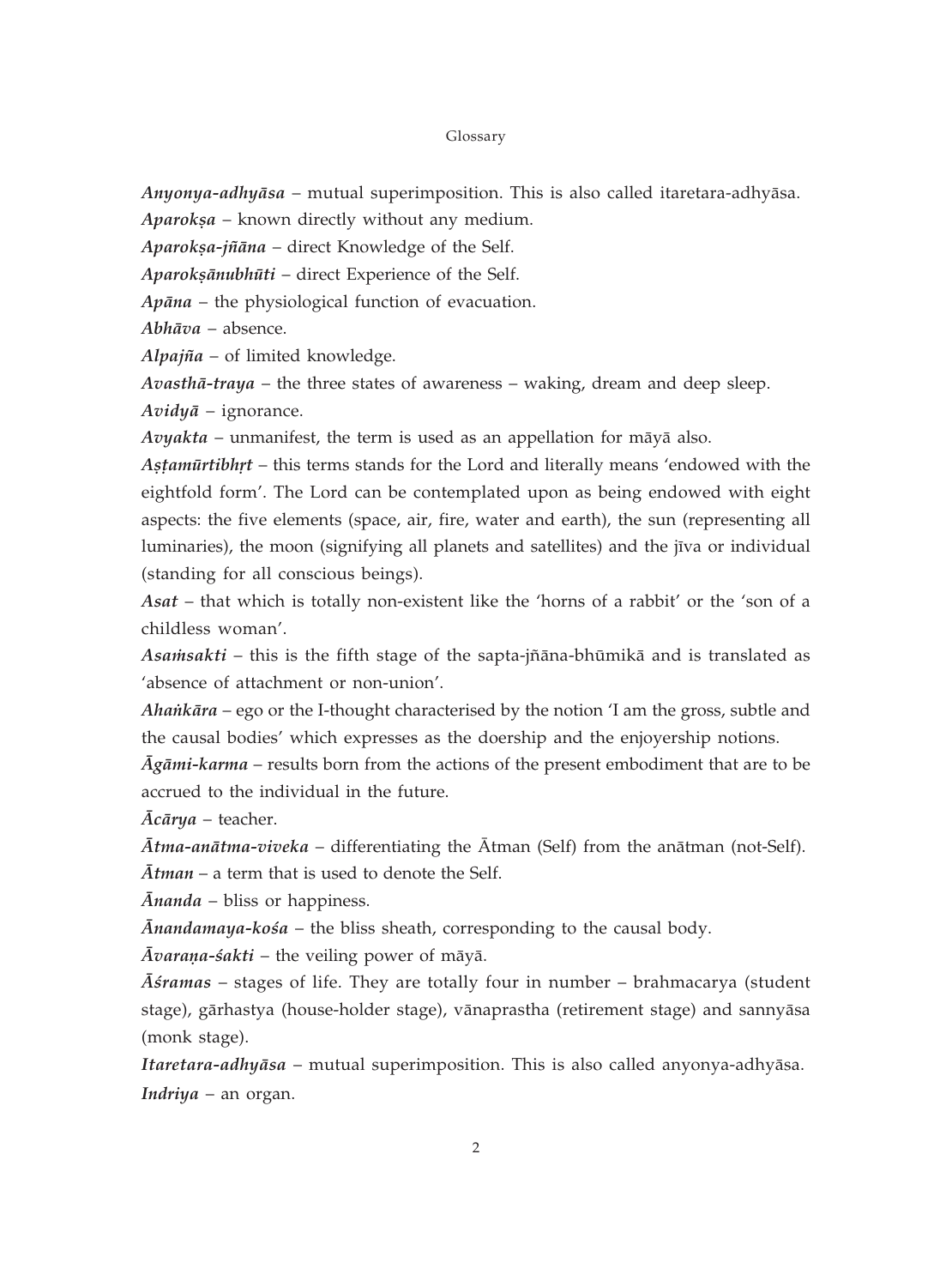***Anyonya-adhyāsa*** – mutual superimposition. This is also called itaretara-adhyāsa.

***Aparokṣa*** – known directly without any medium.

***Aparokṣa-jñāna*** – direct Knowledge of the Self.

***Aparokṣānubhūti*** – direct Experience of the Self.

***Apāna*** – the physiological function of evacuation.

***Abhāva*** – absence.

***Alpajña*** – of limited knowledge.

***Avasthā-traya*** – the three states of awareness – waking, dream and deep sleep.

***Avidyā*** – ignorance.

***Avyakta*** – unmanifest, the term is used as an appellation for māyā also.

***Aṣṭamūrtibhṛt*** – this terms stands for the Lord and literally means 'endowed with the eightfold form'. The Lord can be contemplated upon as being endowed with eight aspects: the five elements (space, air, fire, water and earth), the sun (representing all luminaries), the moon (signifying all planets and satellites) and the jīva or individual (standing for all conscious beings).

***Asat*** – that which is totally non-existent like the 'horns of a rabbit' or the 'son of a childless woman'.

***Asaṁsakti*** – this is the fifth stage of the sapta-jñāna-bhūmikā and is translated as 'absence of attachment or non-union'.

***Ahaṅkāra*** – ego or the I-thought characterised by the notion 'I am the gross, subtle and the causal bodies' which expresses as the doership and the enjoyership notions.

***Āgāmi-karma*** – results born from the actions of the present embodiment that are to be accrued to the individual in the future.

***Ācārya*** – teacher.

***Ātma-anātma-viveka*** – differentiating the Ātman (Self) from the anātman (not-Self).

***Ātman*** – a term that is used to denote the Self.

***Ānanda*** – bliss or happiness.

***Ānandamaya-kośa*** – the bliss sheath, corresponding to the causal body.

***Āvaraṇa-śakti*** – the veiling power of māyā.

***Āśramas*** – stages of life. They are totally four in number – brahmacarya (student stage), gārhastya (house-holder stage), vānaprastha (retirement stage) and sannyāsa (monk stage).

***Itaretara-adhyāsa*** – mutual superimposition. This is also called anyonya-adhyāsa.

***Indriya*** – an organ.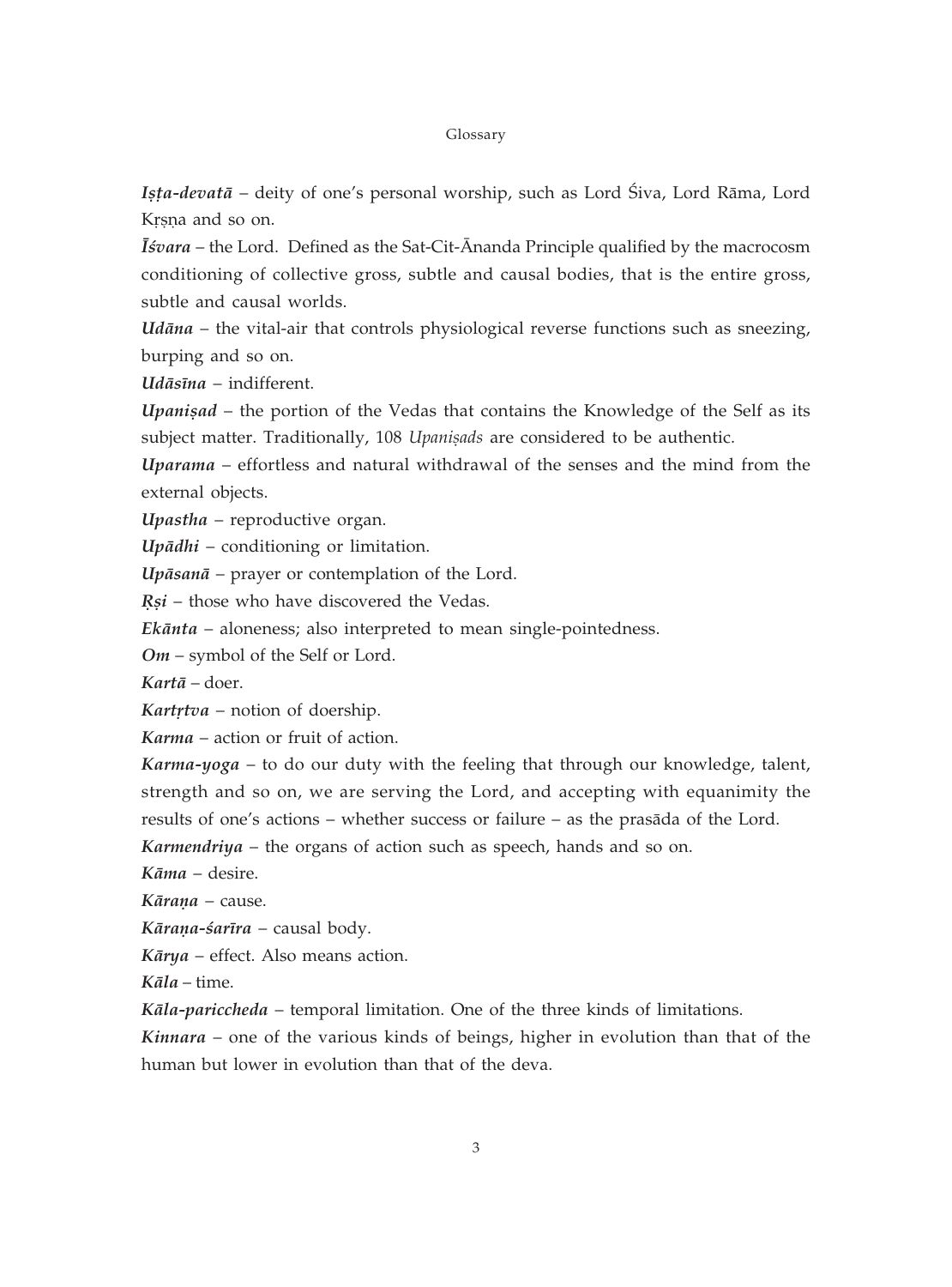***Iṣṭa-devatā*** – deity of one's personal worship, such as Lord Śiva, Lord Rāma, Lord Kṛṣṇa and so on.

***Īśvara*** – the Lord. Defined as the Sat-Cit-Ānanda Principle qualified by the macrocosm conditioning of collective gross, subtle and causal bodies, that is the entire gross, subtle and causal worlds.

***Udāna*** – the vital-air that controls physiological reverse functions such as sneezing, burping and so on.

***Udāsīna*** – indifferent.

***Upaniṣad*** – the portion of the Vedas that contains the Knowledge of the Self as its subject matter. Traditionally, 108 *Upaniṣads* are considered to be authentic.

***Uparama*** – effortless and natural withdrawal of the senses and the mind from the external objects.

***Upastha*** – reproductive organ.

***Upādhi*** – conditioning or limitation.

***Upāsanā*** – prayer or contemplation of the Lord.

***Ṛṣi*** – those who have discovered the Vedas.

***Ekānta*** – aloneness; also interpreted to mean single-pointedness.

***Om*** – symbol of the Self or Lord.

***Kartā*** – doer.

***Kartṛtva*** – notion of doership.

***Karma*** – action or fruit of action.

***Karma-yoga*** – to do our duty with the feeling that through our knowledge, talent, strength and so on, we are serving the Lord, and accepting with equanimity the results of one's actions – whether success or failure – as the prasāda of the Lord.

***Karmendriya*** – the organs of action such as speech, hands and so on.

***Kāma*** – desire.

***Kāraṇa*** – cause.

***Kāraṇa-śarīra*** – causal body.

***Kārya*** – effect. Also means action.

***Kāla*** – time.

***Kāla-pariccheda*** – temporal limitation. One of the three kinds of limitations.

***Kinnara*** – one of the various kinds of beings, higher in evolution than that of the human but lower in evolution than that of the deva.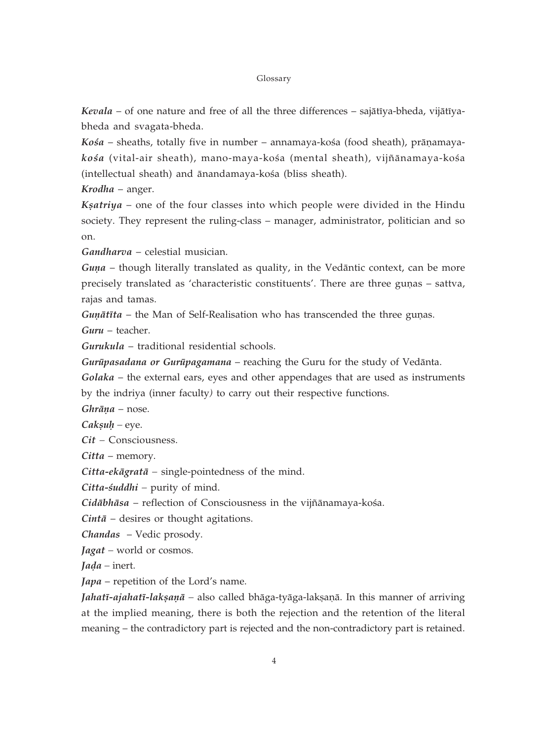***Kevala*** – of one nature and free of all the three differences – sajātīya-bheda, vijātīya-bheda and svagata-bheda.

***Kośa*** – sheaths, totally five in number – annamaya-kośa (food sheath), prāṇamaya-***kośa*** (vital-air sheath), mano-maya-kośa (mental sheath), vijñānamaya-kośa (intellectual sheath) and ānandamaya-kośa (bliss sheath).

***Krodha*** – anger.

***Kṣatriya*** – one of the four classes into which people were divided in the Hindu society. They represent the ruling-class – manager, administrator, politician and so on.

***Gandharva*** – celestial musician.

***Guṇa*** – though literally translated as quality, in the Vedāntic context, can be more precisely translated as 'characteristic constituents'. There are three guṇas – sattva, rajas and tamas.

***Guṇātīta*** – the Man of Self-Realisation who has transcended the three guṇas.

***Guru*** – teacher.

***Gurukula*** – traditional residential schools.

***Gurūpasadana or Gurūpagamana*** – reaching the Guru for the study of Vedānta.

***Golaka*** – the external ears, eyes and other appendages that are used as instruments by the indriya (inner faculty) to carry out their respective functions.

***Ghrāṇa*** – nose.

***Cakṣuḥ*** – eye.

***Cit*** – Consciousness.

***Citta*** – memory.

***Citta-ekāgratā*** – single-pointedness of the mind.

***Citta-śuddhi*** – purity of mind.

***Cidābhāsa*** – reflection of Consciousness in the vijñānamaya-kośa.

***Cintā*** – desires or thought agitations.

***Chandas*** – Vedic prosody.

***Jagat*** – world or cosmos.

***Jaḍa*** – inert.

***Japa*** – repetition of the Lord's name.

***Jahatī-ajahatī-lakṣaṇā*** – also called bhāga-tyāga-lakṣaṇā. In this manner of arriving at the implied meaning, there is both the rejection and the retention of the literal meaning – the contradictory part is rejected and the non-contradictory part is retained.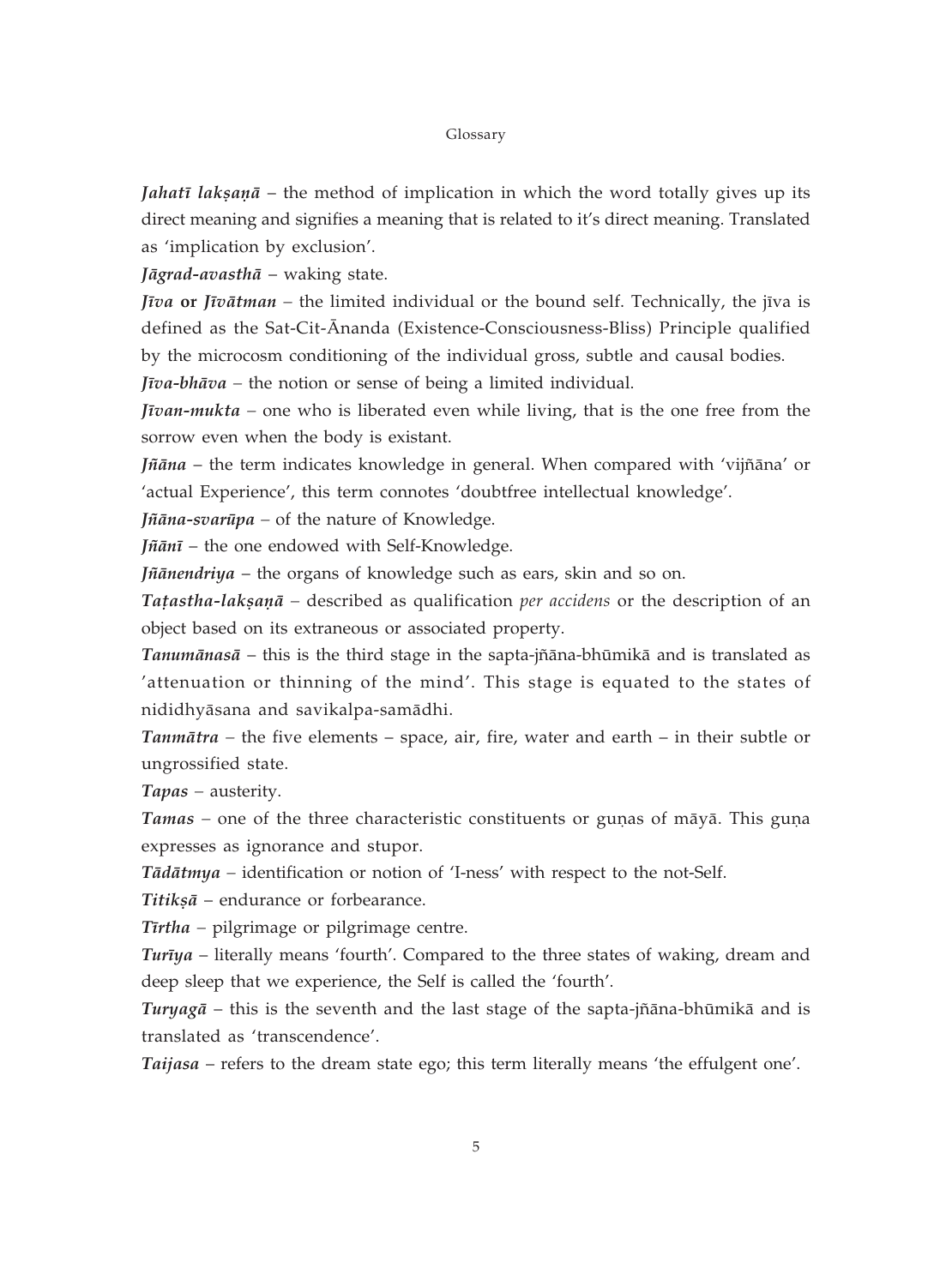***Jahatī lakṣaṇā*** – the method of implication in which the word totally gives up its direct meaning and signifies a meaning that is related to it's direct meaning. Translated as 'implication by exclusion'.

***Jāgrad-avasthā*** – waking state.

***Jīva* or *Jīvātman*** – the limited individual or the bound self. Technically, the jīva is defined as the Sat-Cit-Ānanda (Existence-Consciousness-Bliss) Principle qualified by the microcosm conditioning of the individual gross, subtle and causal bodies.

***Jīva-bhāva*** – the notion or sense of being a limited individual.

***Jīvan-mukta*** – one who is liberated even while living, that is the one free from the sorrow even when the body is existant.

***Jñāna*** – the term indicates knowledge in general. When compared with 'vijñāna' or 'actual Experience', this term connotes 'doubtfree intellectual knowledge'.

***Jñāna-svarūpa*** – of the nature of Knowledge.

***Jñānī*** – the one endowed with Self-Knowledge.

***Jñānendriya*** – the organs of knowledge such as ears, skin and so on.

***Taṭastha-lakṣaṇā*** – described as qualification *per accidens* or the description of an object based on its extraneous or associated property.

***Tanumānasā*** – this is the third stage in the sapta-jñāna-bhūmikā and is translated as 'attenuation or thinning of the mind'. This stage is equated to the states of nididhyāsana and savikalpa-samādhi.

***Tanmātra*** – the five elements – space, air, fire, water and earth – in their subtle or ungrossified state.

***Tapas*** – austerity.

***Tamas*** – one of the three characteristic constituents or guṇas of māyā. This guṇa expresses as ignorance and stupor.

***Tādātmya*** – identification or notion of 'I-ness' with respect to the not-Self.

***Titikṣā*** – endurance or forbearance.

***Tīrtha*** – pilgrimage or pilgrimage centre.

***Turīya*** – literally means 'fourth'. Compared to the three states of waking, dream and deep sleep that we experience, the Self is called the 'fourth'.

***Turyagā*** – this is the seventh and the last stage of the sapta-jñāna-bhūmikā and is translated as 'transcendence'.

***Taijasa*** – refers to the dream state ego; this term literally means 'the effulgent one'.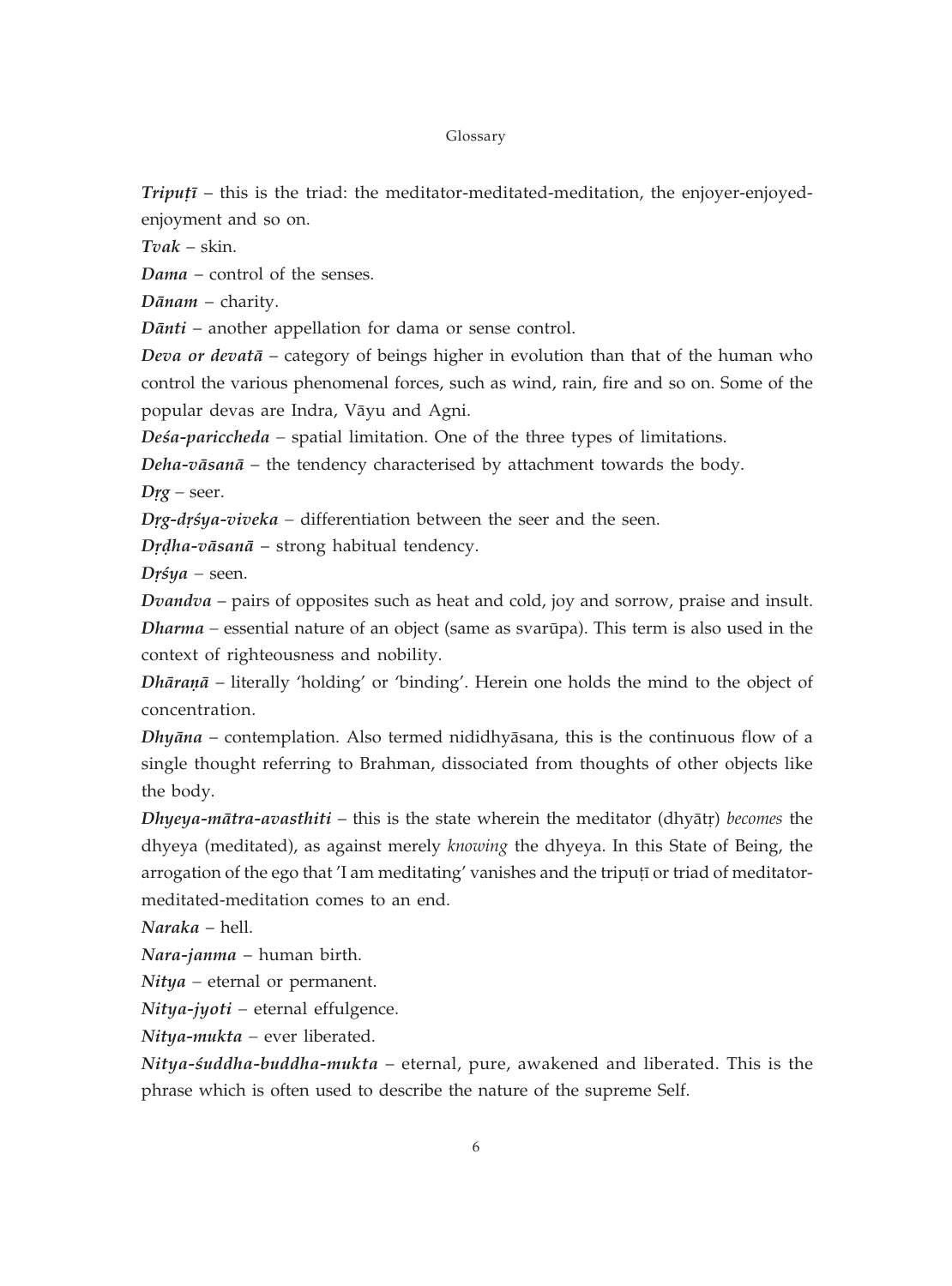***Tripuṭī*** – this is the triad: the meditator-meditated-meditation, the enjoyer-enjoyed-enjoyment and so on.

***Tvak*** – skin.

***Dama*** – control of the senses.

***Dānam*** – charity.

***Dānti*** – another appellation for dama or sense control.

***Deva or devatā*** – category of beings higher in evolution than that of the human who control the various phenomenal forces, such as wind, rain, fire and so on. Some of the popular devas are Indra, Vāyu and Agni.

***Deśa-pariccheda*** – spatial limitation. One of the three types of limitations.

***Deha-vāsanā*** – the tendency characterised by attachment towards the body.

***Dṛg*** – seer.

***Dṛg-dṛśya-viveka*** – differentiation between the seer and the seen.

***Dṛḍha-vāsanā*** – strong habitual tendency.

***Dṛśya*** – seen.

***Dvandva*** – pairs of opposites such as heat and cold, joy and sorrow, praise and insult.

***Dharma*** – essential nature of an object (same as svarūpa). This term is also used in the context of righteousness and nobility.

***Dhāraṇā*** – literally 'holding' or 'binding'. Herein one holds the mind to the object of concentration.

***Dhyāna*** – contemplation. Also termed nididhyāsana, this is the continuous flow of a single thought referring to Brahman, dissociated from thoughts of other objects like the body.

***Dhyeya-mātra-avasthiti*** – this is the state wherein the meditator (dhyātṛ) *becomes* the dhyeya (meditated), as against merely *knowing* the dhyeya. In this State of Being, the arrogation of the ego that 'I am meditating' vanishes and the tripuṭī or triad of meditator-meditated-meditation comes to an end.

***Naraka*** – hell.

***Nara-janma*** – human birth.

***Nitya*** – eternal or permanent.

***Nitya-jyoti*** – eternal effulgence.

***Nitya-mukta*** – ever liberated.

***Nitya-śuddha-buddha-mukta*** – eternal, pure, awakened and liberated. This is the phrase which is often used to describe the nature of the supreme Self.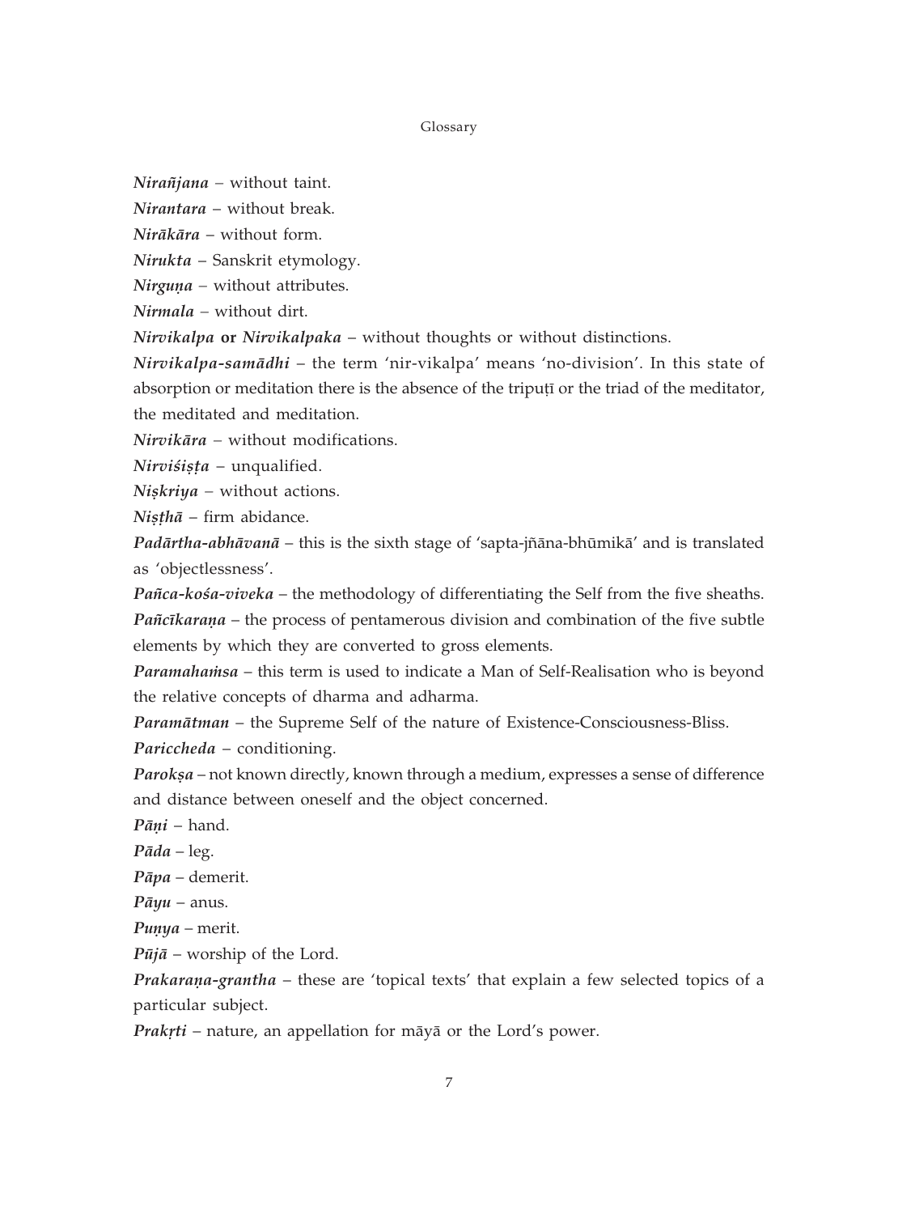*Nirañjana* – without taint.

*Nirantara* – without break.

*Nirākāra* – without form.

*Nirukta* – Sanskrit etymology.

*Nirguṇa* – without attributes.

*Nirmala* – without dirt.

***Nirvikalpa* or *Nirvikalpaka*** – without thoughts or without distinctions.

***Nirvikalpa-samādhi*** – the term 'nir-vikalpa' means 'no-division'. In this state of absorption or meditation there is the absence of the tripuṭī or the triad of the meditator, the meditated and meditation.

***Nirvikāra*** – without modifications.

***Nirviśiṣṭa*** – unqualified.

***Niṣkriya*** – without actions.

***Niṣṭhā*** – firm abidance.

***Padārtha-abhāvanā*** – this is the sixth stage of 'sapta-jñāna-bhūmikā' and is translated as 'objectlessness'.

***Pañca-kośa-viveka*** – the methodology of differentiating the Self from the five sheaths.

***Pañcīkaraṇa*** – the process of pentamerous division and combination of the five subtle elements by which they are converted to gross elements.

***Paramahaṁsa*** – this term is used to indicate a Man of Self-Realisation who is beyond the relative concepts of dharma and adharma.

***Paramātman*** – the Supreme Self of the nature of Existence-Consciousness-Bliss.

***Pariccheda*** – conditioning.

***Parokṣa*** – not known directly, known through a medium, expresses a sense of difference and distance between oneself and the object concerned.

***Pāṇi*** – hand.

***Pāda*** – leg.

***Pāpa*** – demerit.

***Pāyu*** – anus.

***Puṇya*** – merit.

***Pūjā*** – worship of the Lord.

***Prakaraṇa-grantha*** – these are 'topical texts' that explain a few selected topics of a particular subject.

***Prakṛti*** – nature, an appellation for māyā or the Lord's power.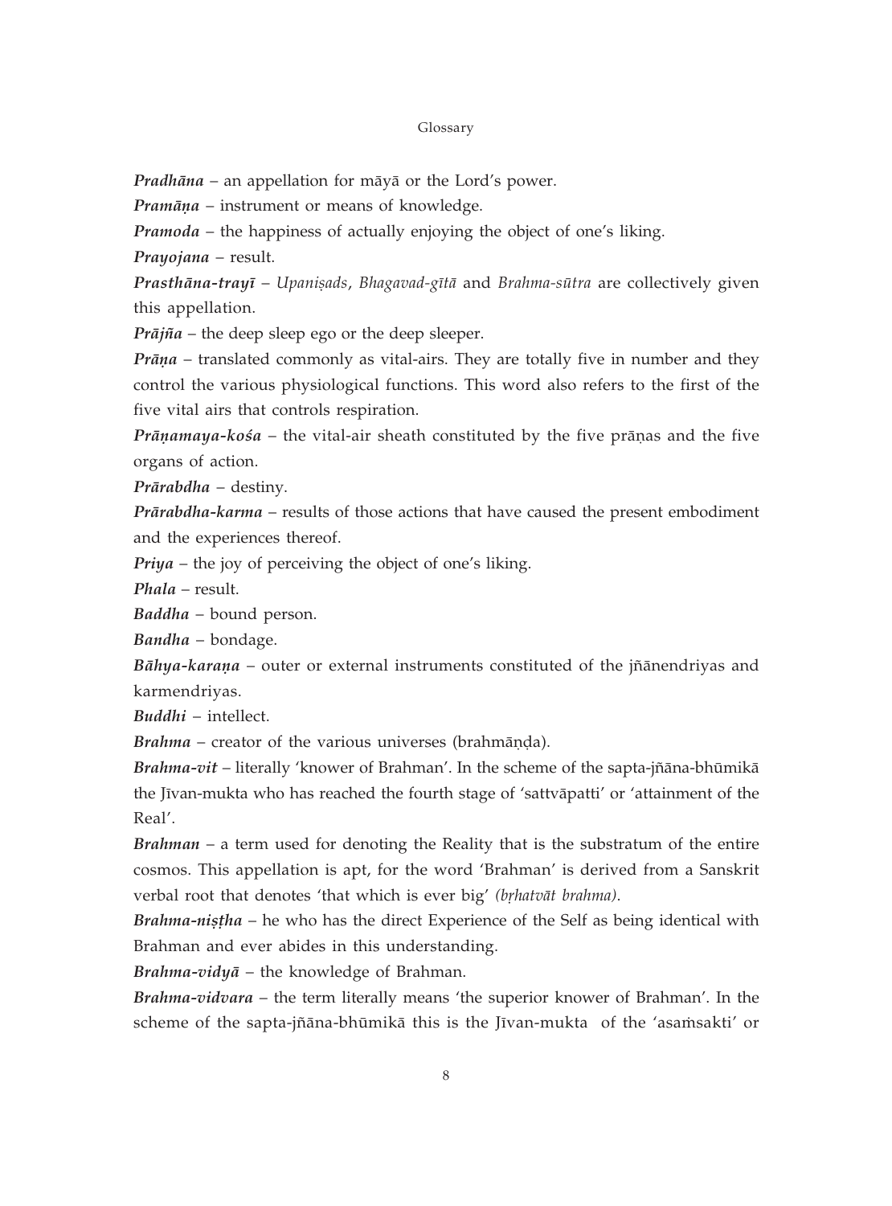***Pradhāna*** – an appellation for māyā or the Lord's power.

***Pramāṇa*** – instrument or means of knowledge.

***Pramoda*** – the happiness of actually enjoying the object of one's liking.

***Prayojana*** – result.

***Prasthāna-trayī*** – *Upaniṣads*, *Bhagavad-gītā* and *Brahma-sūtra* are collectively given this appellation.

***Prājña*** – the deep sleep ego or the deep sleeper.

***Prāṇa*** – translated commonly as vital-airs. They are totally five in number and they control the various physiological functions. This word also refers to the first of the five vital airs that controls respiration.

***Prāṇamaya-kośa*** – the vital-air sheath constituted by the five prāṇas and the five organs of action.

***Prārabdha*** – destiny.

***Prārabdha-karma*** – results of those actions that have caused the present embodiment and the experiences thereof.

***Priya*** – the joy of perceiving the object of one's liking.

***Phala*** – result.

***Baddha*** – bound person.

***Bandha*** – bondage.

***Bāhya-karaṇa*** – outer or external instruments constituted of the jñānendriyas and karmendriyas.

***Buddhi*** – intellect.

***Brahma*** – creator of the various universes (brahmāṇḍa).

***Brahma-vit*** – literally 'knower of Brahman'. In the scheme of the sapta-jñāna-bhūmikā the Jīvan-mukta who has reached the fourth stage of 'sattvāpatti' or 'attainment of the Real'.

***Brahman*** – a term used for denoting the Reality that is the substratum of the entire cosmos. This appellation is apt, for the word 'Brahman' is derived from a Sanskrit verbal root that denotes 'that which is ever big' *(bṛhatvāt brahma)*.

***Brahma-niṣṭha*** – he who has the direct Experience of the Self as being identical with Brahman and ever abides in this understanding.

***Brahma-vidyā*** – the knowledge of Brahman.

***Brahma-vidvara*** – the term literally means 'the superior knower of Brahman'. In the scheme of the sapta-jñāna-bhūmikā this is the Jīvan-mukta of the 'asaṁsakti' or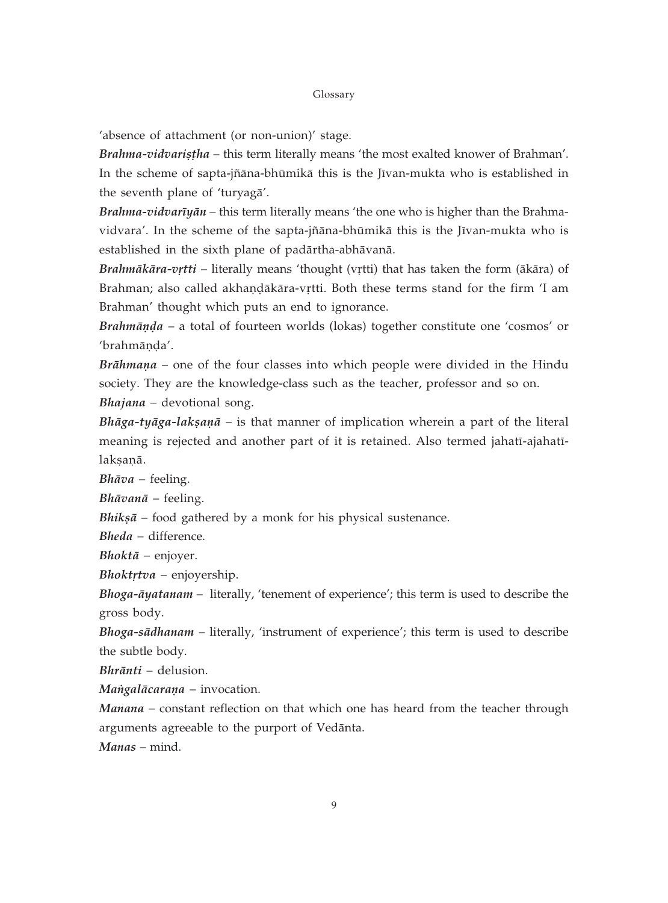'absence of attachment (or non-union)' stage.

***Brahma-vidvariṣṭha*** – this term literally means 'the most exalted knower of Brahman'. In the scheme of sapta-jñāna-bhūmikā this is the Jīvan-mukta who is established in the seventh plane of 'turyagā'.

***Brahma-vidvarīyān*** – this term literally means 'the one who is higher than the Brahma-vidvara'. In the scheme of the sapta-jñāna-bhūmikā this is the Jīvan-mukta who is established in the sixth plane of padārtha-abhāvanā.

***Brahmākāra-vṛtti*** – literally means 'thought (vṛtti) that has taken the form (ākāra) of Brahman; also called akhaṇḍākāra-vṛtti. Both these terms stand for the firm 'I am Brahman' thought which puts an end to ignorance.

***Brahmāṇḍa*** – a total of fourteen worlds (lokas) together constitute one 'cosmos' or 'brahmāṇḍa'.

***Brāhmaṇa*** – one of the four classes into which people were divided in the Hindu society. They are the knowledge-class such as the teacher, professor and so on.

***Bhajana*** – devotional song.

***Bhāga-tyāga-lakṣaṇā*** – is that manner of implication wherein a part of the literal meaning is rejected and another part of it is retained. Also termed jahatī-ajahatī-lakṣaṇā.

***Bhāva*** – feeling.

***Bhāvanā*** – feeling.

***Bhikṣā*** – food gathered by a monk for his physical sustenance.

***Bheda*** – difference.

***Bhoktā*** – enjoyer.

***Bhoktṛtva*** – enjoyership.

***Bhoga-āyatanam*** – literally, 'tenement of experience'; this term is used to describe the gross body.

***Bhoga-sādhanam*** – literally, 'instrument of experience'; this term is used to describe the subtle body.

***Bhrānti*** – delusion.

***Maṅgalācaraṇa*** – invocation.

***Manana*** – constant reflection on that which one has heard from the teacher through arguments agreeable to the purport of Vedānta.

***Manas*** – mind.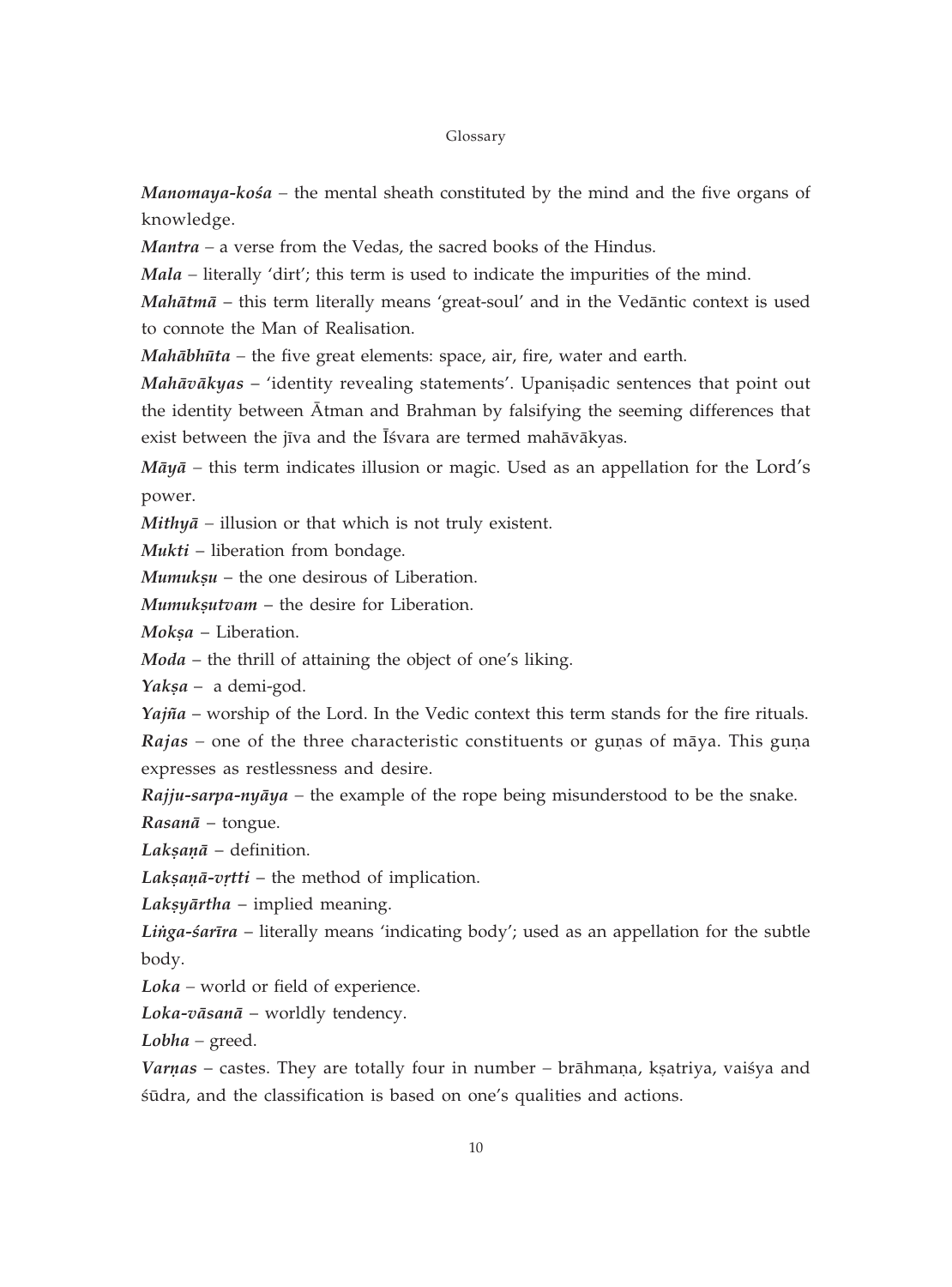***Manomaya-kośa*** – the mental sheath constituted by the mind and the five organs of knowledge.

***Mantra*** – a verse from the Vedas, the sacred books of the Hindus.

***Mala*** – literally 'dirt'; this term is used to indicate the impurities of the mind.

***Mahātmā*** – this term literally means 'great-soul' and in the Vedāntic context is used to connote the Man of Realisation.

***Mahābhūta*** – the five great elements: space, air, fire, water and earth.

***Mahāvākyas*** – 'identity revealing statements'. Upaniṣadic sentences that point out the identity between Ātman and Brahman by falsifying the seeming differences that exist between the jīva and the Īśvara are termed mahāvākyas.

***Māyā*** – this term indicates illusion or magic. Used as an appellation for the Lord's power.

***Mithyā*** – illusion or that which is not truly existent.

***Mukti*** – liberation from bondage.

***Mumukṣu*** – the one desirous of Liberation.

***Mumukṣutvam*** – the desire for Liberation.

***Mokṣa*** – Liberation.

***Moda*** – the thrill of attaining the object of one's liking.

***Yakṣa*** – a demi-god.

***Yajña*** – worship of the Lord. In the Vedic context this term stands for the fire rituals.

***Rajas*** – one of the three characteristic constituents or guṇas of māya. This guṇa expresses as restlessness and desire.

***Rajju-sarpa-nyāya*** – the example of the rope being misunderstood to be the snake.

***Rasanā*** – tongue.

***Lakṣaṇā*** – definition.

***Lakṣaṇā-vṛtti*** – the method of implication.

***Lakṣyārtha*** – implied meaning.

***Liṅga-śarīra*** – literally means 'indicating body'; used as an appellation for the subtle body.

***Loka*** – world or field of experience.

***Loka-vāsanā*** – worldly tendency.

***Lobha*** – greed.

***Varṇas*** – castes. They are totally four in number – brāhmaṇa, kṣatriya, vaiśya and śūdra, and the classification is based on one's qualities and actions.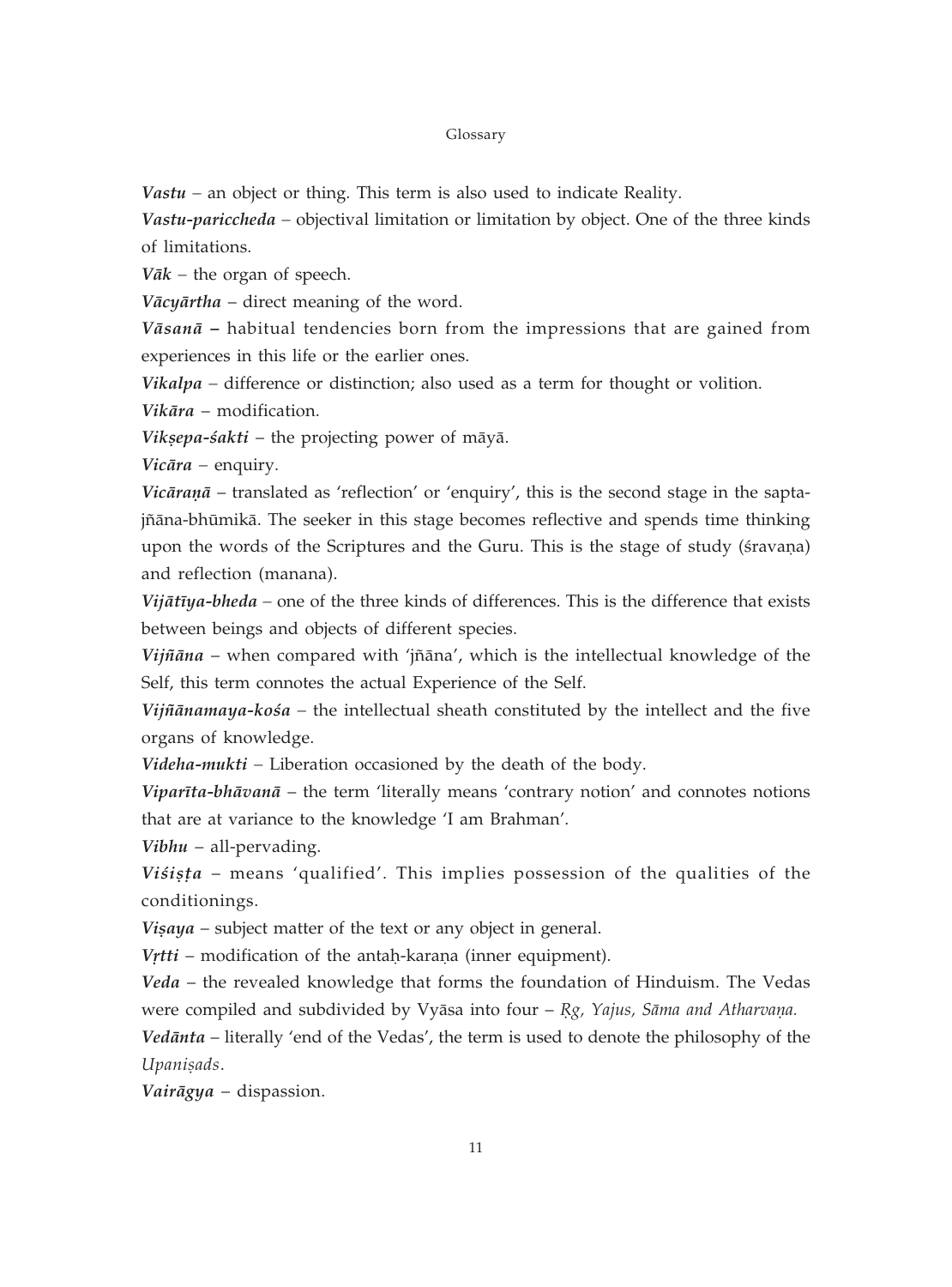***Vastu*** – an object or thing. This term is also used to indicate Reality.

***Vastu-pariccheda*** – objectival limitation or limitation by object. One of the three kinds of limitations.

***Vāk*** – the organ of speech.

***Vācyārtha*** – direct meaning of the word.

***Vāsanā*** **–** habitual tendencies born from the impressions that are gained from experiences in this life or the earlier ones.

***Vikalpa*** – difference or distinction; also used as a term for thought or volition.

***Vikāra*** – modification.

***Vikṣepa-śakti*** – the projecting power of māyā.

***Vicāra*** – enquiry.

***Vicāraṇā*** – translated as 'reflection' or 'enquiry', this is the second stage in the sapta-jñāna-bhūmikā. The seeker in this stage becomes reflective and spends time thinking upon the words of the Scriptures and the Guru. This is the stage of study (śravaṇa) and reflection (manana).

***Vijātīya-bheda*** – one of the three kinds of differences. This is the difference that exists between beings and objects of different species.

***Vijñāna*** – when compared with 'jñāna', which is the intellectual knowledge of the Self, this term connotes the actual Experience of the Self.

***Vijñānamaya-kośa*** – the intellectual sheath constituted by the intellect and the five organs of knowledge.

***Videha-mukti*** – Liberation occasioned by the death of the body.

***Viparīta-bhāvanā*** – the term 'literally means 'contrary notion' and connotes notions that are at variance to the knowledge 'I am Brahman'.

***Vibhu*** – all-pervading.

***Viśiṣṭa*** – means 'qualified'. This implies possession of the qualities of the conditionings.

***Viṣaya*** – subject matter of the text or any object in general.

***Vṛtti*** – modification of the antaḥ-karaṇa (inner equipment).

***Veda*** – the revealed knowledge that forms the foundation of Hinduism. The Vedas were compiled and subdivided by Vyāsa into four – *Ṛg, Yajus, Sāma and Atharvaṇa.*

***Vedānta*** – literally 'end of the Vedas', the term is used to denote the philosophy of the *Upaniṣads*.

***Vairāgya*** – dispassion.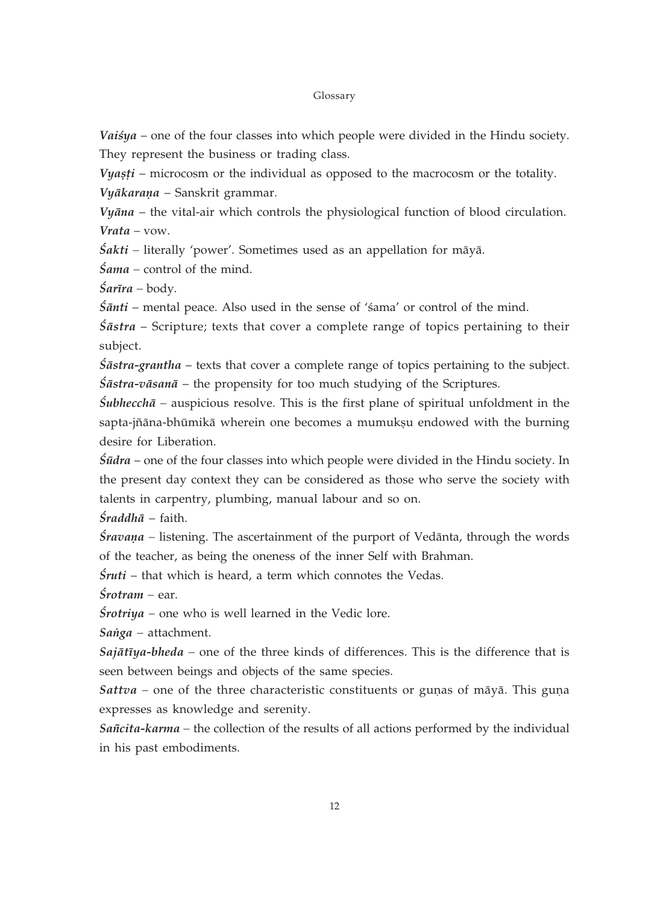***Vaiśya*** – one of the four classes into which people were divided in the Hindu society. They represent the business or trading class.

***Vyaṣṭi*** – microcosm or the individual as opposed to the macrocosm or the totality.

***Vyākaraṇa*** – Sanskrit grammar.

***Vyāna*** – the vital-air which controls the physiological function of blood circulation.

***Vrata*** – vow.

***Śakti*** – literally 'power'. Sometimes used as an appellation for māyā.

***Śama*** – control of the mind.

***Śarīra*** – body.

***Śānti*** – mental peace. Also used in the sense of 'śama' or control of the mind.

***Śāstra*** – Scripture; texts that cover a complete range of topics pertaining to their subject.

***Śāstra-grantha*** – texts that cover a complete range of topics pertaining to the subject.

***Śāstra-vāsanā*** – the propensity for too much studying of the Scriptures.

***Śubhecchā*** – auspicious resolve. This is the first plane of spiritual unfoldment in the sapta-jñāna-bhūmikā wherein one becomes a mumukṣu endowed with the burning desire for Liberation.

***Śūdra*** – one of the four classes into which people were divided in the Hindu society. In the present day context they can be considered as those who serve the society with talents in carpentry, plumbing, manual labour and so on.

***Śraddhā*** – faith.

***Śravaṇa*** – listening. The ascertainment of the purport of Vedānta, through the words of the teacher, as being the oneness of the inner Self with Brahman.

***Śruti*** – that which is heard, a term which connotes the Vedas.

***Śrotram*** – ear.

***Śrotriya*** – one who is well learned in the Vedic lore.

***Saṅga*** – attachment.

***Sajātīya-bheda*** – one of the three kinds of differences. This is the difference that is seen between beings and objects of the same species.

***Sattva*** – one of the three characteristic constituents or guṇas of māyā. This guṇa expresses as knowledge and serenity.

***Sañcita-karma*** – the collection of the results of all actions performed by the individual in his past embodiments.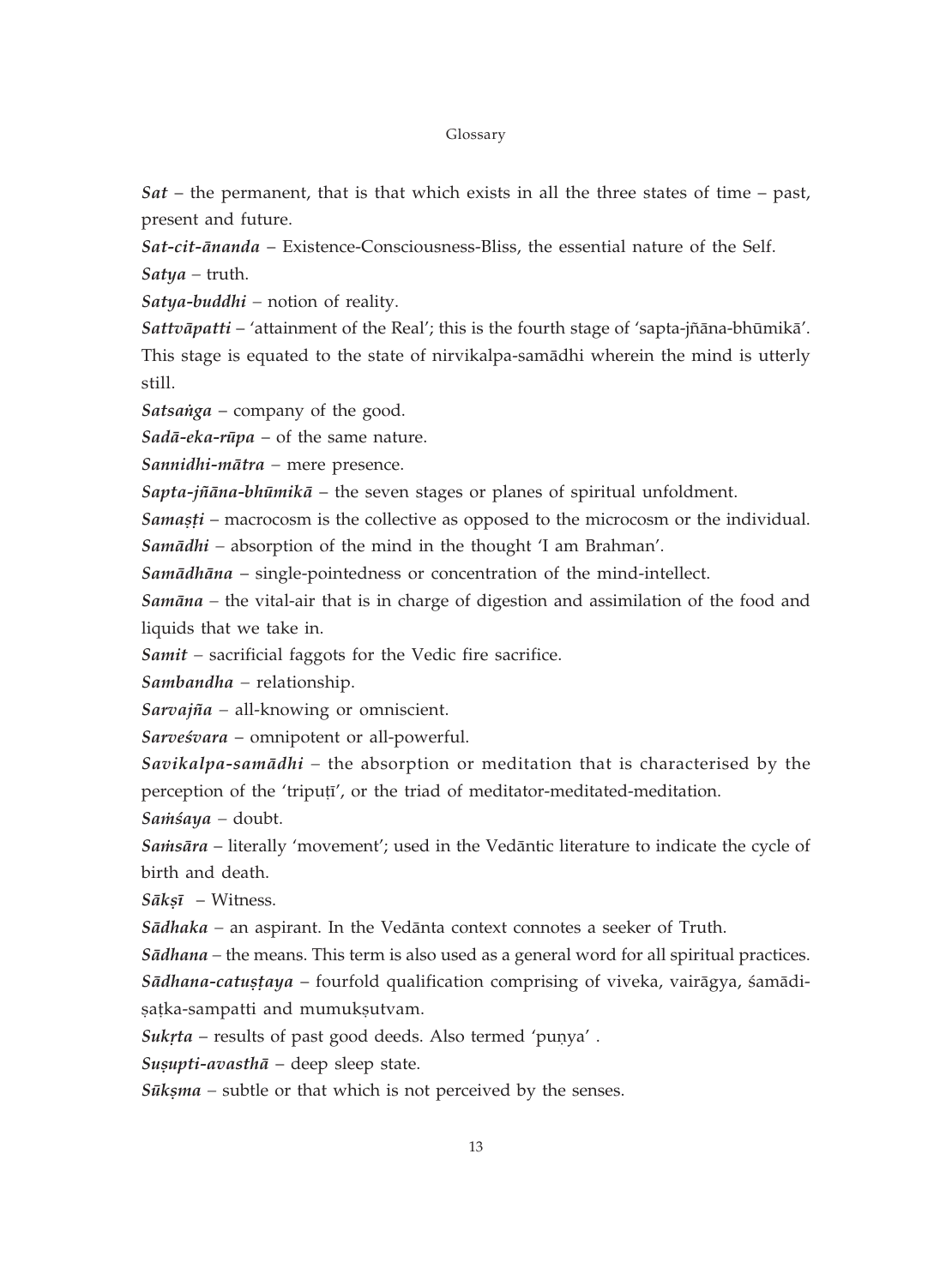***Sat*** – the permanent, that is that which exists in all the three states of time – past, present and future.

***Sat-cit-ānanda*** – Existence-Consciousness-Bliss, the essential nature of the Self.

***Satya*** – truth.

***Satya-buddhi*** – notion of reality.

***Sattvāpatti*** – 'attainment of the Real'; this is the fourth stage of 'sapta-jñāna-bhūmikā'. This stage is equated to the state of nirvikalpa-samādhi wherein the mind is utterly still.

***Satsaṅga*** – company of the good.

***Sadā-eka-rūpa*** – of the same nature.

***Sannidhi-mātra*** – mere presence.

***Sapta-jñāna-bhūmikā*** – the seven stages or planes of spiritual unfoldment.

***Samaṣṭi*** – macrocosm is the collective as opposed to the microcosm or the individual.

***Samādhi*** – absorption of the mind in the thought 'I am Brahman'.

***Samādhāna*** – single-pointedness or concentration of the mind-intellect.

***Samāna*** – the vital-air that is in charge of digestion and assimilation of the food and liquids that we take in.

***Samit*** – sacrificial faggots for the Vedic fire sacrifice.

***Sambandha*** – relationship.

***Sarvajña*** – all-knowing or omniscient.

***Sarveśvara*** – omnipotent or all-powerful.

***Savikalpa-samādhi*** – the absorption or meditation that is characterised by the perception of the 'tripuṭī', or the triad of meditator-meditated-meditation.

***Saṁśaya*** – doubt.

***Saṁsāra*** – literally 'movement'; used in the Vedāntic literature to indicate the cycle of birth and death.

***Sākṣī*** – Witness.

***Sādhaka*** – an aspirant. In the Vedānta context connotes a seeker of Truth.

***Sādhana*** – the means. This term is also used as a general word for all spiritual practices.

***Sādhana-catuṣṭaya*** – fourfold qualification comprising of viveka, vairāgya, śamādi-ṣaṭka-sampatti and mumukṣutvam.

***Sukṛta*** – results of past good deeds. Also termed 'puṇya' .

***Suṣupti-avasthā*** – deep sleep state.

***Sūkṣma*** – subtle or that which is not perceived by the senses.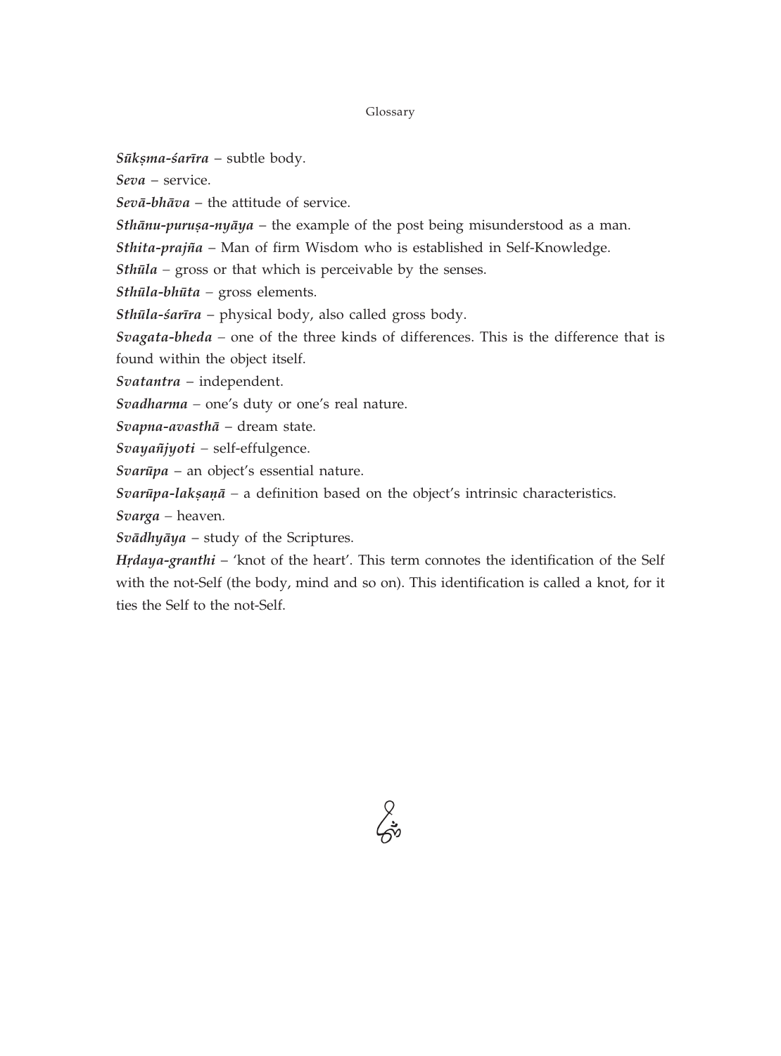***Sūkṣma-śarīra*** – subtle body.

***Seva*** – service.

***Sevā-bhāva*** – the attitude of service.

***Sthānu-puruṣa-nyāya*** – the example of the post being misunderstood as a man.

***Sthita-prajña*** – Man of firm Wisdom who is established in Self-Knowledge.

***Sthūla*** – gross or that which is perceivable by the senses.

***Sthūla-bhūta*** – gross elements.

***Sthūla-śarīra*** – physical body, also called gross body.

***Svagata-bheda*** – one of the three kinds of differences. This is the difference that is found within the object itself.

***Svatantra*** – independent.

***Svadharma*** – one's duty or one's real nature.

***Svapna-avasthā*** – dream state.

***Svayañjyoti*** – self-effulgence.

***Svarūpa*** – an object's essential nature.

***Svarūpa-lakṣaṇā*** – a definition based on the object's intrinsic characteristics.

***Svarga*** – heaven.

***Svādhyāya*** – study of the Scriptures.

***Hṛdaya-granthi*** – 'knot of the heart'. This term connotes the identification of the Self with the not-Self (the body, mind and so on). This identification is called a knot, for it ties the Self to the not-Self.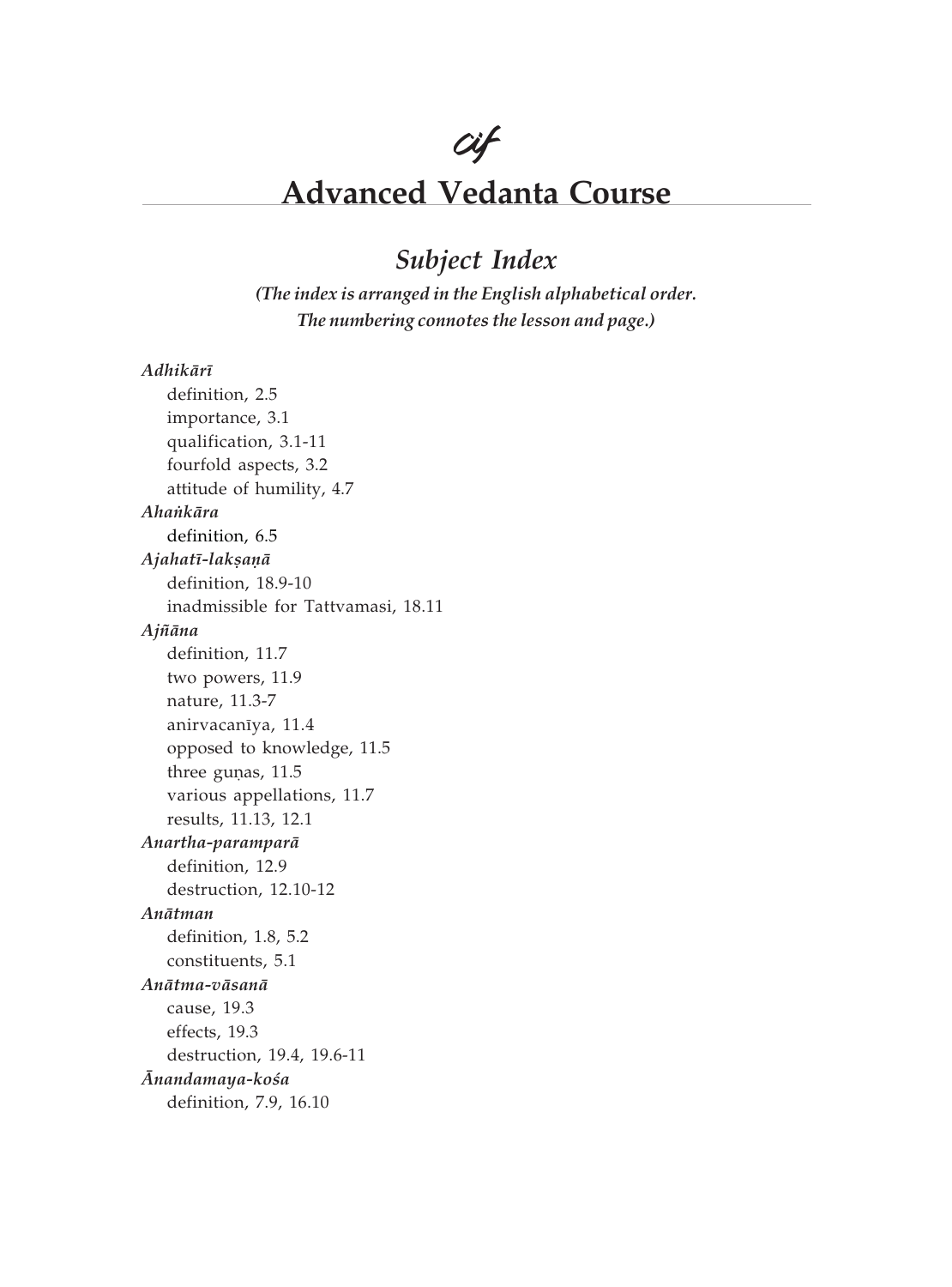# Advanced Vedanta Course

## *Subject Index*

***(The index is arranged in the English alphabetical order. The numbering connotes the lesson and page.)***

***Adhikārī***
- definition, 2.5
- importance, 3.1
- qualification, 3.1-11
- fourfold aspects, 3.2
- attitude of humility, 4.7

***Ahaṅkāra***
- definition, 6.5

***Ajahatī-lakṣaṇā***
- definition, 18.9-10
- inadmissible for Tattvamasi, 18.11

***Ajñāna***
- definition, 11.7
- two powers, 11.9
- nature, 11.3-7
- anirvacanīya, 11.4
- opposed to knowledge, 11.5
- three guṇas, 11.5
- various appellations, 11.7
- results, 11.13, 12.1

***Anartha-paramparā***
- definition, 12.9
- destruction, 12.10-12

***Anātman***
- definition, 1.8, 5.2
- constituents, 5.1

***Anātma-vāsanā***
- cause, 19.3
- effects, 19.3
- destruction, 19.4, 19.6-11

***Ānandamaya-kośa***
- definition, 7.9, 16.10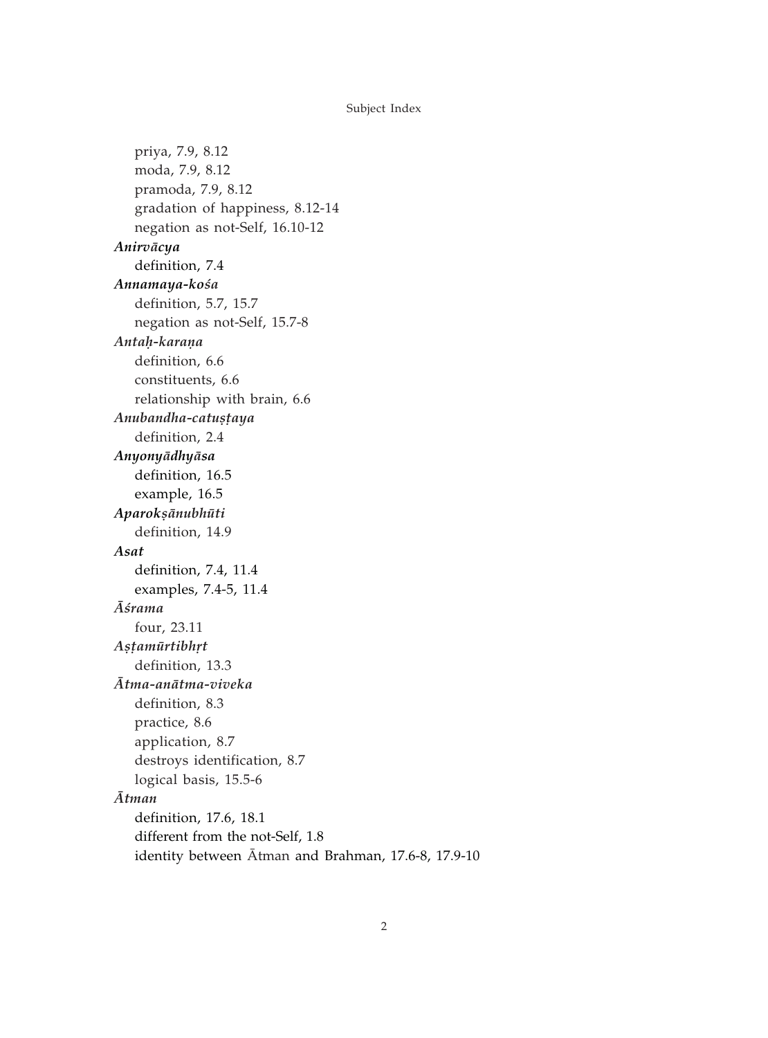priya, 7.9, 8.12
moda, 7.9, 8.12
pramoda, 7.9, 8.12
gradation of happiness, 8.12-14
negation as not-Self, 16.10-12

***Anirvācya***

definition, 7.4

***Annamaya-kośa***

definition, 5.7, 15.7
negation as not-Self, 15.7-8

***Antaḥ-karaṇa***

definition, 6.6
constituents, 6.6
relationship with brain, 6.6

***Anubandha-catuṣṭaya***

definition, 2.4

***Anyonyādhyāsa***

definition, 16.5
example, 16.5

***Aparokṣānubhūti***

definition, 14.9

***Asat***

definition, 7.4, 11.4
examples, 7.4-5, 11.4

***Āśrama***

four, 23.11

***Aṣṭamūrtibhṛt***

definition, 13.3

***Ātma-anātma-viveka***

definition, 8.3
practice, 8.6
application, 8.7
destroys identification, 8.7
logical basis, 15.5-6

***Ātman***

definition, 17.6, 18.1
different from the not-Self, 1.8
identity between Ātman and Brahman, 17.6-8, 17.9-10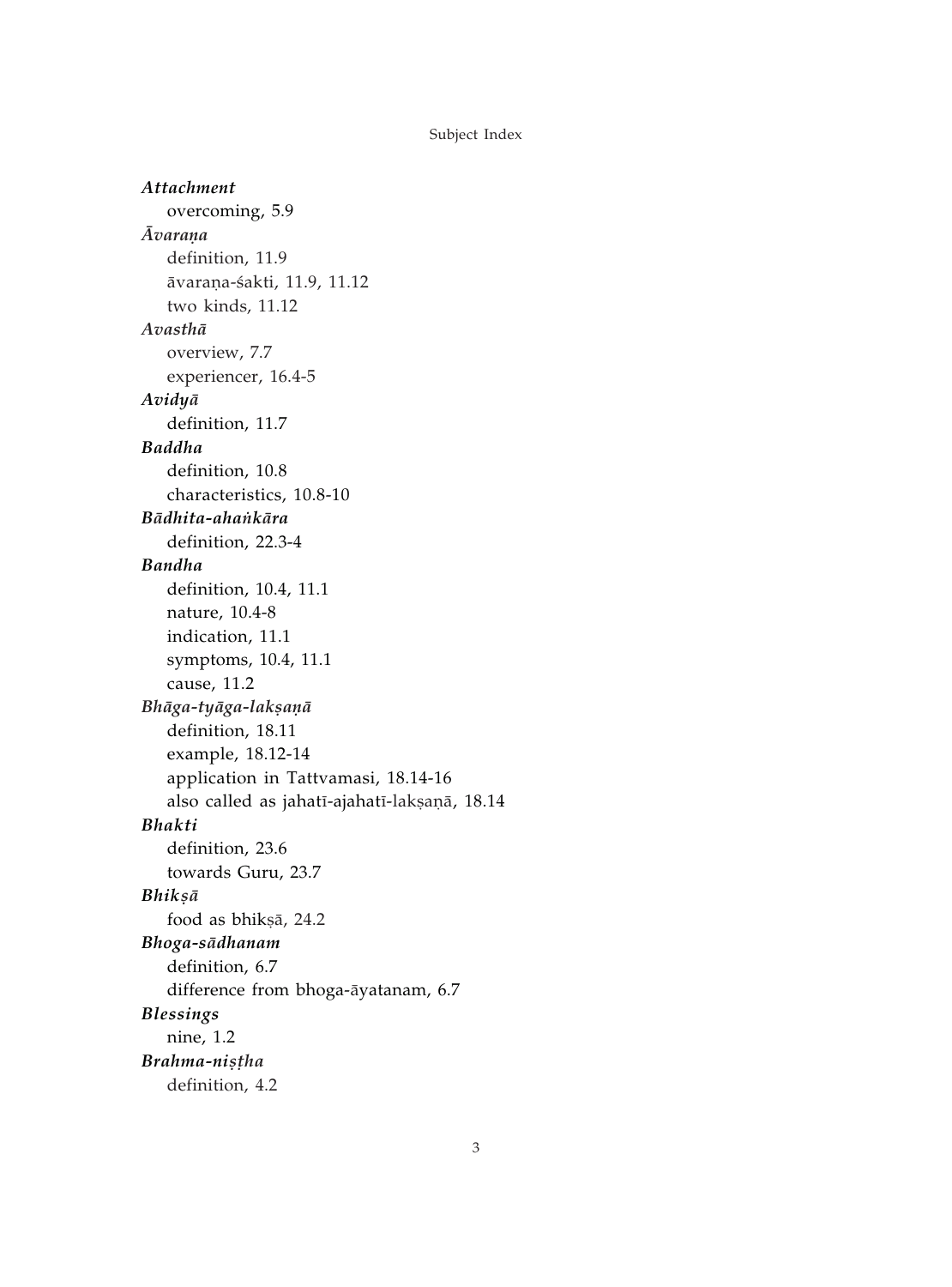***Attachment***

overcoming, 5.9

***Āvaraṇa***

definition, 11.9

āvaraṇa-śakti, 11.9, 11.12

two kinds, 11.12

***Avasthā***

overview, 7.7

experiencer, 16.4-5

***Avidyā***

definition, 11.7

***Baddha***

definition, 10.8

characteristics, 10.8-10

***Bādhita-ahaṅkāra***

definition, 22.3-4

***Bandha***

definition, 10.4, 11.1

nature, 10.4-8

indication, 11.1

symptoms, 10.4, 11.1

cause, 11.2

***Bhāga-tyāga-lakṣaṇā***

definition, 18.11

example, 18.12-14

application in Tattvamasi, 18.14-16

also called as jahatī-ajahatī-lakṣaṇā, 18.14

***Bhakti***

definition, 23.6

towards Guru, 23.7

***Bhikṣā***

food as bhikṣā, 24.2

***Bhoga-sādhanam***

definition, 6.7

difference from bhoga-āyatanam, 6.7

***Blessings***

nine, 1.2

***Brahma-niṣṭha***

definition, 4.2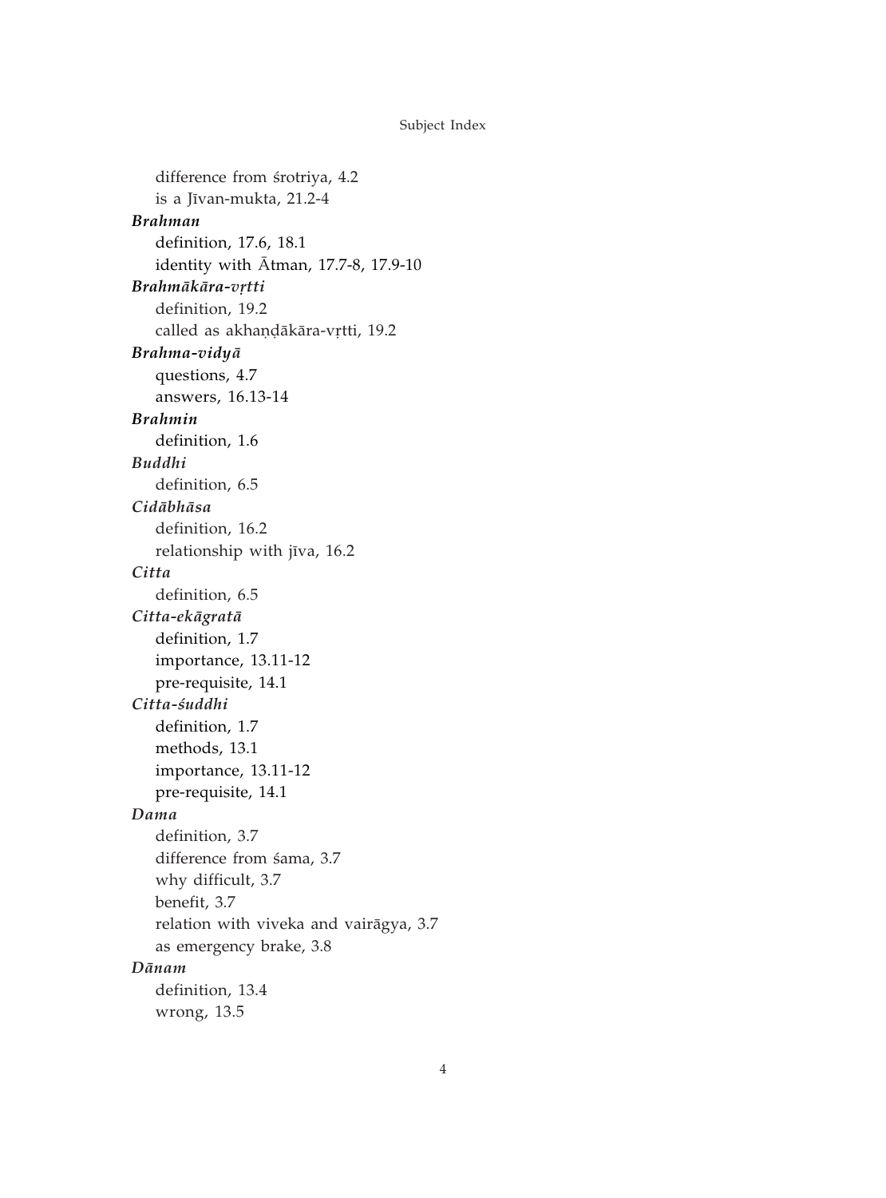difference from śrotriya, 4.2
is a Jīvan-mukta, 21.2-4

***Brahman***
definition, 17.6, 18.1
identity with Ātman, 17.7-8, 17.9-10

***Brahmākāra-vṛtti***
definition, 19.2
called as akhaṇḍākāra-vṛtti, 19.2

***Brahma-vidyā***
questions, 4.7
answers, 16.13-14

***Brahmin***
definition, 1.6

***Buddhi***
definition, 6.5

***Cidābhāsa***
definition, 16.2
relationship with jīva, 16.2

***Citta***
definition, 6.5

***Citta-ekāgratā***
definition, 1.7
importance, 13.11-12
pre-requisite, 14.1

***Citta-śuddhi***
definition, 1.7
methods, 13.1
importance, 13.11-12
pre-requisite, 14.1

***Dama***
definition, 3.7
difference from śama, 3.7
why difficult, 3.7
benefit, 3.7
relation with viveka and vairāgya, 3.7
as emergency brake, 3.8

***Dānam***
definition, 13.4
wrong, 13.5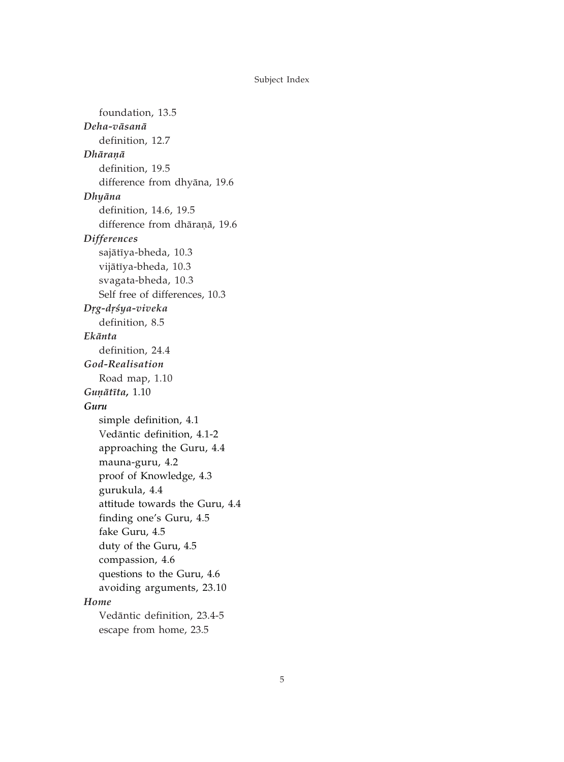foundation, 13.5

***Deha-vāsanā***

definition, 12.7

***Dhāraṇā***

definition, 19.5

difference from dhyāna, 19.6

***Dhyāna***

definition, 14.6, 19.5

difference from dhāraṇā, 19.6

***Differences***

sajātīya-bheda, 10.3

vijātīya-bheda, 10.3

svagata-bheda, 10.3

Self free of differences, 10.3

***Dṛg-dṛśya-viveka***

definition, 8.5

***Ekānta***

definition, 24.4

***God-Realisation***

Road map, 1.10

***Guṇātīta*,** 1.10

***Guru***

simple definition, 4.1

Vedāntic definition, 4.1-2

approaching the Guru, 4.4

mauna-guru, 4.2

proof of Knowledge, 4.3

gurukula, 4.4

attitude towards the Guru, 4.4

finding one's Guru, 4.5

fake Guru, 4.5

duty of the Guru, 4.5

compassion, 4.6

questions to the Guru, 4.6

avoiding arguments, 23.10

***Home***

Vedāntic definition, 23.4-5

escape from home, 23.5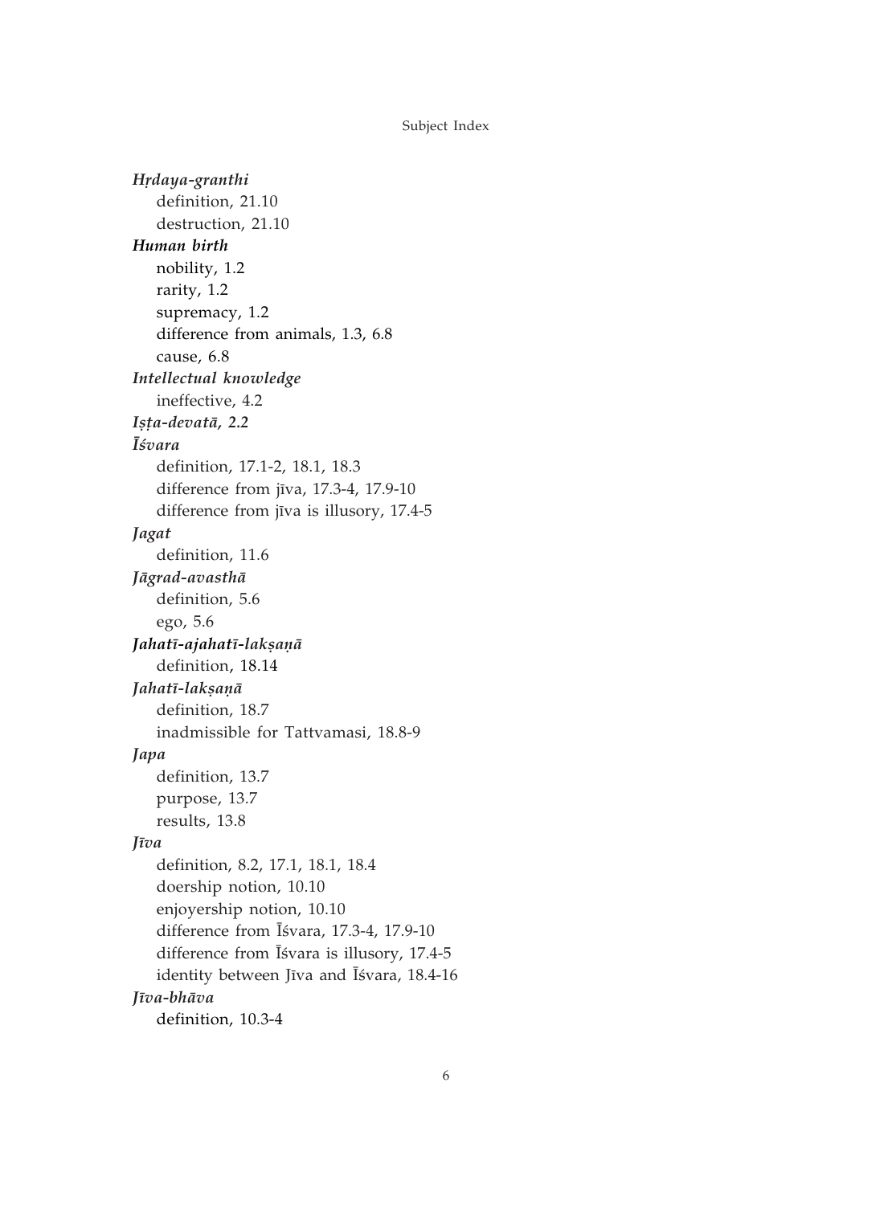***Hṛdaya-granthi***

definition, 21.10

destruction, 21.10

***Human birth***

nobility, 1.2

rarity, 1.2

supremacy, 1.2

difference from animals, 1.3, 6.8

cause, 6.8

***Intellectual knowledge***

ineffective, 4.2

***Iṣṭa-devatā, 2.2***

***Īśvara***

definition, 17.1-2, 18.1, 18.3

difference from jīva, 17.3-4, 17.9-10

difference from jīva is illusory, 17.4-5

***Jagat***

definition, 11.6

***Jāgrad-avasthā***

definition, 5.6

ego, 5.6

***Jahatī-ajahatī-lakṣaṇā***

definition, 18.14

***Jahatī-lakṣaṇā***

definition, 18.7

inadmissible for Tattvamasi, 18.8-9

***Japa***

definition, 13.7

purpose, 13.7

results, 13.8

***Jīva***

definition, 8.2, 17.1, 18.1, 18.4

doership notion, 10.10

enjoyership notion, 10.10

difference from Īśvara, 17.3-4, 17.9-10

difference from Īśvara is illusory, 17.4-5

identity between Jīva and Īśvara, 18.4-16

***Jīva-bhāva***

definition, 10.3-4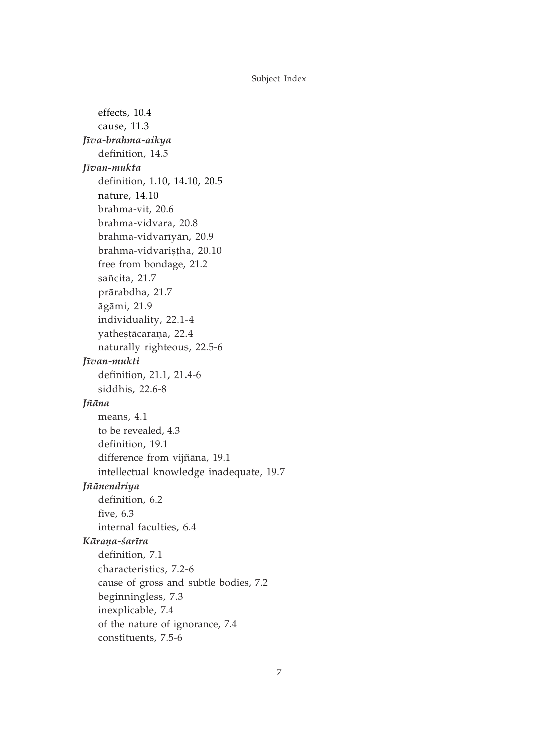effects, 10.4
cause, 11.3

***Jīva-brahma-aikya***

definition, 14.5

***Jīvan-mukta***

definition, 1.10, 14.10, 20.5
nature, 14.10
brahma-vit, 20.6
brahma-vidvara, 20.8
brahma-vidvarīyān, 20.9
brahma-vidvariṣṭha, 20.10
free from bondage, 21.2
sañcita, 21.7
prārabdha, 21.7
āgāmi, 21.9
individuality, 22.1-4
yatheṣṭācaraṇa, 22.4
naturally righteous, 22.5-6

***Jīvan-mukti***

definition, 21.1, 21.4-6
siddhis, 22.6-8

***Jñāna***

means, 4.1
to be revealed, 4.3
definition, 19.1
difference from vijñāna, 19.1
intellectual knowledge inadequate, 19.7

***Jñānendriya***

definition, 6.2
five, 6.3
internal faculties, 6.4

***Kāraṇa-śarīra***

definition, 7.1
characteristics, 7.2-6
cause of gross and subtle bodies, 7.2
beginningless, 7.3
inexplicable, 7.4
of the nature of ignorance, 7.4
constituents, 7.5-6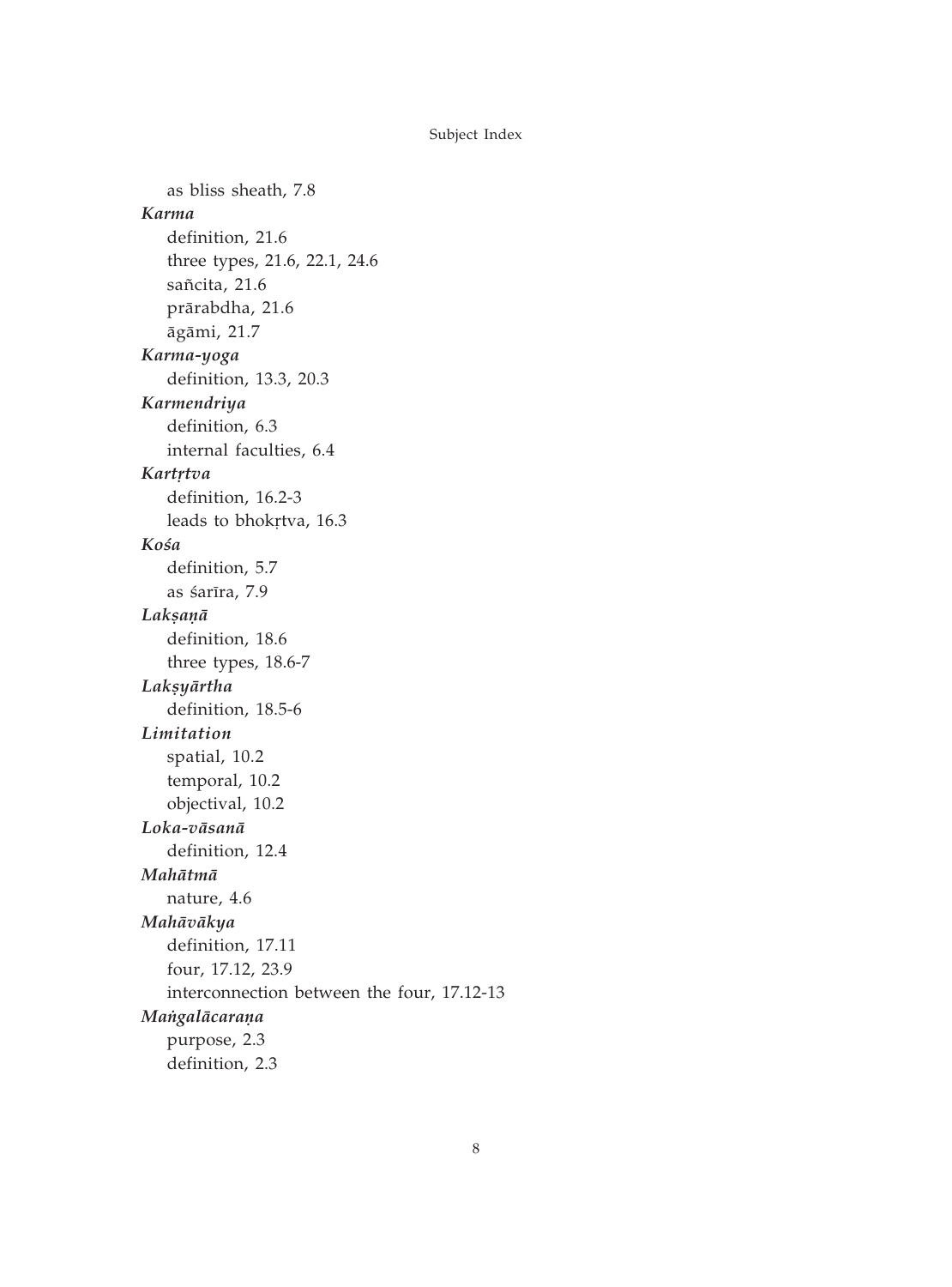as bliss sheath, 7.8

***Karma***

definition, 21.6
three types, 21.6, 22.1, 24.6
sañcita, 21.6
prārabdha, 21.6
āgāmi, 21.7

***Karma-yoga***

definition, 13.3, 20.3

***Karmendriya***

definition, 6.3
internal faculties, 6.4

***Kartṛtva***

definition, 16.2-3
leads to bhokṛtva, 16.3

***Kośa***

definition, 5.7
as śarīra, 7.9

***Lakṣaṇā***

definition, 18.6
three types, 18.6-7

***Lakṣyārtha***

definition, 18.5-6

***Limitation***

spatial, 10.2
temporal, 10.2
objectival, 10.2

***Loka-vāsanā***

definition, 12.4

***Mahātmā***

nature, 4.6

***Mahāvākya***

definition, 17.11
four, 17.12, 23.9
interconnection between the four, 17.12-13

***Maṅgalācaraṇa***

purpose, 2.3
definition, 2.3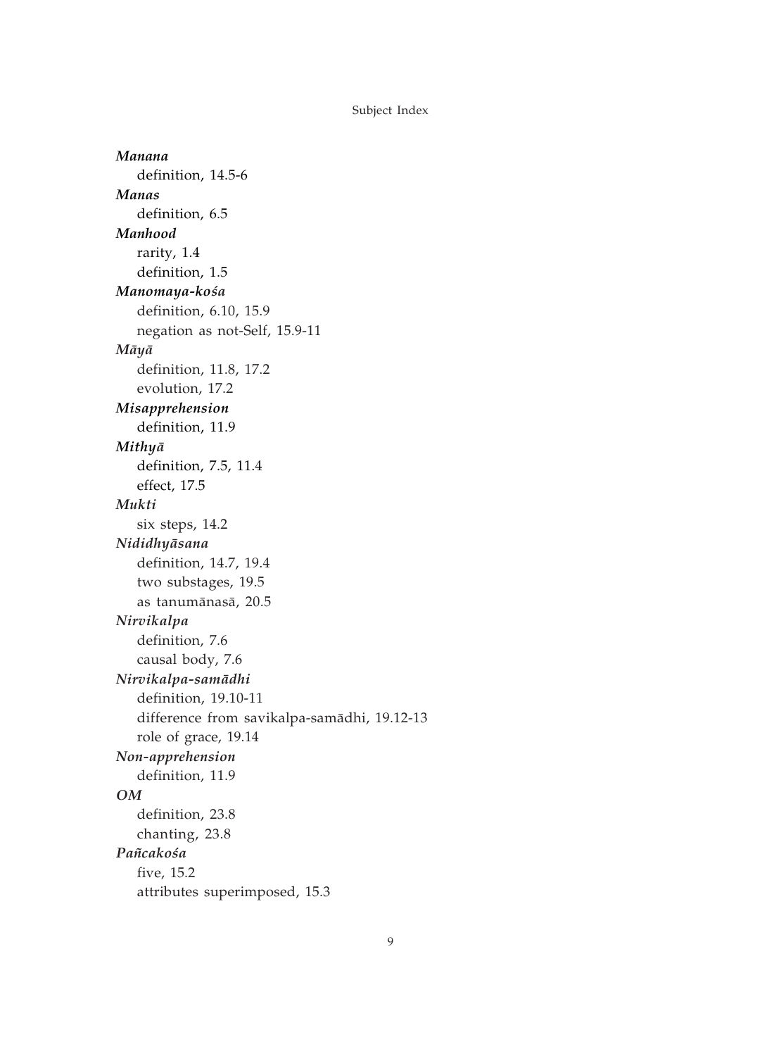***Manana***
definition, 14.5-6

***Manas***
definition, 6.5

***Manhood***
rarity, 1.4
definition, 1.5

***Manomaya-kośa***
definition, 6.10, 15.9
negation as not-Self, 15.9-11

***Māyā***
definition, 11.8, 17.2
evolution, 17.2

***Misapprehension***
definition, 11.9

***Mithyā***
definition, 7.5, 11.4
effect, 17.5

***Mukti***
six steps, 14.2

***Nididhyāsana***
definition, 14.7, 19.4
two substages, 19.5
as tanumānasā, 20.5

***Nirvikalpa***
definition, 7.6
causal body, 7.6

***Nirvikalpa-samādhi***
definition, 19.10-11
difference from savikalpa-samādhi, 19.12-13
role of grace, 19.14

***Non-apprehension***
definition, 11.9

***OM***
definition, 23.8
chanting, 23.8

***Pañcakośa***
five, 15.2
attributes superimposed, 15.3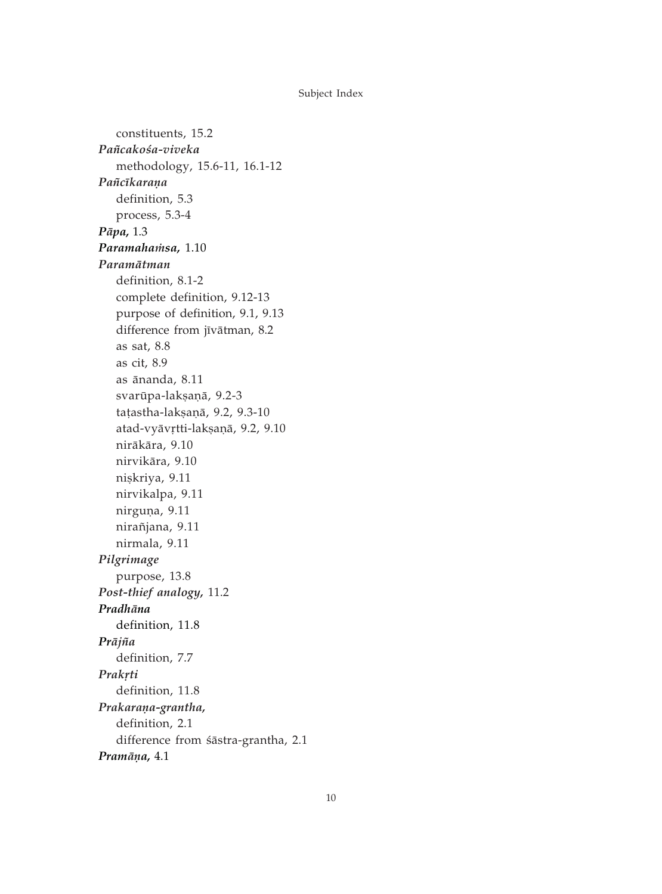constituents, 15.2

***Pañcakośa-viveka***

methodology, 15.6-11, 16.1-12

***Pañcīkaraṇa***

definition, 5.3

process, 5.3-4

***Pāpa,*** 1.3

***Paramahaṁsa,*** 1.10

***Paramātman***

definition, 8.1-2

complete definition, 9.12-13

purpose of definition, 9.1, 9.13

difference from jīvātman, 8.2

as sat, 8.8

as cit, 8.9

as ānanda, 8.11

svarūpa-lakṣaṇā, 9.2-3

taṭastha-lakṣaṇā, 9.2, 9.3-10

atad-vyāvṛtti-lakṣaṇā, 9.2, 9.10

nirākāra, 9.10

nirvikāra, 9.10

niṣkriya, 9.11

nirvikalpa, 9.11

nirguṇa, 9.11

nirañjana, 9.11

nirmala, 9.11

***Pilgrimage***

purpose, 13.8

***Post-thief analogy,*** 11.2

***Pradhāna***

definition, 11.8

***Prājña***

definition, 7.7

***Prakṛti***

definition, 11.8

***Prakaraṇa-grantha,***

definition, 2.1

difference from śāstra-grantha, 2.1

***Pramāṇa,*** 4.1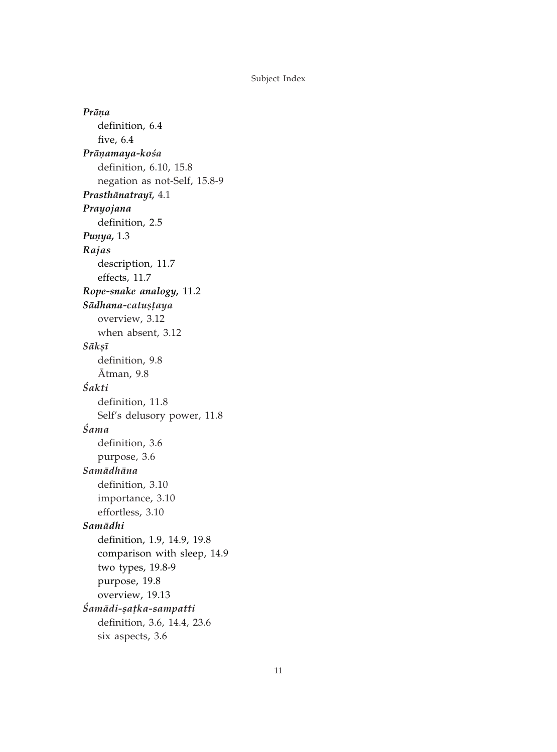***Prāṇa***

- definition, 6.4
- five, 6.4

***Prāṇamaya-kośa***

- definition, 6.10, 15.8
- negation as not-Self, 15.8-9

***Prasthānatrayī,*** 4.1

***Prayojana***

- definition, 2.5

***Puṇya,*** 1.3

***Rajas***

- description, 11.7
- effects, 11.7

***Rope-snake analogy,*** 11.2

***Sādhana-catuṣṭaya***

- overview, 3.12
- when absent, 3.12

***Sākṣī***

- definition, 9.8
- Ātman, 9.8

***Śakti***

- definition, 11.8
- Self's delusory power, 11.8

***Śama***

- definition, 3.6
- purpose, 3.6

***Samādhāna***

- definition, 3.10
- importance, 3.10
- effortless, 3.10

***Samādhi***

- definition, 1.9, 14.9, 19.8
- comparison with sleep, 14.9
- two types, 19.8-9
- purpose, 19.8
- overview, 19.13

***Śamādi-ṣaṭka-sampatti***

- definition, 3.6, 14.4, 23.6
- six aspects, 3.6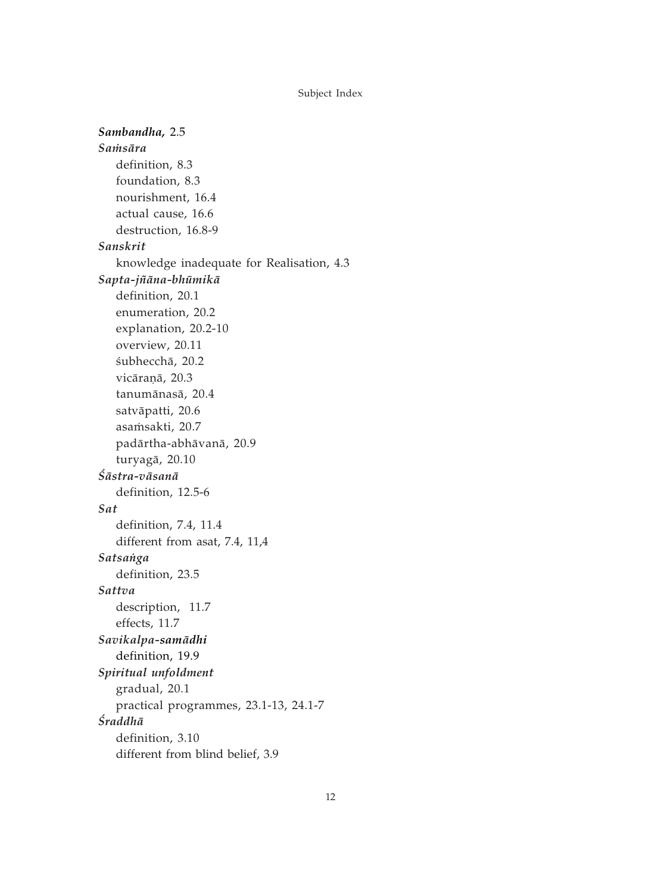***Sambandha,*** 2.5

***Saṁsāra***

- definition, 8.3
- foundation, 8.3
- nourishment, 16.4
- actual cause, 16.6
- destruction, 16.8-9

***Sanskrit***

- knowledge inadequate for Realisation, 4.3

***Sapta-jñāna-bhūmikā***

- definition, 20.1
- enumeration, 20.2
- explanation, 20.2-10
- overview, 20.11
- śubhecchā, 20.2
- vicāraṇā, 20.3
- tanumānasā, 20.4
- satvāpatti, 20.6
- asaṁsakti, 20.7
- padārtha-abhāvanā, 20.9
- turyagā, 20.10

***Śāstra-vāsanā***

- definition, 12.5-6

***Sat***

- definition, 7.4, 11.4
- different from asat, 7.4, 11,4

***Satsaṅga***

- definition, 23.5

***Sattva***

- description, 11.7
- effects, 11.7

***Savikalpa-samādhi***

- definition, 19.9

***Spiritual unfoldment***

- gradual, 20.1
- practical programmes, 23.1-13, 24.1-7

***Śraddhā***

- definition, 3.10
- different from blind belief, 3.9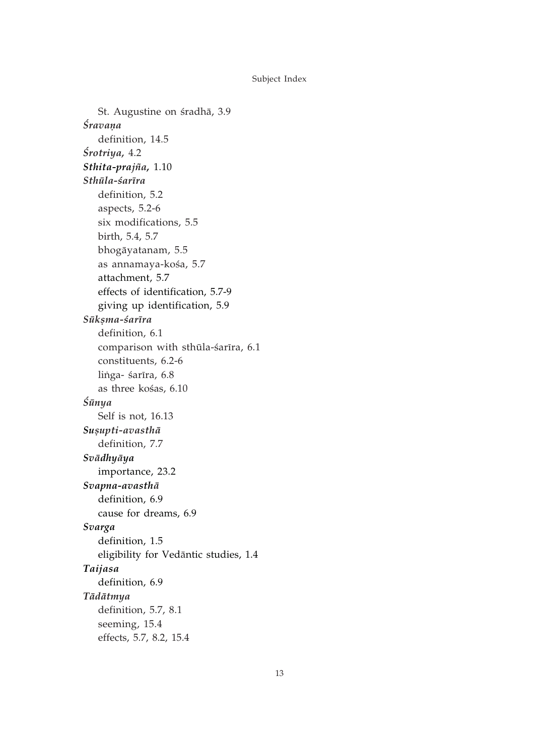St. Augustine on śradhā, 3.9

***Śravaṇa***

definition, 14.5

***Śrotriya,*** 4.2

***Sthita-prajña,*** 1.10

***Sthūla-śarīra***

definition, 5.2
aspects, 5.2-6
six modifications, 5.5
birth, 5.4, 5.7
bhogāyatanam, 5.5
as annamaya-kośa, 5.7
attachment, 5.7
effects of identification, 5.7-9
giving up identification, 5.9

***Sūkṣma-śarīra***

definition, 6.1
comparison with sthūla-śarīra, 6.1
constituents, 6.2-6
liṅga- śarīra, 6.8
as three kośas, 6.10

***Śūnya***

Self is not, 16.13

***Suṣupti-avasthā***

definition, 7.7

***Svādhyāya***

importance, 23.2

***Svapna-avasthā***

definition, 6.9
cause for dreams, 6.9

***Svarga***

definition, 1.5
eligibility for Vedāntic studies, 1.4

***Taijasa***

definition, 6.9

***Tādātmya***

definition, 5.7, 8.1
seeming, 15.4
effects, 5.7, 8.2, 15.4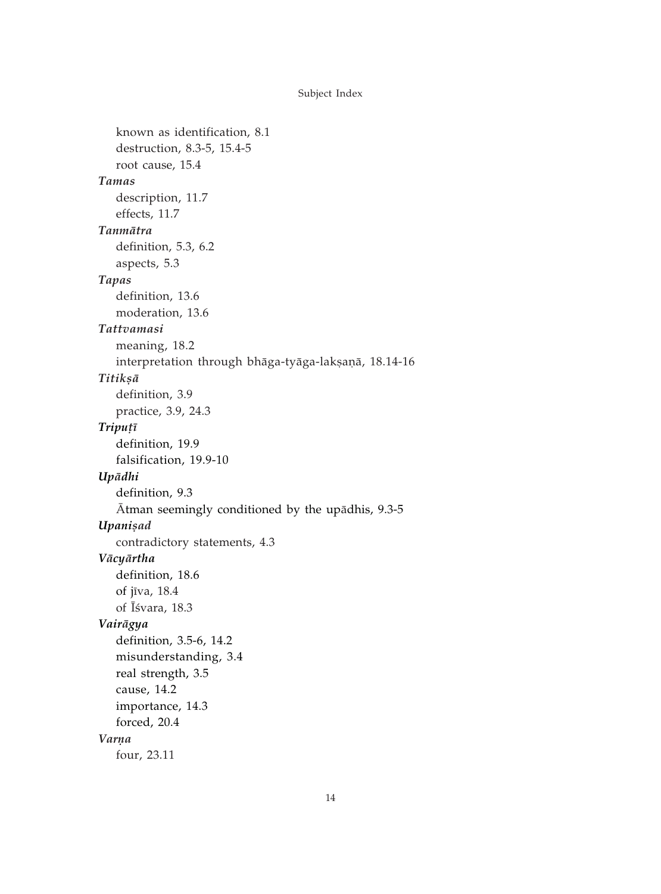known as identification, 8.1
destruction, 8.3-5, 15.4-5
root cause, 15.4

***Tamas***
description, 11.7
effects, 11.7

***Tanmātra***
definition, 5.3, 6.2
aspects, 5.3

***Tapas***
definition, 13.6
moderation, 13.6

***Tattvamasi***
meaning, 18.2
interpretation through bhāga-tyāga-lakṣaṇā, 18.14-16

***Titikṣā***
definition, 3.9
practice, 3.9, 24.3

***Tripuṭī***
definition, 19.9
falsification, 19.9-10

***Upādhi***
definition, 9.3
Ātman seemingly conditioned by the upādhis, 9.3-5

***Upaniṣad***
contradictory statements, 4.3

***Vācyārtha***
definition, 18.6
of jīva, 18.4
of Īśvara, 18.3

***Vairāgya***
definition, 3.5-6, 14.2
misunderstanding, 3.4
real strength, 3.5
cause, 14.2
importance, 14.3
forced, 20.4

***Varṇa***
four, 23.11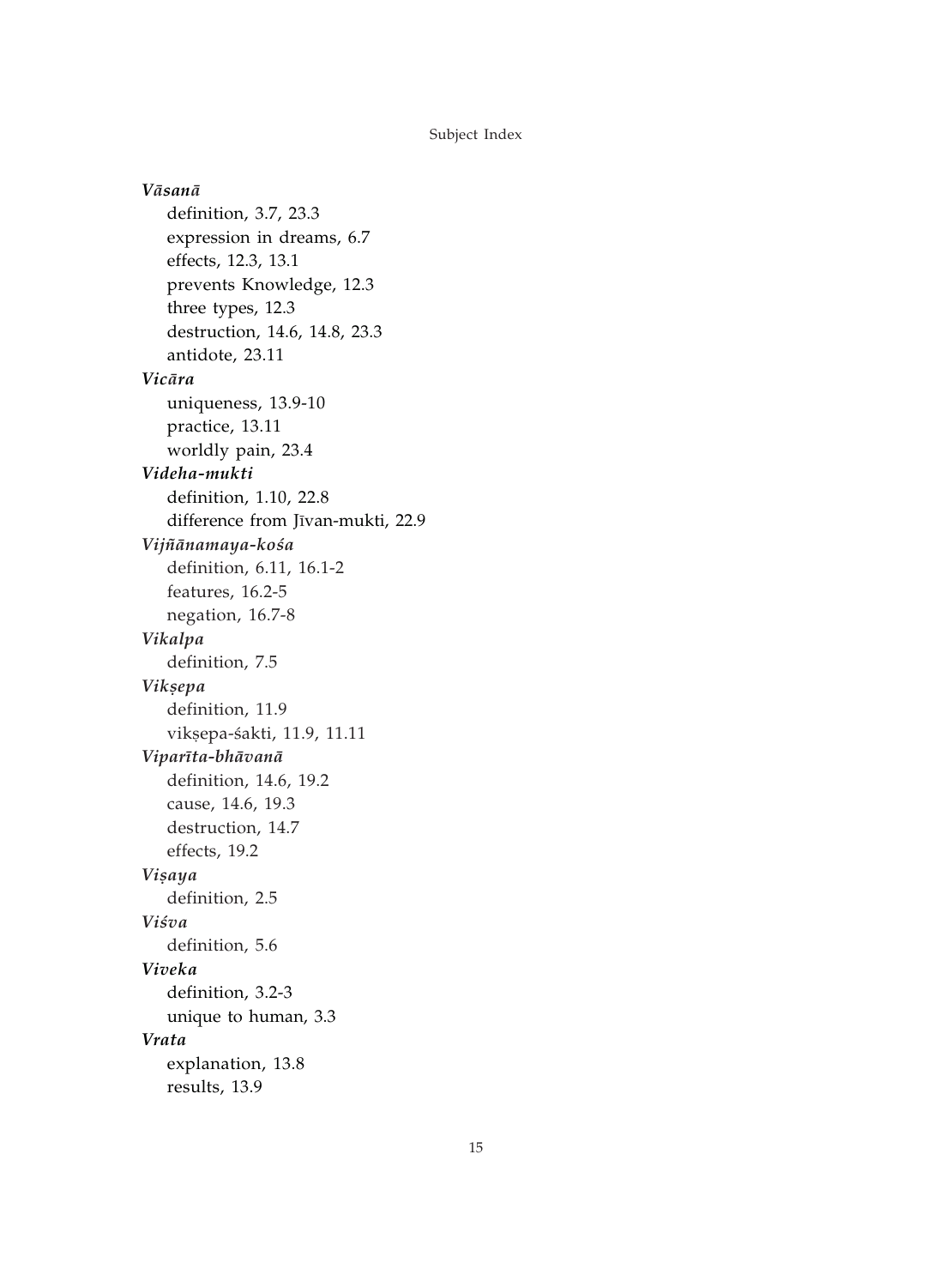***Vāsanā***

definition, 3.7, 23.3
expression in dreams, 6.7
effects, 12.3, 13.1
prevents Knowledge, 12.3
three types, 12.3
destruction, 14.6, 14.8, 23.3
antidote, 23.11

***Vicāra***

uniqueness, 13.9-10
practice, 13.11
worldly pain, 23.4

***Videha-mukti***

definition, 1.10, 22.8
difference from Jīvan-mukti, 22.9

***Vijñānamaya-kośa***

definition, 6.11, 16.1-2
features, 16.2-5
negation, 16.7-8

***Vikalpa***

definition, 7.5

***Vikṣepa***

definition, 11.9
vikṣepa-śakti, 11.9, 11.11

***Viparīta-bhāvanā***

definition, 14.6, 19.2
cause, 14.6, 19.3
destruction, 14.7
effects, 19.2

***Viṣaya***

definition, 2.5

***Viśva***

definition, 5.6

***Viveka***

definition, 3.2-3
unique to human, 3.3

***Vrata***

explanation, 13.8
results, 13.9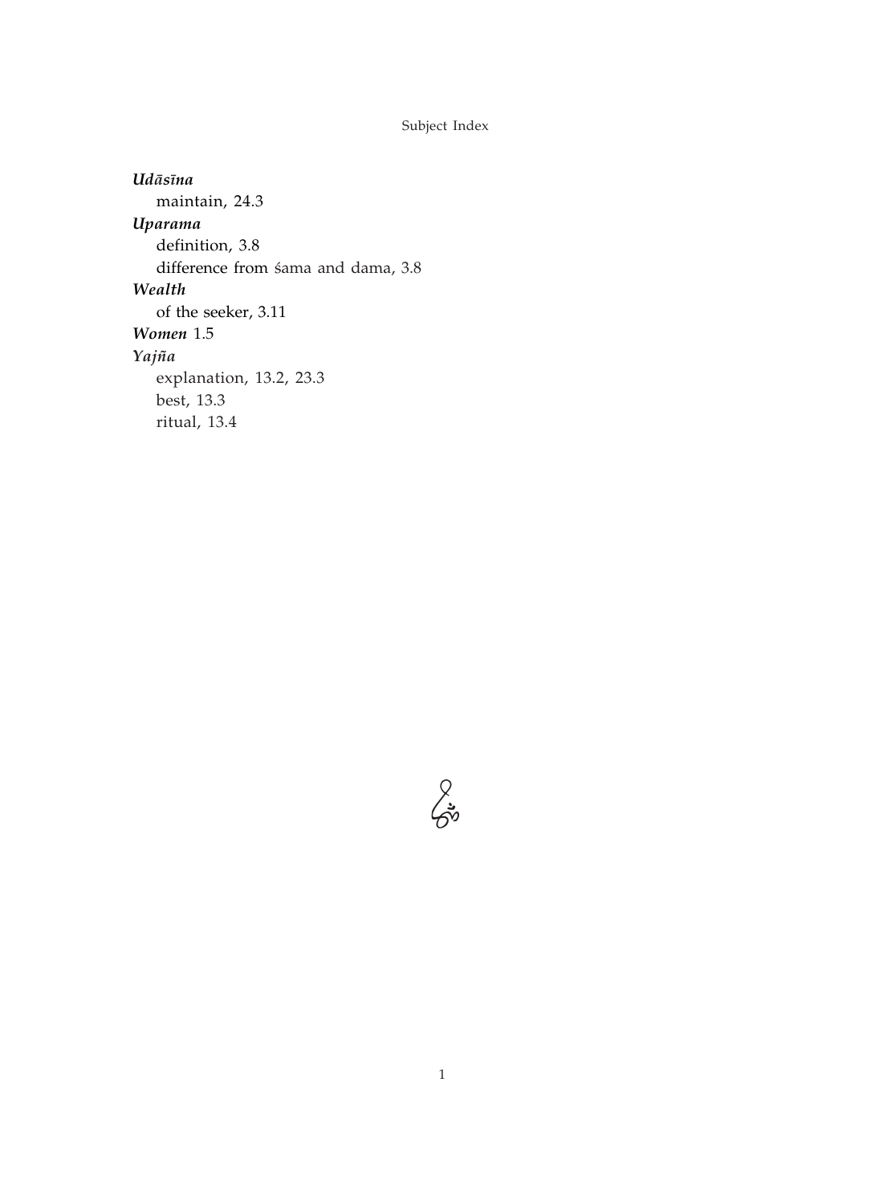***Udāsīna***

maintain, 24.3

***Uparama***

definition, 3.8

difference from śama and dama, 3.8

***Wealth***

of the seeker, 3.11

***Women*** 1.5

***Yajña***

explanation, 13.2, 23.3

best, 13.3

ritual, 13.4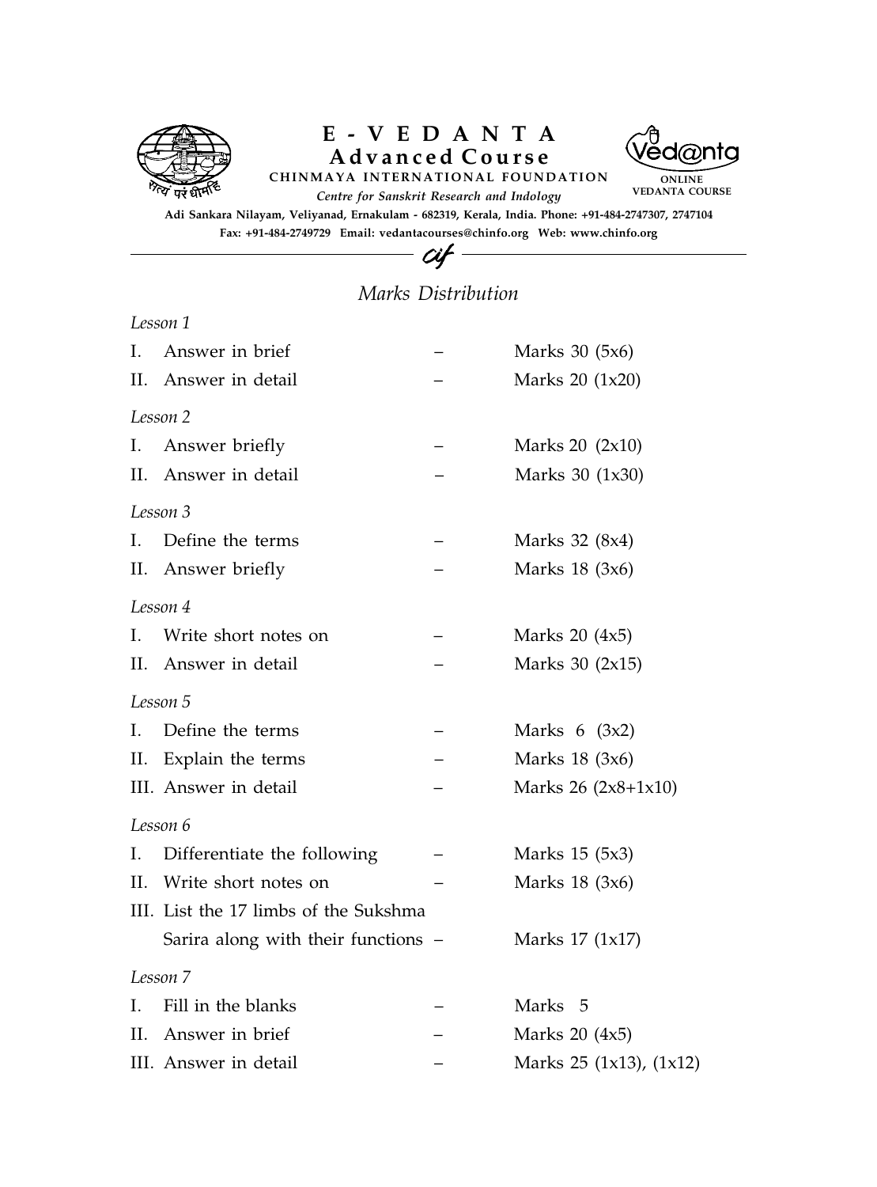# E - V E D A N T A
## Advanced Course

**CHINMAYA INTERNATIONAL FOUNDATION**

*Centre for Sanskrit Research and Indology*

**Adi Sankara Nilayam, Veliyanad, Ernakulam - 682319, Kerala, India. Phone: +91-484-2747307, 2747104**

**Fax: +91-484-2749729 Email: vedantacourses@chinfo.org Web: www.chinfo.org**

ONLINE VEDANTA COURSE

---

## *Marks Distribution*

*Lesson 1*

| | | |
|---|---|---|
| I. Answer in brief | – | Marks 30 (5x6) |
| II. Answer in detail | – | Marks 20 (1x20) |

*Lesson 2*

| | | |
|---|---|---|
| I. Answer briefly | – | Marks 20 (2x10) |
| II. Answer in detail | – | Marks 30 (1x30) |

*Lesson 3*

| | | |
|---|---|---|
| I. Define the terms | – | Marks 32 (8x4) |
| II. Answer briefly | – | Marks 18 (3x6) |

*Lesson 4*

| | | |
|---|---|---|
| I. Write short notes on | – | Marks 20 (4x5) |
| II. Answer in detail | – | Marks 30 (2x15) |

*Lesson 5*

| | | |
|---|---|---|
| I. Define the terms | – | Marks 6 (3x2) |
| II. Explain the terms | – | Marks 18 (3x6) |
| III. Answer in detail | – | Marks 26 (2x8+1x10) |

*Lesson 6*

| | | |
|---|---|---|
| I. Differentiate the following | – | Marks 15 (5x3) |
| II. Write short notes on | – | Marks 18 (3x6) |
| III. List the 17 limbs of the Sukshma Sarira along with their functions | – | Marks 17 (1x17) |

*Lesson 7*

| | | |
|---|---|---|
| I. Fill in the blanks | – | Marks 5 |
| II. Answer in brief | – | Marks 20 (4x5) |
| III. Answer in detail | – | Marks 25 (1x13), (1x12) |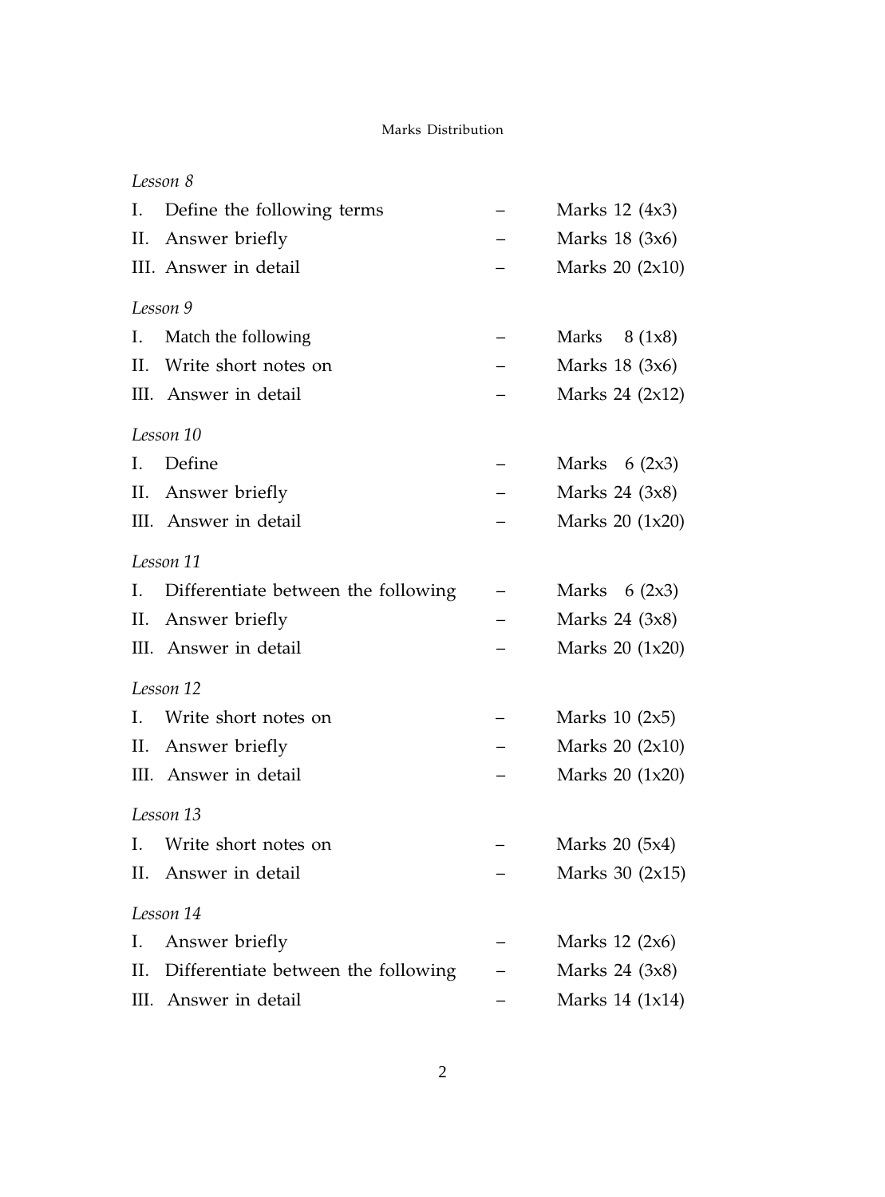## Marks Distribution

*Lesson 8*

| | | | |
|---|---|---|---|
| I. | Define the following terms | – | Marks 12 (4x3) |
| II. | Answer briefly | – | Marks 18 (3x6) |
| III. | Answer in detail | – | Marks 20 (2x10) |

*Lesson 9*

| | | | |
|---|---|---|---|
| I. | Match the following | – | Marks 8 (1x8) |
| II. | Write short notes on | – | Marks 18 (3x6) |
| III. | Answer in detail | – | Marks 24 (2x12) |

*Lesson 10*

| | | | |
|---|---|---|---|
| I. | Define | – | Marks 6 (2x3) |
| II. | Answer briefly | – | Marks 24 (3x8) |
| III. | Answer in detail | – | Marks 20 (1x20) |

*Lesson 11*

| | | | |
|---|---|---|---|
| I. | Differentiate between the following | – | Marks 6 (2x3) |
| II. | Answer briefly | – | Marks 24 (3x8) |
| III. | Answer in detail | – | Marks 20 (1x20) |

*Lesson 12*

| | | | |
|---|---|---|---|
| I. | Write short notes on | – | Marks 10 (2x5) |
| II. | Answer briefly | – | Marks 20 (2x10) |
| III. | Answer in detail | – | Marks 20 (1x20) |

*Lesson 13*

| | | | |
|---|---|---|---|
| I. | Write short notes on | – | Marks 20 (5x4) |
| II. | Answer in detail | – | Marks 30 (2x15) |

*Lesson 14*

| | | | |
|---|---|---|---|
| I. | Answer briefly | – | Marks 12 (2x6) |
| II. | Differentiate between the following | – | Marks 24 (3x8) |
| III. | Answer in detail | – | Marks 14 (1x14) |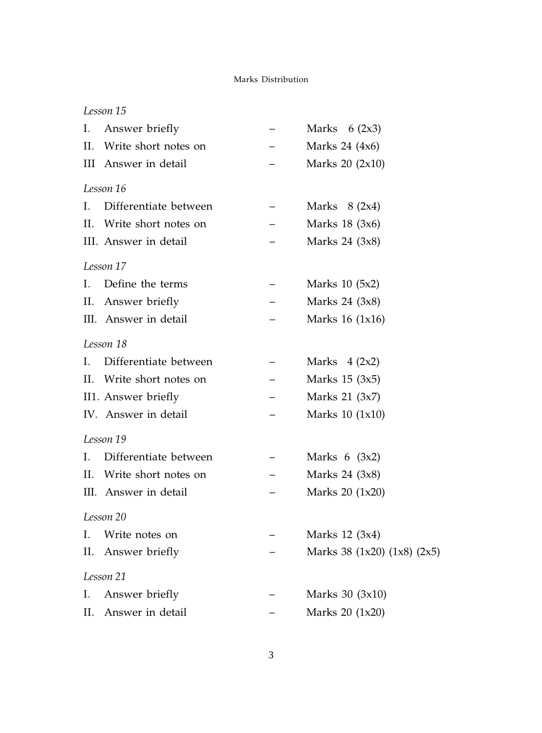## Marks Distribution

*Lesson 15*

| | | | |
|---|---|---|---|
| I. | Answer briefly | – | Marks 6 (2x3) |
| II. | Write short notes on | – | Marks 24 (4x6) |
| III | Answer in detail | – | Marks 20 (2x10) |

*Lesson 16*

| | | | |
|---|---|---|---|
| I. | Differentiate between | – | Marks 8 (2x4) |
| II. | Write short notes on | – | Marks 18 (3x6) |
| III. | Answer in detail | – | Marks 24 (3x8) |

*Lesson 17*

| | | | |
|---|---|---|---|
| I. | Define the terms | – | Marks 10 (5x2) |
| II. | Answer briefly | – | Marks 24 (3x8) |
| III. | Answer in detail | – | Marks 16 (1x16) |

*Lesson 18*

| | | | |
|---|---|---|---|
| I. | Differentiate between | – | Marks 4 (2x2) |
| II. | Write short notes on | – | Marks 15 (3x5) |
| II1. | Answer briefly | – | Marks 21 (3x7) |
| IV. | Answer in detail | – | Marks 10 (1x10) |

*Lesson 19*

| | | | |
|---|---|---|---|
| I. | Differentiate between | – | Marks 6 (3x2) |
| II. | Write short notes on | – | Marks 24 (3x8) |
| III. | Answer in detail | – | Marks 20 (1x20) |

*Lesson 20*

| | | | |
|---|---|---|---|
| I. | Write notes on | – | Marks 12 (3x4) |
| II. | Answer briefly | – | Marks 38 (1x20) (1x8) (2x5) |

*Lesson 21*

| | | | |
|---|---|---|---|
| I. | Answer briefly | – | Marks 30 (3x10) |
| II. | Answer in detail | – | Marks 20 (1x20) |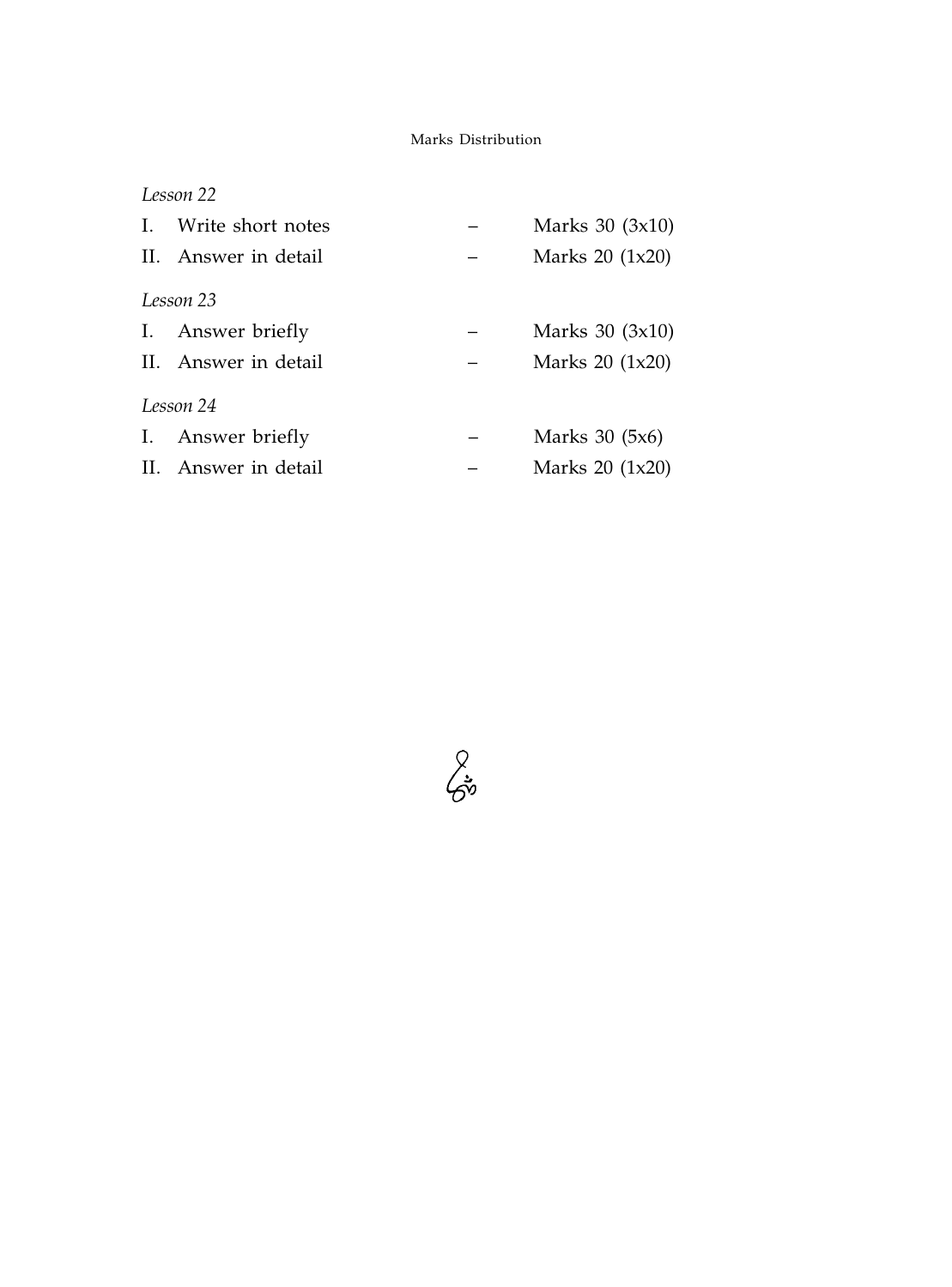Marks Distribution

*Lesson 22*

| | | | |
|---|---|---|---|
| I. | Write short notes | – | Marks 30 (3x10) |
| II. | Answer in detail | – | Marks 20 (1x20) |

*Lesson 23*

| | | | |
|---|---|---|---|
| I. | Answer briefly | – | Marks 30 (3x10) |
| II. | Answer in detail | – | Marks 20 (1x20) |

*Lesson 24*

| | | | |
|---|---|---|---|
| I. | Answer briefly | – | Marks 30 (5x6) |
| II. | Answer in detail | – | Marks 20 (1x20) |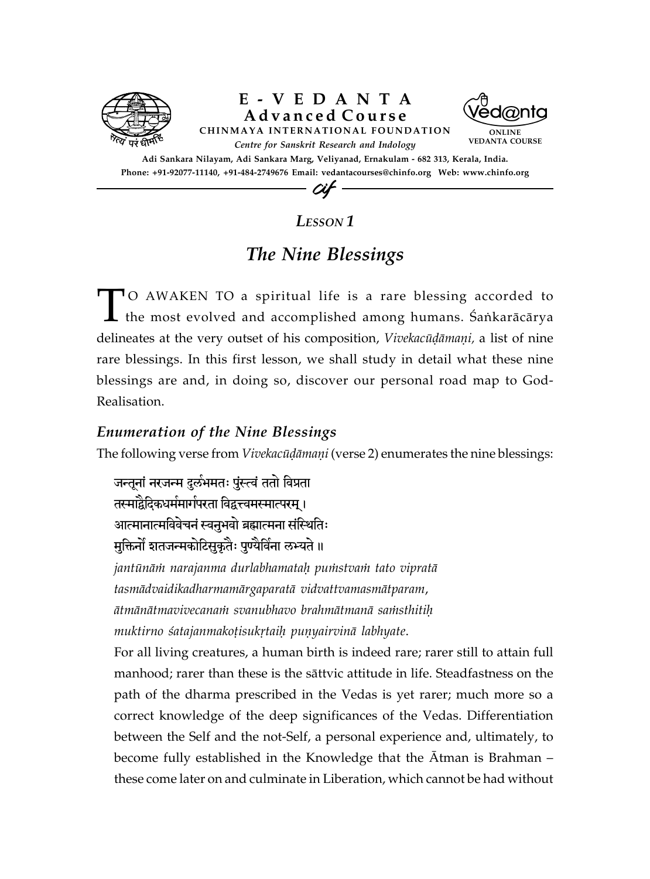# E - V E D A N T A
## Advanced Course

**CHINMAYA INTERNATIONAL FOUNDATION**
*Centre for Sanskrit Research and Indology*

**Adi Sankara Nilayam, Adi Sankara Marg, Veliyanad, Ernakulam - 682 313, Kerala, India.**
**Phone: +91-92077-11140, +91-484-2749676 Email: vedantacourses@chinfo.org Web: www.chinfo.org**

*LESSON 1*

## *The Nine Blessings*

TO AWAKEN TO a spiritual life is a rare blessing accorded to the most evolved and accomplished among humans. Śaṅkarācārya delineates at the very outset of his composition, *Vivekacūḍāmaṇi,* a list of nine rare blessings. In this first lesson, we shall study in detail what these nine blessings are and, in doing so, discover our personal road map to God-Realisation.

### *Enumeration of the Nine Blessings*

The following verse from *Vivekacūḍāmaṇi* (verse 2) enumerates the nine blessings:

जन्तूनां नरजन्म दुर्लभमतः पुंस्त्वं ततो विप्रता
तस्माद्वैदिकधर्ममार्गपरता विद्वत्त्वमस्मात्परम् ।
आत्मानात्मविवेचनं स्वनुभवो ब्रह्मात्मना संस्थितिः
मुक्तिर्नो शतजन्मकोटिसुकृतैः पुण्यैर्विना लभ्यते ॥

*jantūnāṁ narajanma durlabhamataḥ puṁstvaṁ tato vipratā*
*tasmādvaidikadharmamārgaparatā vidvattvamasmātparam*,
*ātmānātmavivecanaṁ svanubhavo brahmātmanā saṁsthitiḥ*
*muktirno śatajanmakoṭisukṛtaiḥ puṇyairvinā labhyate*.

For all living creatures, a human birth is indeed rare; rarer still to attain full manhood; rarer than these is the sāttvic attitude in life. Steadfastness on the path of the dharma prescribed in the Vedas is yet rarer; much more so a correct knowledge of the deep significances of the Vedas. Differentiation between the Self and the not-Self, a personal experience and, ultimately, to become fully established in the Knowledge that the Ātman is Brahman – these come later on and culminate in Liberation, which cannot be had without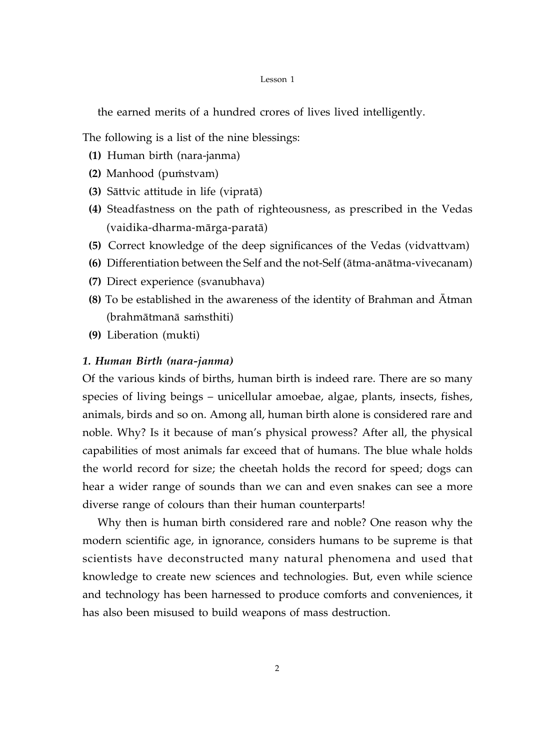the earned merits of a hundred crores of lives lived intelligently.

The following is a list of the nine blessings:

**(1)** Human birth (nara-janma)

**(2)** Manhood (puṁstvam)

**(3)** Sāttvic attitude in life (vipratā)

**(4)** Steadfastness on the path of righteousness, as prescribed in the Vedas (vaidika-dharma-mārga-paratā)

**(5)** Correct knowledge of the deep significances of the Vedas (vidvattvam)

**(6)** Differentiation between the Self and the not-Self (ātma-anātma-vivecanam)

**(7)** Direct experience (svanubhava)

**(8)** To be established in the awareness of the identity of Brahman and Ātman (brahmātmanā saṁsthiti)

**(9)** Liberation (mukti)

***1. Human Birth (nara-janma)***

Of the various kinds of births, human birth is indeed rare. There are so many species of living beings – unicellular amoebae, algae, plants, insects, fishes, animals, birds and so on. Among all, human birth alone is considered rare and noble. Why? Is it because of man's physical prowess? After all, the physical capabilities of most animals far exceed that of humans. The blue whale holds the world record for size; the cheetah holds the record for speed; dogs can hear a wider range of sounds than we can and even snakes can see a more diverse range of colours than their human counterparts!

Why then is human birth considered rare and noble? One reason why the modern scientific age, in ignorance, considers humans to be supreme is that scientists have deconstructed many natural phenomena and used that knowledge to create new sciences and technologies. But, even while science and technology has been harnessed to produce comforts and conveniences, it has also been misused to build weapons of mass destruction.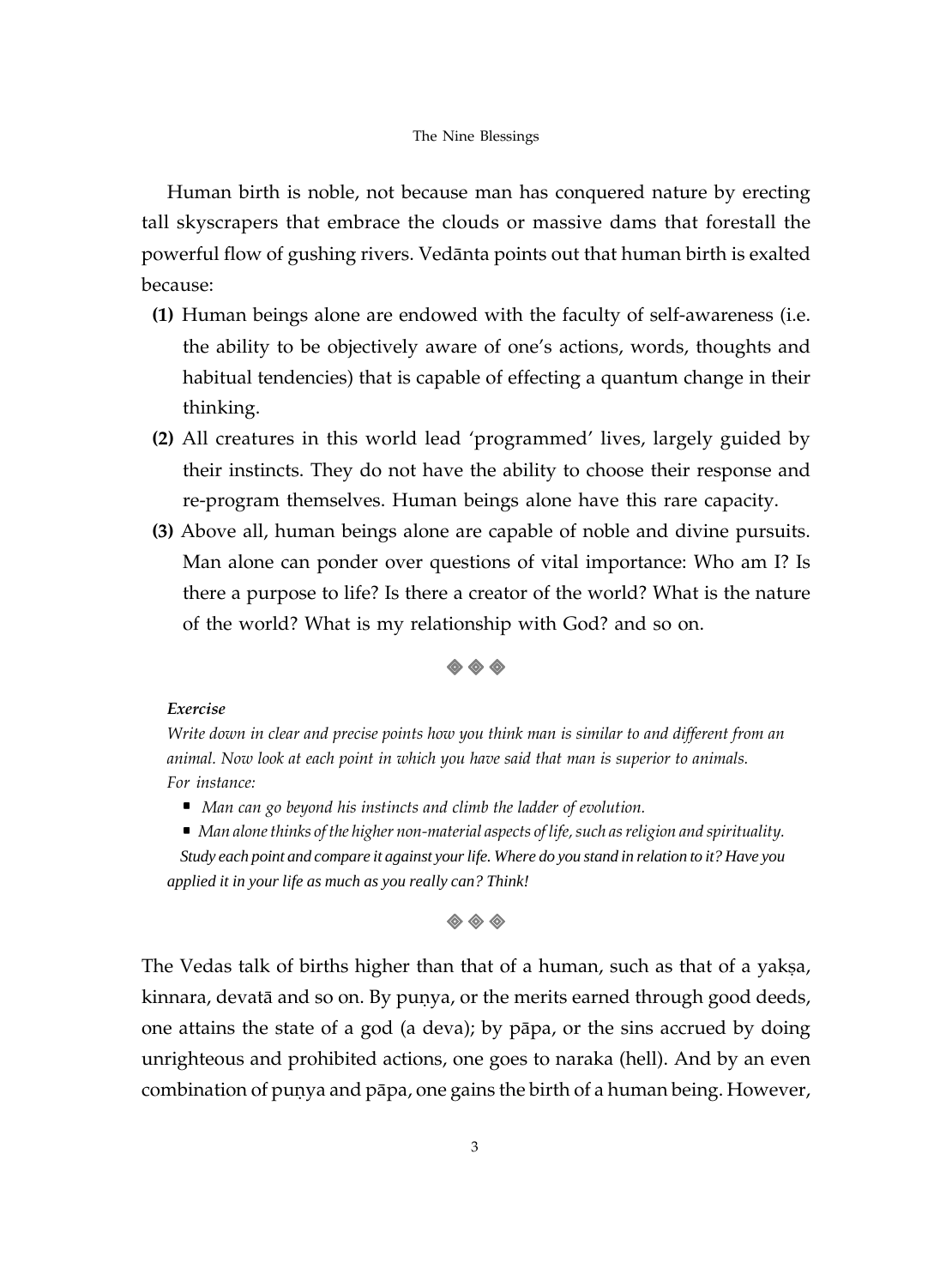Human birth is noble, not because man has conquered nature by erecting tall skyscrapers that embrace the clouds or massive dams that forestall the powerful flow of gushing rivers. Vedānta points out that human birth is exalted because:

**(1)** Human beings alone are endowed with the faculty of self-awareness (i.e. the ability to be objectively aware of one's actions, words, thoughts and habitual tendencies) that is capable of effecting a quantum change in their thinking.

**(2)** All creatures in this world lead 'programmed' lives, largely guided by their instincts. They do not have the ability to choose their response and re-program themselves. Human beings alone have this rare capacity.

**(3)** Above all, human beings alone are capable of noble and divine pursuits. Man alone can ponder over questions of vital importance: Who am I? Is there a purpose to life? Is there a creator of the world? What is the nature of the world? What is my relationship with God? and so on.

◈ ◈ ◈

***Exercise***

*Write down in clear and precise points how you think man is similar to and different from an animal. Now look at each point in which you have said that man is superior to animals. For instance:*

- *Man can go beyond his instincts and climb the ladder of evolution.*
- *Man alone thinks of the higher non-material aspects of life, such as religion and spirituality.*

*Study each point and compare it against your life. Where do you stand in relation to it? Have you applied it in your life as much as you really can? Think!*

◈ ◈ ◈

The Vedas talk of births higher than that of a human, such as that of a yakṣa, kinnara, devatā and so on. By puṇya, or the merits earned through good deeds, one attains the state of a god (a deva); by pāpa, or the sins accrued by doing unrighteous and prohibited actions, one goes to naraka (hell). And by an even combination of puṇya and pāpa, one gains the birth of a human being. However,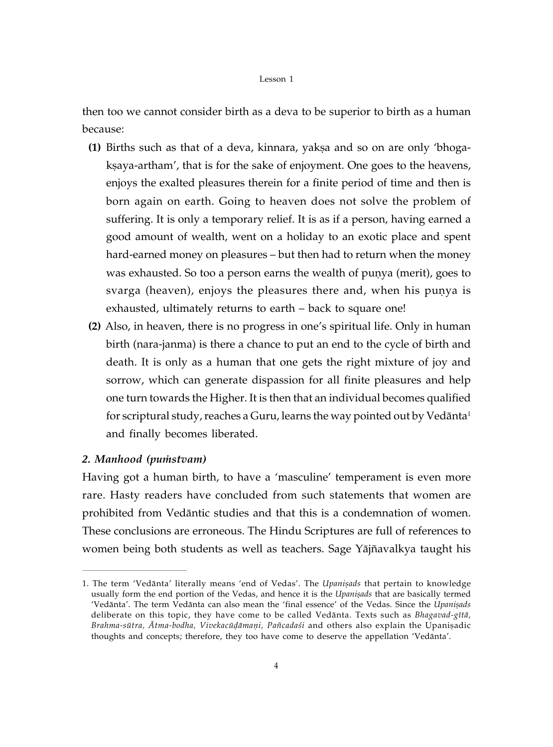then too we cannot consider birth as a deva to be superior to birth as a human because:

**(1)** Births such as that of a deva, kinnara, yakṣa and so on are only 'bhoga-kṣaya-artham', that is for the sake of enjoyment. One goes to the heavens, enjoys the exalted pleasures therein for a finite period of time and then is born again on earth. Going to heaven does not solve the problem of suffering. It is only a temporary relief. It is as if a person, having earned a good amount of wealth, went on a holiday to an exotic place and spent hard-earned money on pleasures – but then had to return when the money was exhausted. So too a person earns the wealth of puṇya (merit), goes to svarga (heaven), enjoys the pleasures there and, when his puṇya is exhausted, ultimately returns to earth – back to square one!

**(2)** Also, in heaven, there is no progress in one's spiritual life. Only in human birth (nara-janma) is there a chance to put an end to the cycle of birth and death. It is only as a human that one gets the right mixture of joy and sorrow, which can generate dispassion for all finite pleasures and help one turn towards the Higher. It is then that an individual becomes qualified for scriptural study, reaches a Guru, learns the way pointed out by Vedānta[1] and finally becomes liberated.

### *2. Manhood (puṁstvam)*

Having got a human birth, to have a 'masculine' temperament is even more rare. Hasty readers have concluded from such statements that women are prohibited from Vedāntic studies and that this is a condemnation of women. These conclusions are erroneous. The Hindu Scriptures are full of references to women being both students as well as teachers. Sage Yājñavalkya taught his

---

1. The term 'Vedānta' literally means 'end of Vedas'. The *Upaniṣads* that pertain to knowledge usually form the end portion of the Vedas, and hence it is the *Upaniṣads* that are basically termed 'Vedānta'. The term Vedānta can also mean the 'final essence' of the Vedas. Since the *Upaniṣads* deliberate on this topic, they have come to be called Vedānta. Texts such as *Bhagavad-gītā, Brahma-sūtra, Ātma-bodha, Vivekacūḍāmaṇi, Pañcadaśi* and others also explain the Upaniṣadic thoughts and concepts; therefore, they too have come to deserve the appellation 'Vedānta'.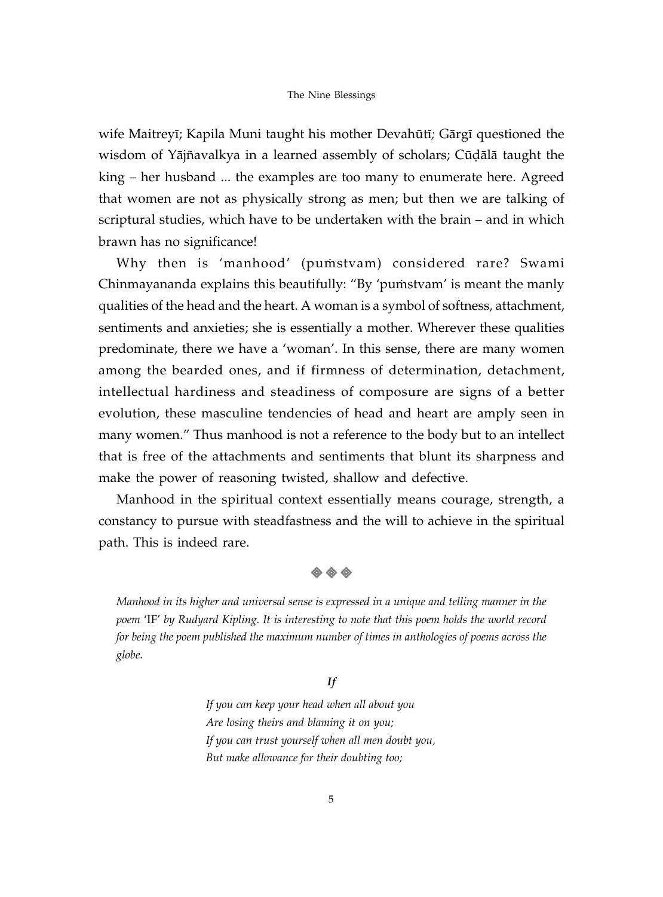wife Maitreyī; Kapila Muni taught his mother Devahūtī; Gārgī questioned the wisdom of Yājñavalkya in a learned assembly of scholars; Cūḍālā taught the king – her husband ... the examples are too many to enumerate here. Agreed that women are not as physically strong as men; but then we are talking of scriptural studies, which have to be undertaken with the brain – and in which brawn has no significance!

Why then is 'manhood' (puṁstvam) considered rare? Swami Chinmayananda explains this beautifully: "By 'puṁstvam' is meant the manly qualities of the head and the heart. A woman is a symbol of softness, attachment, sentiments and anxieties; she is essentially a mother. Wherever these qualities predominate, there we have a 'woman'. In this sense, there are many women among the bearded ones, and if firmness of determination, detachment, intellectual hardiness and steadiness of composure are signs of a better evolution, these masculine tendencies of head and heart are amply seen in many women." Thus manhood is not a reference to the body but to an intellect that is free of the attachments and sentiments that blunt its sharpness and make the power of reasoning twisted, shallow and defective.

Manhood in the spiritual context essentially means courage, strength, a constancy to pursue with steadfastness and the will to achieve in the spiritual path. This is indeed rare.

◈ ◈ ◈

*Manhood in its higher and universal sense is expressed in a unique and telling manner in the poem* 'IF' *by Rudyard Kipling. It is interesting to note that this poem holds the world record for being the poem published the maximum number of times in anthologies of poems across the globe.*

***If***

*If you can keep your head when all about you*
*Are losing theirs and blaming it on you;*
*If you can trust yourself when all men doubt you,*
*But make allowance for their doubting too;*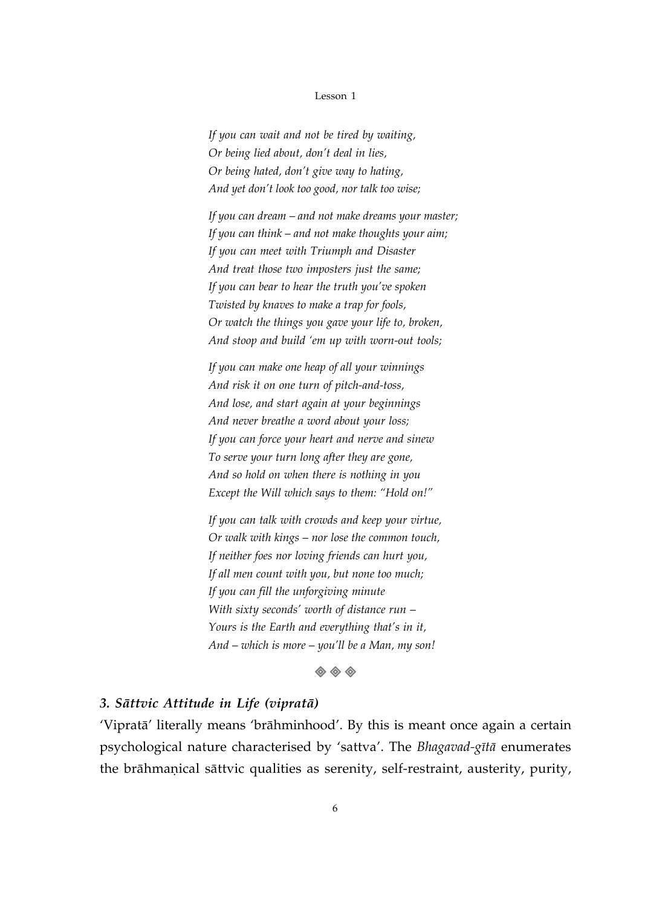*If you can wait and not be tired by waiting,*
*Or being lied about, don't deal in lies,*
*Or being hated, don't give way to hating,*
*And yet don't look too good, nor talk too wise;*

*If you can dream – and not make dreams your master;*
*If you can think – and not make thoughts your aim;*
*If you can meet with Triumph and Disaster*
*And treat those two imposters just the same;*
*If you can bear to hear the truth you've spoken*
*Twisted by knaves to make a trap for fools,*
*Or watch the things you gave your life to, broken,*
*And stoop and build 'em up with worn-out tools;*

*If you can make one heap of all your winnings*
*And risk it on one turn of pitch-and-toss,*
*And lose, and start again at your beginnings*
*And never breathe a word about your loss;*
*If you can force your heart and nerve and sinew*
*To serve your turn long after they are gone,*
*And so hold on when there is nothing in you*
*Except the Will which says to them: "Hold on!"*

*If you can talk with crowds and keep your virtue,*
*Or walk with kings – nor lose the common touch,*
*If neither foes nor loving friends can hurt you,*
*If all men count with you, but none too much;*
*If you can fill the unforgiving minute*
*With sixty seconds' worth of distance run –*
*Yours is the Earth and everything that's in it,*
*And – which is more – you'll be a Man, my son!*

◈ ◈ ◈

### *3. Sāttvic Attitude in Life (vipratā)*

'Vipratā' literally means 'brāhminhood'. By this is meant once again a certain psychological nature characterised by 'sattva'. The *Bhagavad-gītā* enumerates the brāhmaṇical sāttvic qualities as serenity, self-restraint, austerity, purity,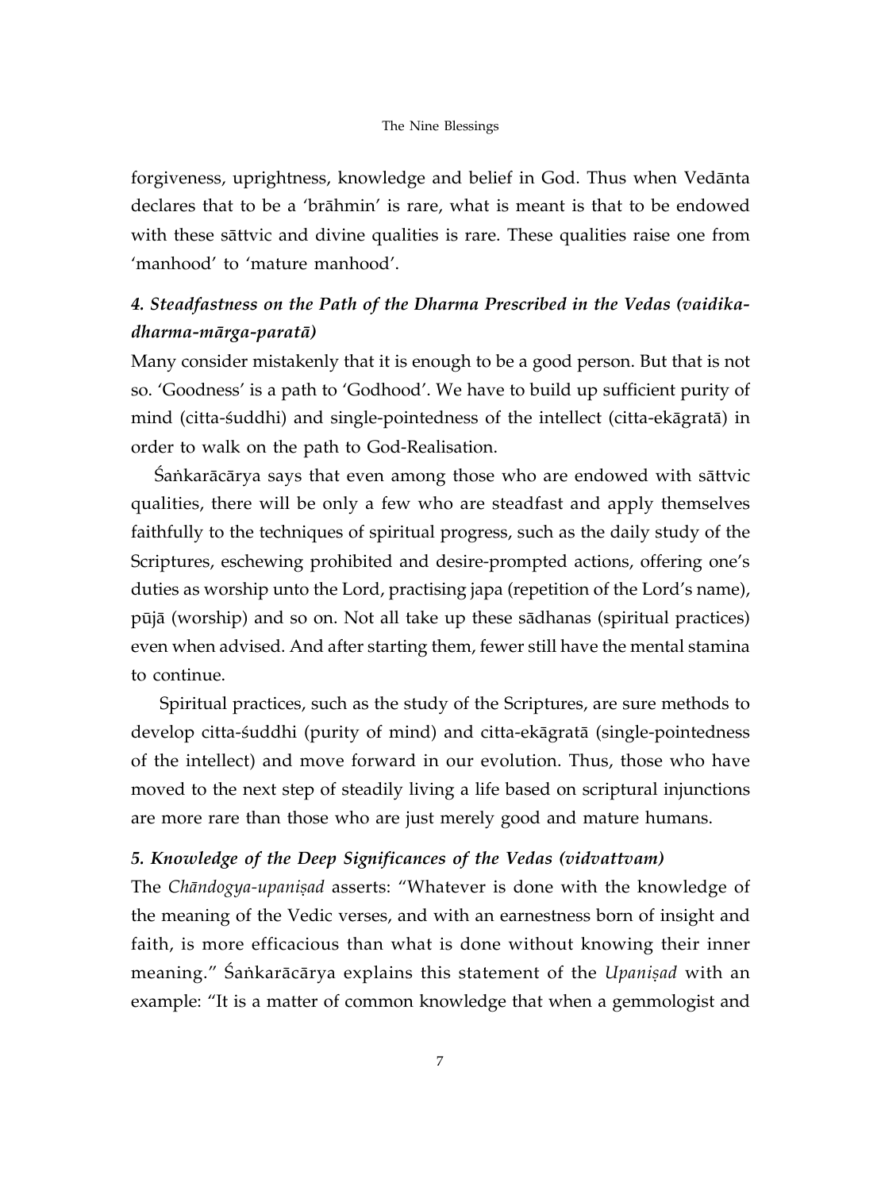forgiveness, uprightness, knowledge and belief in God. Thus when Vedānta declares that to be a 'brāhmin' is rare, what is meant is that to be endowed with these sāttvic and divine qualities is rare. These qualities raise one from 'manhood' to 'mature manhood'.

### *4. Steadfastness on the Path of the Dharma Prescribed in the Vedas (vaidika-dharma-mārga-paratā)*

Many consider mistakenly that it is enough to be a good person. But that is not so. 'Goodness' is a path to 'Godhood'. We have to build up sufficient purity of mind (citta-śuddhi) and single-pointedness of the intellect (citta-ekāgratā) in order to walk on the path to God-Realisation.

Śaṅkarācārya says that even among those who are endowed with sāttvic qualities, there will be only a few who are steadfast and apply themselves faithfully to the techniques of spiritual progress, such as the daily study of the Scriptures, eschewing prohibited and desire-prompted actions, offering one's duties as worship unto the Lord, practising japa (repetition of the Lord's name), pūjā (worship) and so on. Not all take up these sādhanas (spiritual practices) even when advised. And after starting them, fewer still have the mental stamina to continue.

Spiritual practices, such as the study of the Scriptures, are sure methods to develop citta-śuddhi (purity of mind) and citta-ekāgratā (single-pointedness of the intellect) and move forward in our evolution. Thus, those who have moved to the next step of steadily living a life based on scriptural injunctions are more rare than those who are just merely good and mature humans.

### *5. Knowledge of the Deep Significances of the Vedas (vidvattvam)*

The *Chāndogya-upaniṣad* asserts: "Whatever is done with the knowledge of the meaning of the Vedic verses, and with an earnestness born of insight and faith, is more efficacious than what is done without knowing their inner meaning." Śaṅkarācārya explains this statement of the *Upaniṣad* with an example: "It is a matter of common knowledge that when a gemmologist and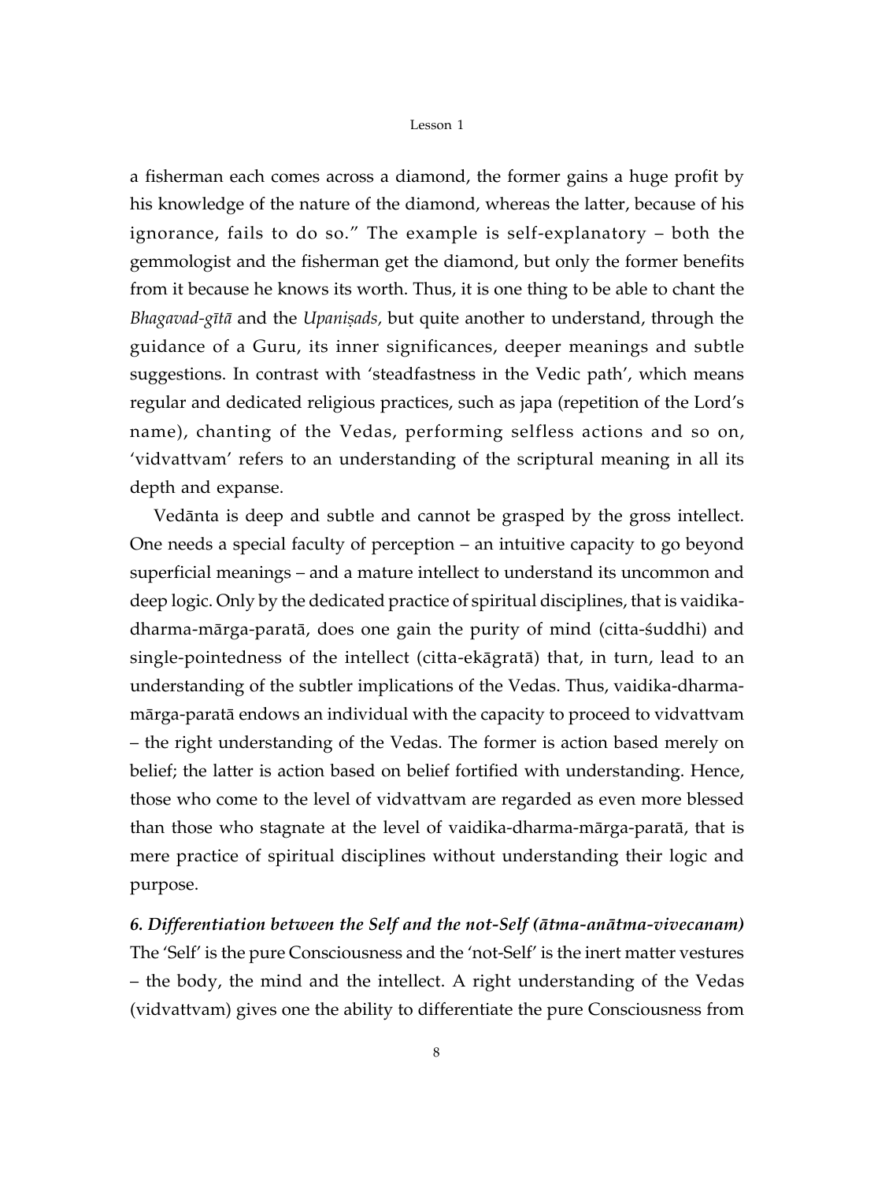a fisherman each comes across a diamond, the former gains a huge profit by his knowledge of the nature of the diamond, whereas the latter, because of his ignorance, fails to do so." The example is self-explanatory – both the gemmologist and the fisherman get the diamond, but only the former benefits from it because he knows its worth. Thus, it is one thing to be able to chant the *Bhagavad-gītā* and the *Upaniṣads,* but quite another to understand, through the guidance of a Guru, its inner significances, deeper meanings and subtle suggestions. In contrast with 'steadfastness in the Vedic path', which means regular and dedicated religious practices, such as japa (repetition of the Lord's name), chanting of the Vedas, performing selfless actions and so on, 'vidvattvam' refers to an understanding of the scriptural meaning in all its depth and expanse.

Vedānta is deep and subtle and cannot be grasped by the gross intellect. One needs a special faculty of perception – an intuitive capacity to go beyond superficial meanings – and a mature intellect to understand its uncommon and deep logic. Only by the dedicated practice of spiritual disciplines, that is vaidika-dharma-mārga-paratā, does one gain the purity of mind (citta-śuddhi) and single-pointedness of the intellect (citta-ekāgratā) that, in turn, lead to an understanding of the subtler implications of the Vedas. Thus, vaidika-dharma-mārga-paratā endows an individual with the capacity to proceed to vidvattvam – the right understanding of the Vedas. The former is action based merely on belief; the latter is action based on belief fortified with understanding. Hence, those who come to the level of vidvattvam are regarded as even more blessed than those who stagnate at the level of vaidika-dharma-mārga-paratā, that is mere practice of spiritual disciplines without understanding their logic and purpose.

***6. Differentiation between the Self and the not-Self (ātma-anātma-vivecanam)***

The 'Self' is the pure Consciousness and the 'not-Self' is the inert matter vestures – the body, the mind and the intellect. A right understanding of the Vedas (vidvattvam) gives one the ability to differentiate the pure Consciousness from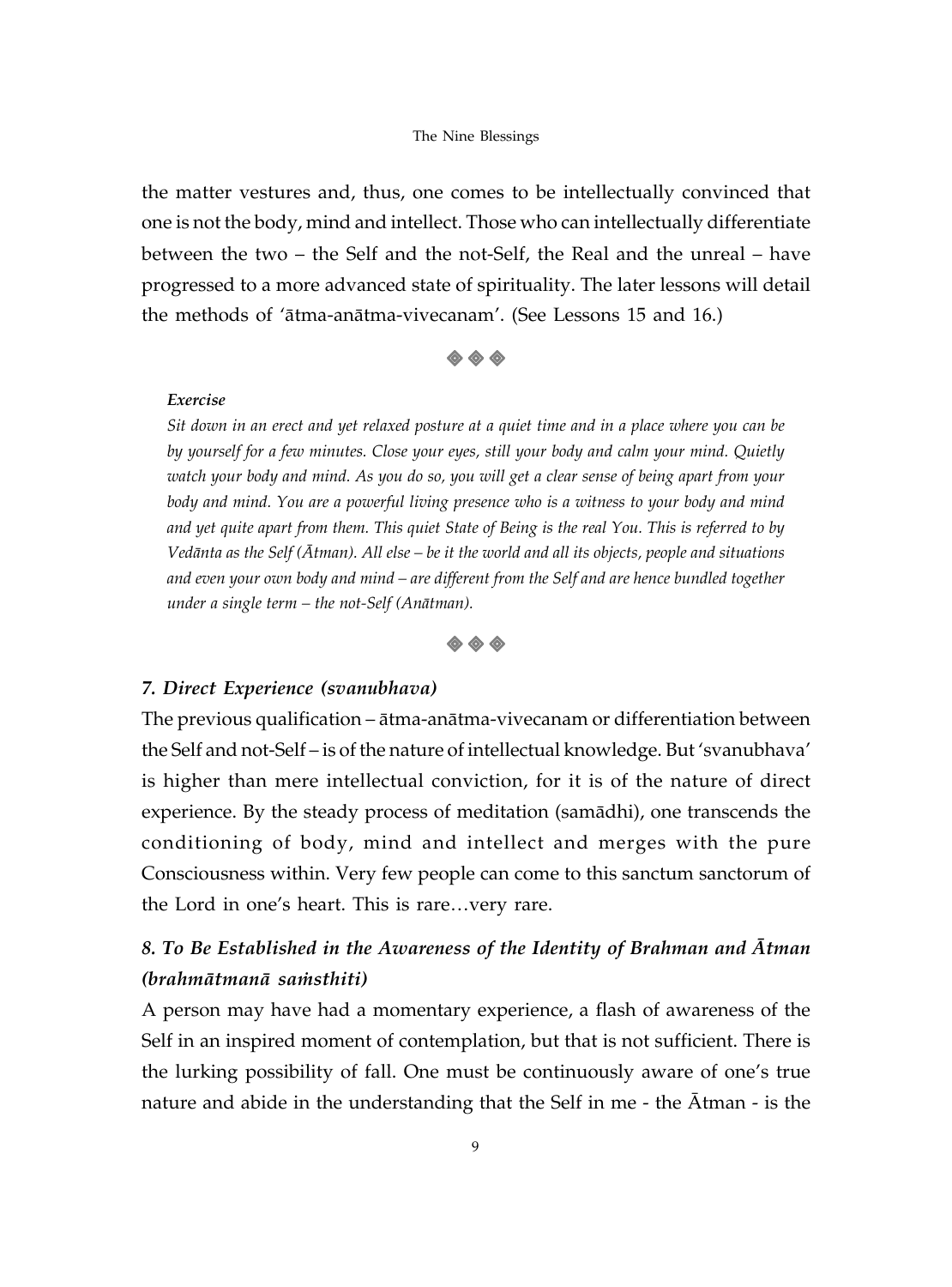the matter vestures and, thus, one comes to be intellectually convinced that one is not the body, mind and intellect. Those who can intellectually differentiate between the two – the Self and the not-Self, the Real and the unreal – have progressed to a more advanced state of spirituality. The later lessons will detail the methods of 'ātma-anātma-vivecanam'. (See Lessons 15 and 16.)

◈ ◈ ◈

***Exercise***

*Sit down in an erect and yet relaxed posture at a quiet time and in a place where you can be by yourself for a few minutes. Close your eyes, still your body and calm your mind. Quietly watch your body and mind. As you do so, you will get a clear sense of being apart from your body and mind. You are a powerful living presence who is a witness to your body and mind and yet quite apart from them. This quiet State of Being is the real You. This is referred to by Vedānta as the Self (Ātman). All else – be it the world and all its objects, people and situations and even your own body and mind – are different from the Self and are hence bundled together under a single term – the not-Self (Anātman).*

◈ ◈ ◈

### *7. Direct Experience (svanubhava)*

The previous qualification – ātma-anātma-vivecanam or differentiation between the Self and not-Self – is of the nature of intellectual knowledge. But 'svanubhava' is higher than mere intellectual conviction, for it is of the nature of direct experience. By the steady process of meditation (samādhi), one transcends the conditioning of body, mind and intellect and merges with the pure Consciousness within. Very few people can come to this sanctum sanctorum of the Lord in one's heart. This is rare…very rare.

### *8. To Be Established in the Awareness of the Identity of Brahman and Ātman (brahmātmanā saṁsthiti)*

A person may have had a momentary experience, a flash of awareness of the Self in an inspired moment of contemplation, but that is not sufficient. There is the lurking possibility of fall. One must be continuously aware of one's true nature and abide in the understanding that the Self in me - the Ātman - is the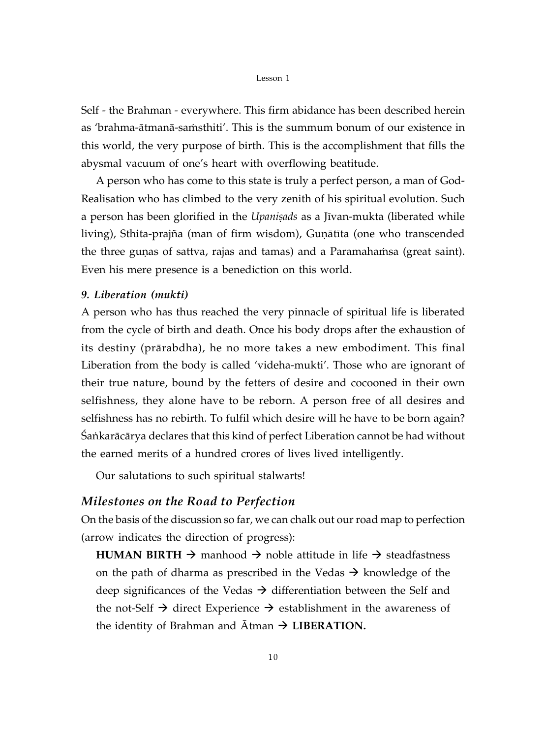Self - the Brahman - everywhere. This firm abidance has been described herein as 'brahma-ātmanā-saṁsthiti'. This is the summum bonum of our existence in this world, the very purpose of birth. This is the accomplishment that fills the abysmal vacuum of one's heart with overflowing beatitude.

A person who has come to this state is truly a perfect person, a man of God-Realisation who has climbed to the very zenith of his spiritual evolution. Such a person has been glorified in the *Upaniṣads* as a Jīvan-mukta (liberated while living), Sthita-prajña (man of firm wisdom), Guṇātīta (one who transcended the three guṇas of sattva, rajas and tamas) and a Paramahaṁsa (great saint). Even his mere presence is a benediction on this world.

***9. Liberation (mukti)***

A person who has thus reached the very pinnacle of spiritual life is liberated from the cycle of birth and death. Once his body drops after the exhaustion of its destiny (prārabdha), he no more takes a new embodiment. This final Liberation from the body is called 'videha-mukti'. Those who are ignorant of their true nature, bound by the fetters of desire and cocooned in their own selfishness, they alone have to be reborn. A person free of all desires and selfishness has no rebirth. To fulfil which desire will he have to be born again? Śaṅkarācārya declares that this kind of perfect Liberation cannot be had without the earned merits of a hundred crores of lives lived intelligently.

Our salutations to such spiritual stalwarts!

## *Milestones on the Road to Perfection*

On the basis of the discussion so far, we can chalk out our road map to perfection (arrow indicates the direction of progress):

**HUMAN BIRTH** → manhood → noble attitude in life → steadfastness on the path of dharma as prescribed in the Vedas → knowledge of the deep significances of the Vedas → differentiation between the Self and the not-Self → direct Experience → establishment in the awareness of the identity of Brahman and Ātman → **LIBERATION.**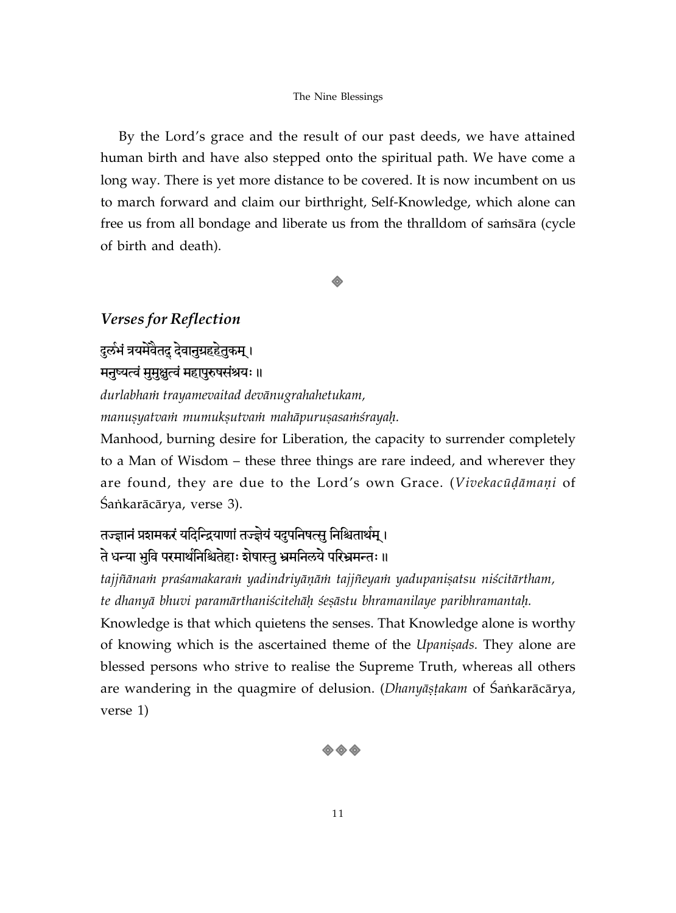By the Lord's grace and the result of our past deeds, we have attained human birth and have also stepped onto the spiritual path. We have come a long way. There is yet more distance to be covered. It is now incumbent on us to march forward and claim our birthright, Self-Knowledge, which alone can free us from all bondage and liberate us from the thralldom of saṁsāra (cycle of birth and death).

◈

## *Verses for Reflection*

दुर्लभं त्रयमेवैतद् देवानुग्रहहेतुकम् ।
मनुष्यत्वं मुमुक्षुत्वं महापुरुषसंश्रयः ॥

*durlabhaṁ trayamevaitad devānugrahahetukam,*
*manuṣyatvaṁ mumukṣutvaṁ mahāpuruṣasaṁśrayaḥ.*

Manhood, burning desire for Liberation, the capacity to surrender completely to a Man of Wisdom – these three things are rare indeed, and wherever they are found, they are due to the Lord's own Grace. (*Vivekacūḍāmaṇi* of Śaṅkarācārya, verse 3).

तज्ज्ञानं प्रशमकरं यदिन्द्रियाणां तज्ज्ञेयं यदुपनिषत्सु निश्चितार्थम् ।
ते धन्या भुवि परमार्थनिश्चितेहाः शेषास्तु भ्रमनिलये परिभ्रमन्तः ॥

*tajjñānaṁ praśamakaraṁ yadindriyāṇāṁ tajjñeyaṁ yadupaniṣatsu niścitārtham,*
*te dhanyā bhuvi paramārthaniścitehāḥ śeṣāstu bhramanilaye paribhramantaḥ.*

Knowledge is that which quietens the senses. That Knowledge alone is worthy of knowing which is the ascertained theme of the *Upaniṣads.* They alone are blessed persons who strive to realise the Supreme Truth, whereas all others are wandering in the quagmire of delusion. (*Dhanyāṣṭakam* of Śaṅkarācārya, verse 1)

◈◈◈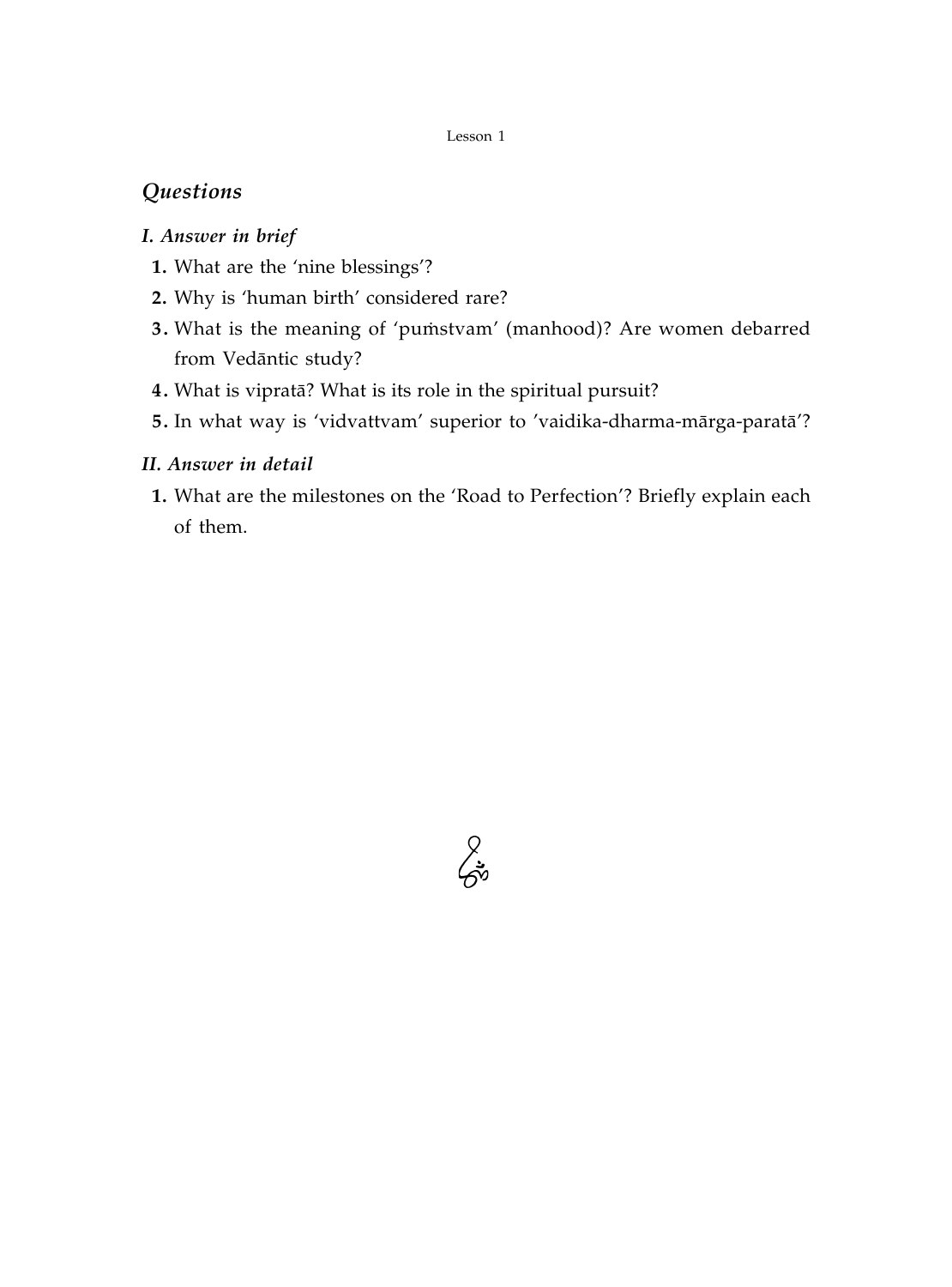## *Questions*

### *I. Answer in brief*

1. What are the 'nine blessings'?
2. Why is 'human birth' considered rare?
3. What is the meaning of 'puṁstvam' (manhood)? Are women debarred from Vedāntic study?
4. What is vipratā? What is its role in the spiritual pursuit?
5. In what way is 'vidvattvam' superior to 'vaidika-dharma-mārga-paratā'?

### *II. Answer in detail*

1. What are the milestones on the 'Road to Perfection'? Briefly explain each of them.